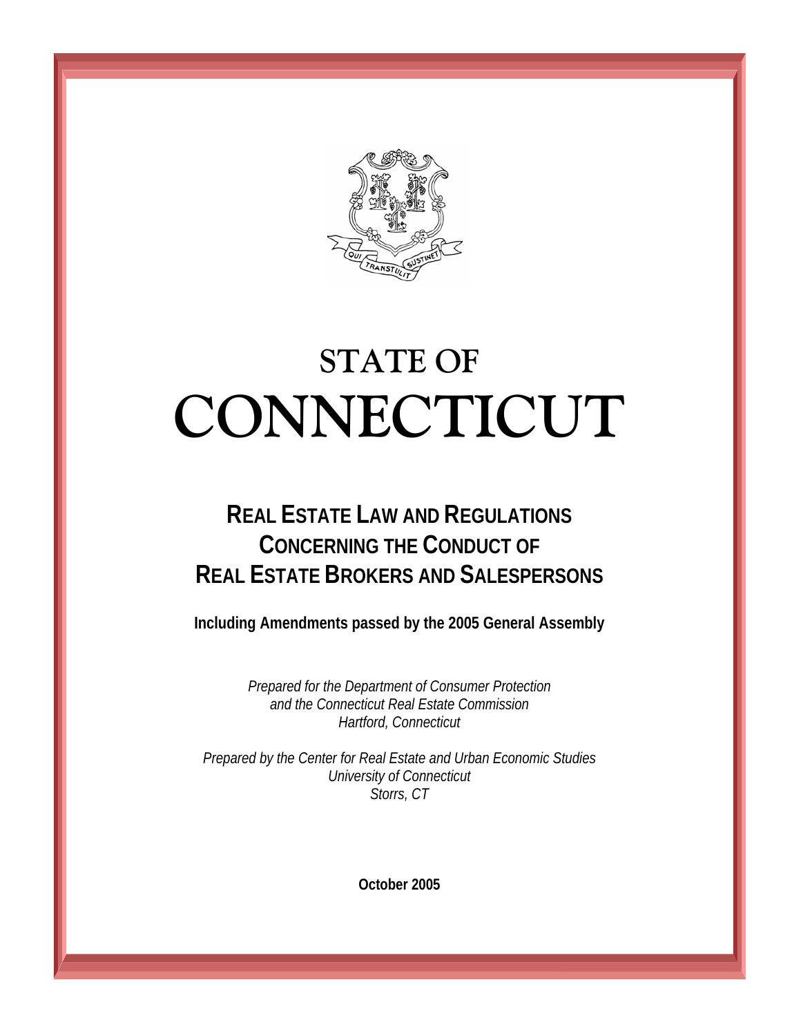# STATE OF CONNECTICUT

## REAL ESTATE LAW AND REGULATIONS CONCERNING THE CONDUCT OF REAL ESTATE BROKERS AND SALESPERSONS

**Including Amendments passed by the 2005 General Assembly**

*Prepared for the Department of Consumer Protection*
*and the Connecticut Real Estate Commission*
*Hartford, Connecticut*

*Prepared by the Center for Real Estate and Urban Economic Studies*
*University of Connecticut*
*Storrs, CT*

**October 2005**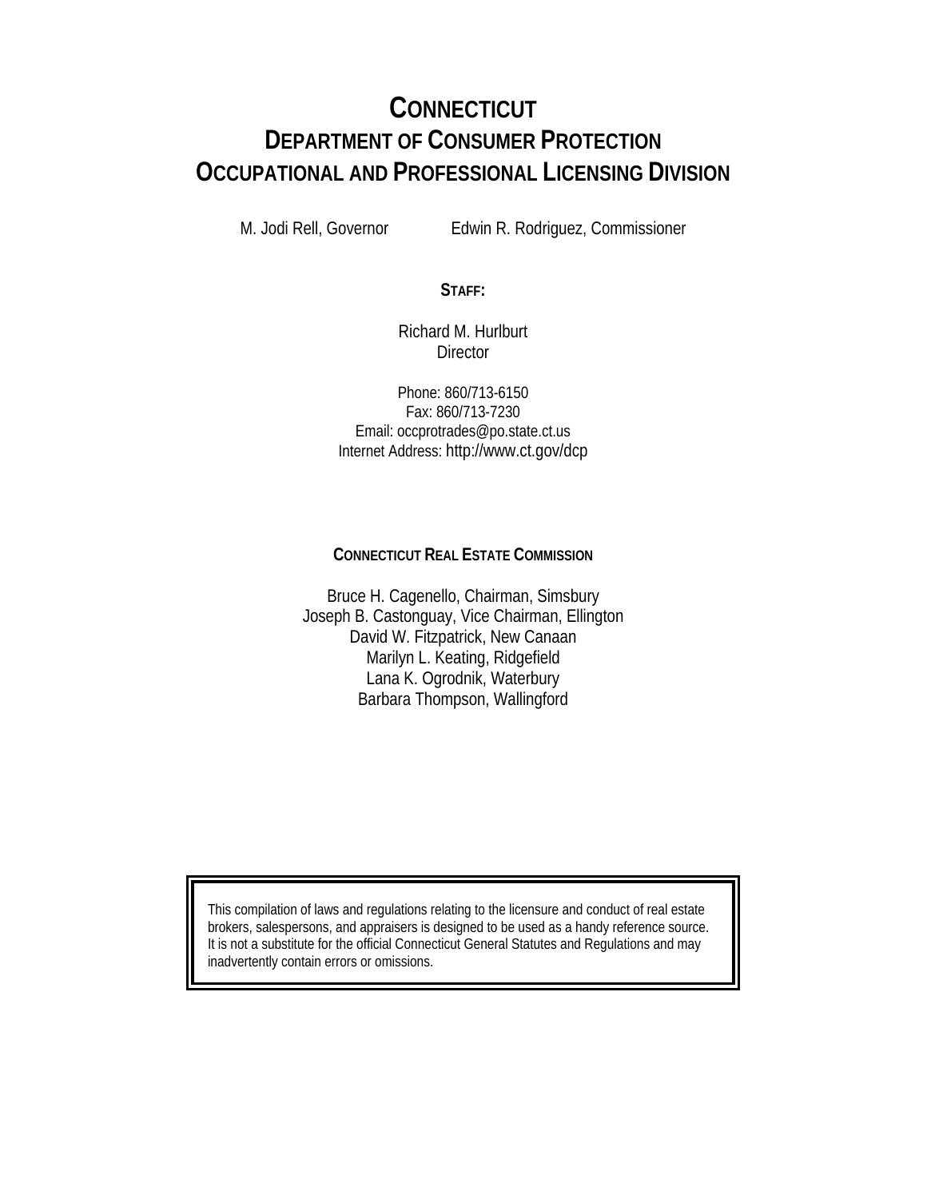# CONNECTICUT
# DEPARTMENT OF CONSUMER PROTECTION
# OCCUPATIONAL AND PROFESSIONAL LICENSING DIVISION

M. Jodi Rell, Governor          Edwin R. Rodriguez, Commissioner

**STAFF:**

Richard M. Hurlburt
Director

Phone: 860/713-6150
Fax: 860/713-7230
Email: occprotrades@po.state.ct.us
Internet Address: http://www.ct.gov/dcp

**CONNECTICUT REAL ESTATE COMMISSION**

Bruce H. Cagenello, Chairman, Simsbury
Joseph B. Castonguay, Vice Chairman, Ellington
David W. Fitzpatrick, New Canaan
Marilyn L. Keating, Ridgefield
Lana K. Ogrodnik, Waterbury
Barbara Thompson, Wallingford

This compilation of laws and regulations relating to the licensure and conduct of real estate brokers, salespersons, and appraisers is designed to be used as a handy reference source. It is not a substitute for the official Connecticut General Statutes and Regulations and may inadvertently contain errors or omissions.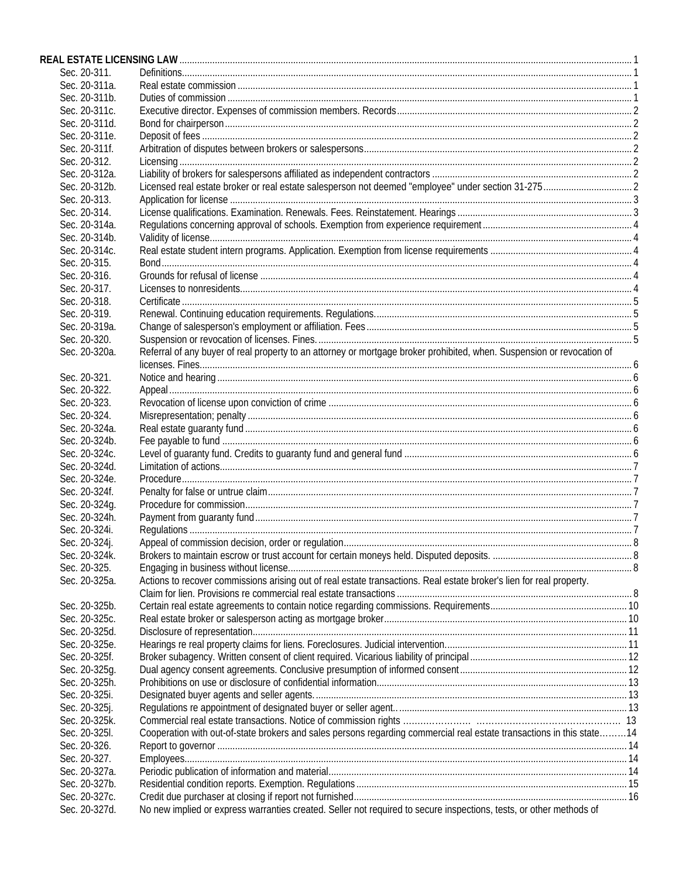**REAL ESTATE LICENSING LAW** 1

| | | |
|---|---|---|
| Sec. 20-311. | Definitions | 1 |
| Sec. 20-311a. | Real estate commission | 1 |
| Sec. 20-311b. | Duties of commission | 1 |
| Sec. 20-311c. | Executive director. Expenses of commission members. Records | 2 |
| Sec. 20-311d. | Bond for chairperson | 2 |
| Sec. 20-311e. | Deposit of fees | 2 |
| Sec. 20-311f. | Arbitration of disputes between brokers or salespersons | 2 |
| Sec. 20-312. | Licensing | 2 |
| Sec. 20-312a. | Liability of brokers for salespersons affiliated as independent contractors | 2 |
| Sec. 20-312b. | Licensed real estate broker or real estate salesperson not deemed "employee" under section 31-275 | 2 |
| Sec. 20-313. | Application for license | 3 |
| Sec. 20-314. | License qualifications. Examination. Renewals. Fees. Reinstatement. Hearings | 3 |
| Sec. 20-314a. | Regulations concerning approval of schools. Exemption from experience requirement | 4 |
| Sec. 20-314b. | Validity of license | 4 |
| Sec. 20-314c. | Real estate student intern programs. Application. Exemption from license requirements | 4 |
| Sec. 20-315. | Bond | 4 |
| Sec. 20-316. | Grounds for refusal of license | 4 |
| Sec. 20-317. | Licenses to nonresidents | 4 |
| Sec. 20-318. | Certificate | 5 |
| Sec. 20-319. | Renewal. Continuing education requirements. Regulations. | 5 |
| Sec. 20-319a. | Change of salesperson's employment or affiliation. Fees | 5 |
| Sec. 20-320. | Suspension or revocation of licenses. Fines. | 5 |
| Sec. 20-320a. | Referral of any buyer of real property to an attorney or mortgage broker prohibited, when. Suspension or revocation of licenses. Fines | 6 |
| Sec. 20-321. | Notice and hearing | 6 |
| Sec. 20-322. | Appeal | 6 |
| Sec. 20-323. | Revocation of license upon conviction of crime | 6 |
| Sec. 20-324. | Misrepresentation; penalty | 6 |
| Sec. 20-324a. | Real estate guaranty fund | 6 |
| Sec. 20-324b. | Fee payable to fund | 6 |
| Sec. 20-324c. | Level of guaranty fund. Credits to guaranty fund and general fund | 6 |
| Sec. 20-324d. | Limitation of actions | 7 |
| Sec. 20-324e. | Procedure | 7 |
| Sec. 20-324f. | Penalty for false or untrue claim | 7 |
| Sec. 20-324g. | Procedure for commission | 7 |
| Sec. 20-324h. | Payment from guaranty fund | 7 |
| Sec. 20-324i. | Regulations | 7 |
| Sec. 20-324j. | Appeal of commission decision, order or regulation | 8 |
| Sec. 20-324k. | Brokers to maintain escrow or trust account for certain moneys held. Disputed deposits. | 8 |
| Sec. 20-325. | Engaging in business without license | 8 |
| Sec. 20-325a. | Actions to recover commissions arising out of real estate transactions. Real estate broker's lien for real property. Claim for lien. Provisions re commercial real estate transactions | 8 |
| Sec. 20-325b. | Certain real estate agreements to contain notice regarding commissions. Requirements | 10 |
| Sec. 20-325c. | Real estate broker or salesperson acting as mortgage broker | 10 |
| Sec. 20-325d. | Disclosure of representation | 11 |
| Sec. 20-325e. | Hearings re real property claims for liens. Foreclosures. Judicial intervention | 11 |
| Sec. 20-325f. | Broker subagency. Written consent of client required. Vicarious liability of principal | 12 |
| Sec. 20-325g. | Dual agency consent agreements. Conclusive presumption of informed consent | 12 |
| Sec. 20-325h. | Prohibitions on use or disclosure of confidential information | 13 |
| Sec. 20-325i. | Designated buyer agents and seller agents. | 13 |
| Sec. 20-325j. | Regulations re appointment of designated buyer or seller agent. | 13 |
| Sec. 20-325k. | Commercial real estate transactions. Notice of commission rights | 13 |
| Sec. 20-325l. | Cooperation with out-of-state brokers and sales persons regarding commercial real estate transactions in this state | 14 |
| Sec. 20-326. | Report to governor | 14 |
| Sec. 20-327. | Employees | 14 |
| Sec. 20-327a. | Periodic publication of information and material | 14 |
| Sec. 20-327b. | Residential condition reports. Exemption. Regulations | 15 |
| Sec. 20-327c. | Credit due purchaser at closing if report not furnished | 16 |
| Sec. 20-327d. | No new implied or express warranties created. Seller not required to secure inspections, tests, or other methods of | |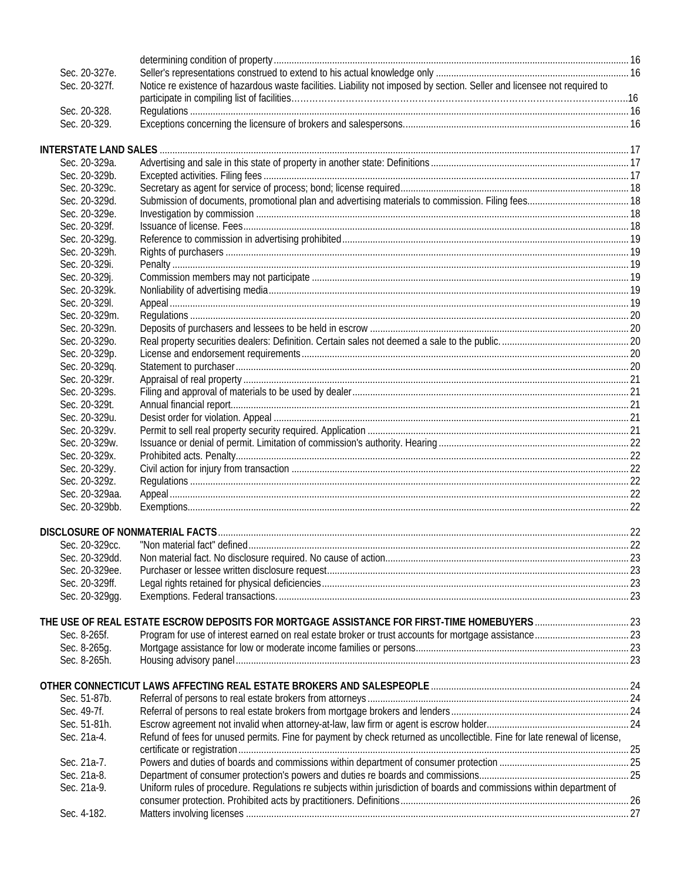| | | |
|---|---|---|
| | determining condition of property | 16 |
| Sec. 20-327e. | Seller's representations construed to extend to his actual knowledge only | 16 |
| Sec. 20-327f. | Notice re existence of hazardous waste facilities. Liability not imposed by section. Seller and licensee not required to participate in compiling list of facilities | 16 |
| Sec. 20-328. | Regulations | 16 |
| Sec. 20-329. | Exceptions concerning the licensure of brokers and salespersons | 16 |

**INTERSTATE LAND SALES** ..... 17

| | | |
|---|---|---|
| Sec. 20-329a. | Advertising and sale in this state of property in another state: Definitions | 17 |
| Sec. 20-329b. | Excepted activities. Filing fees | 17 |
| Sec. 20-329c. | Secretary as agent for service of process; bond; license required | 18 |
| Sec. 20-329d. | Submission of documents, promotional plan and advertising materials to commission. Filing fees | 18 |
| Sec. 20-329e. | Investigation by commission | 18 |
| Sec. 20-329f. | Issuance of license. Fees | 18 |
| Sec. 20-329g. | Reference to commission in advertising prohibited | 19 |
| Sec. 20-329h. | Rights of purchasers | 19 |
| Sec. 20-329i. | Penalty | 19 |
| Sec. 20-329j. | Commission members may not participate | 19 |
| Sec. 20-329k. | Nonliability of advertising media | 19 |
| Sec. 20-329l. | Appeal | 19 |
| Sec. 20-329m. | Regulations | 20 |
| Sec. 20-329n. | Deposits of purchasers and lessees to be held in escrow | 20 |
| Sec. 20-329o. | Real property securities dealers: Definition. Certain sales not deemed a sale to the public. | 20 |
| Sec. 20-329p. | License and endorsement requirements | 20 |
| Sec. 20-329q. | Statement to purchaser | 20 |
| Sec. 20-329r. | Appraisal of real property | 21 |
| Sec. 20-329s. | Filing and approval of materials to be used by dealer | 21 |
| Sec. 20-329t. | Annual financial report | 21 |
| Sec. 20-329u. | Desist order for violation. Appeal | 21 |
| Sec. 20-329v. | Permit to sell real property security required. Application | 21 |
| Sec. 20-329w. | Issuance or denial of permit. Limitation of commission's authority. Hearing | 22 |
| Sec. 20-329x. | Prohibited acts. Penalty | 22 |
| Sec. 20-329y. | Civil action for injury from transaction | 22 |
| Sec. 20-329z. | Regulations | 22 |
| Sec. 20-329aa. | Appeal | 22 |
| Sec. 20-329bb. | Exemptions | 22 |

**DISCLOSURE OF NONMATERIAL FACTS** ..... 22

| | | |
|---|---|---|
| Sec. 20-329cc. | "Non material fact" defined | 22 |
| Sec. 20-329dd. | Non material fact. No disclosure required. No cause of action | 23 |
| Sec. 20-329ee. | Purchaser or lessee written disclosure request | 23 |
| Sec. 20-329ff. | Legal rights retained for physical deficiencies | 23 |
| Sec. 20-329gg. | Exemptions. Federal transactions. | 23 |

**THE USE OF REAL ESTATE ESCROW DEPOSITS FOR MORTGAGE ASSISTANCE FOR FIRST-TIME HOMEBUYERS** ..... 23

| | | |
|---|---|---|
| Sec. 8-265f. | Program for use of interest earned on real estate broker or trust accounts for mortgage assistance | 23 |
| Sec. 8-265g. | Mortgage assistance for low or moderate income families or persons | 23 |
| Sec. 8-265h. | Housing advisory panel | 23 |

**OTHER CONNECTICUT LAWS AFFECTING REAL ESTATE BROKERS AND SALESPEOPLE** ..... 24

| | | |
|---|---|---|
| Sec. 51-87b. | Referral of persons to real estate brokers from attorneys | 24 |
| Sec. 49-7f. | Referral of persons to real estate brokers from mortgage brokers and lenders | 24 |
| Sec. 51-81h. | Escrow agreement not invalid when attorney-at-law, law firm or agent is escrow holder | 24 |
| Sec. 21a-4. | Refund of fees for unused permits. Fine for payment by check returned as uncollectible. Fine for late renewal of license, certificate or registration | 25 |
| Sec. 21a-7. | Powers and duties of boards and commissions within department of consumer protection | 25 |
| Sec. 21a-8. | Department of consumer protection's powers and duties re boards and commissions | 25 |
| Sec. 21a-9. | Uniform rules of procedure. Regulations re subjects within jurisdiction of boards and commissions within department of consumer protection. Prohibited acts by practitioners. Definitions | 26 |
| Sec. 4-182. | Matters involving licenses | 27 |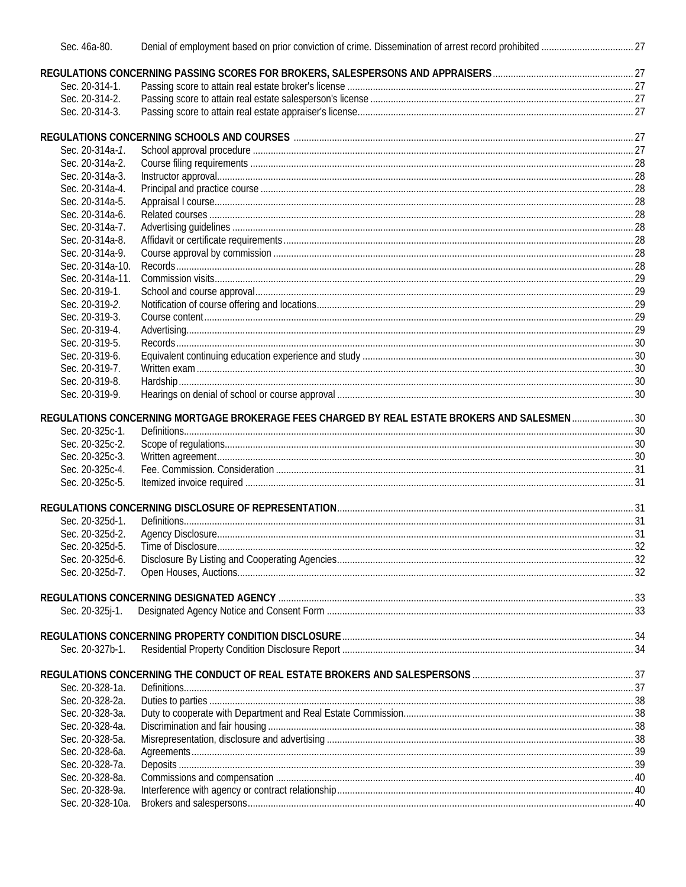Sec. 46a-80. Denial of employment based on prior conviction of crime. Dissemination of arrest record prohibited .................................... 27

**REGULATIONS CONCERNING PASSING SCORES FOR BROKERS, SALESPERSONS AND APPRAISERS** ...................................................... 27

Sec. 20-314-1. Passing score to attain real estate broker's license ............................................................................................... 27
Sec. 20-314-2. Passing score to attain real estate salesperson's license ...................................................................................... 27
Sec. 20-314-3. Passing score to attain real estate appraiser's license........................................................................................... 27

**REGULATIONS CONCERNING SCHOOLS AND COURSES** ..................................................................................................................... 27

Sec. 20-314a-*1*. School approval procedure ................................................................................................................................. 27
Sec. 20-314a-2. Course filing requirements .................................................................................................................................... 28
Sec. 20-314a-3. Instructor approval................................................................................................................................................ 28
Sec. 20-314a-4. Principal and practice course ................................................................................................................................ 28
Sec. 20-314a-5. Appraisal I course.................................................................................................................................................. 28
Sec. 20-314a-6. Related courses .................................................................................................................................................... 28
Sec. 20-314a-7. Advertising guidelines ........................................................................................................................................... 28
Sec. 20-314a-8. Affidavit or certificate requirements....................................................................................................................... 28
Sec. 20-314a-9. Course approval by commission ........................................................................................................................... 28
Sec. 20-314a-10. Records................................................................................................................................................................ 28
Sec. 20-314a-11. Commission visits.................................................................................................................................................. 29
Sec. 20-319-1. School and course approval.................................................................................................................................. 29
Sec. 20-319-*2*. Notification of course offering and locations.......................................................................................................... 29
Sec. 20-319-3. Course content....................................................................................................................................................... 29
Sec. 20-319-4. Advertising.............................................................................................................................................................. 29
Sec. 20-319-5. Records.................................................................................................................................................................. 30
Sec. 20-319-6. Equivalent continuing education experience and study ......................................................................................... 30
Sec. 20-319-7. Written exam .......................................................................................................................................................... 30
Sec. 20-319-8. Hardship ................................................................................................................................................................. 30
Sec. 20-319-9. Hearings on denial of school or course approval ................................................................................................... 30

**REGULATIONS CONCERNING MORTGAGE BROKERAGE FEES CHARGED BY REAL ESTATE BROKERS AND SALESMEN** ........................ 30

Sec. 20-325c-1. Definitions.............................................................................................................................................................. 30
Sec. 20-325c-2. Scope of regulations............................................................................................................................................... 30
Sec. 20-325c-3. Written agreement.................................................................................................................................................. 30
Sec. 20-325c-4. Fee. Commission. Consideration ........................................................................................................................... 31
Sec. 20-325c-5. Itemized invoice required ....................................................................................................................................... 31

**REGULATIONS CONCERNING DISCLOSURE OF REPRESENTATION**.................................................................................................. 31

Sec. 20-325d-1. Definitions.............................................................................................................................................................. 31
Sec. 20-325d-2. Agency Disclosure.................................................................................................................................................. 31
Sec. 20-325d-5. Time of Disclosure.................................................................................................................................................. 32
Sec. 20-325d-6. Disclosure By Listing and Cooperating Agencies................................................................................................... 32
Sec. 20-325d-7. Open Houses, Auctions.......................................................................................................................................... 32

**REGULATIONS CONCERNING DESIGNATED AGENCY** ......................................................................................................................... 33

Sec. 20-325j-1. Designated Agency Notice and Consent Form ....................................................................................................... 33

**REGULATIONS CONCERNING PROPERTY CONDITION DISCLOSURE**................................................................................................. 34

Sec. 20-327b-1. Residential Property Condition Disclosure Report ................................................................................................. 34

**REGULATIONS CONCERNING THE CONDUCT OF REAL ESTATE BROKERS AND SALESPERSONS** ............................................................... 37

Sec. 20-328-1a. Definitions.............................................................................................................................................................. 37
Sec. 20-328-2a. Duties to parties .................................................................................................................................................... 38
Sec. 20-328-3a. Duty to cooperate with Department and Real Estate Commission......................................................................... 38
Sec. 20-328-4a. Discrimination and fair housing ............................................................................................................................. 38
Sec. 20-328-5a. Misrepresentation, disclosure and advertising ....................................................................................................... 38
Sec. 20-328-6a. Agreements........................................................................................................................................................... 39
Sec. 20-328-7a. Deposits ................................................................................................................................................................ 39
Sec. 20-328-8a. Commissions and compensation .......................................................................................................................... 40
Sec. 20-328-9a. Interference with agency or contract relationship................................................................................................... 40
Sec. 20-328-10a. Brokers and salespersons..................................................................................................................................... 40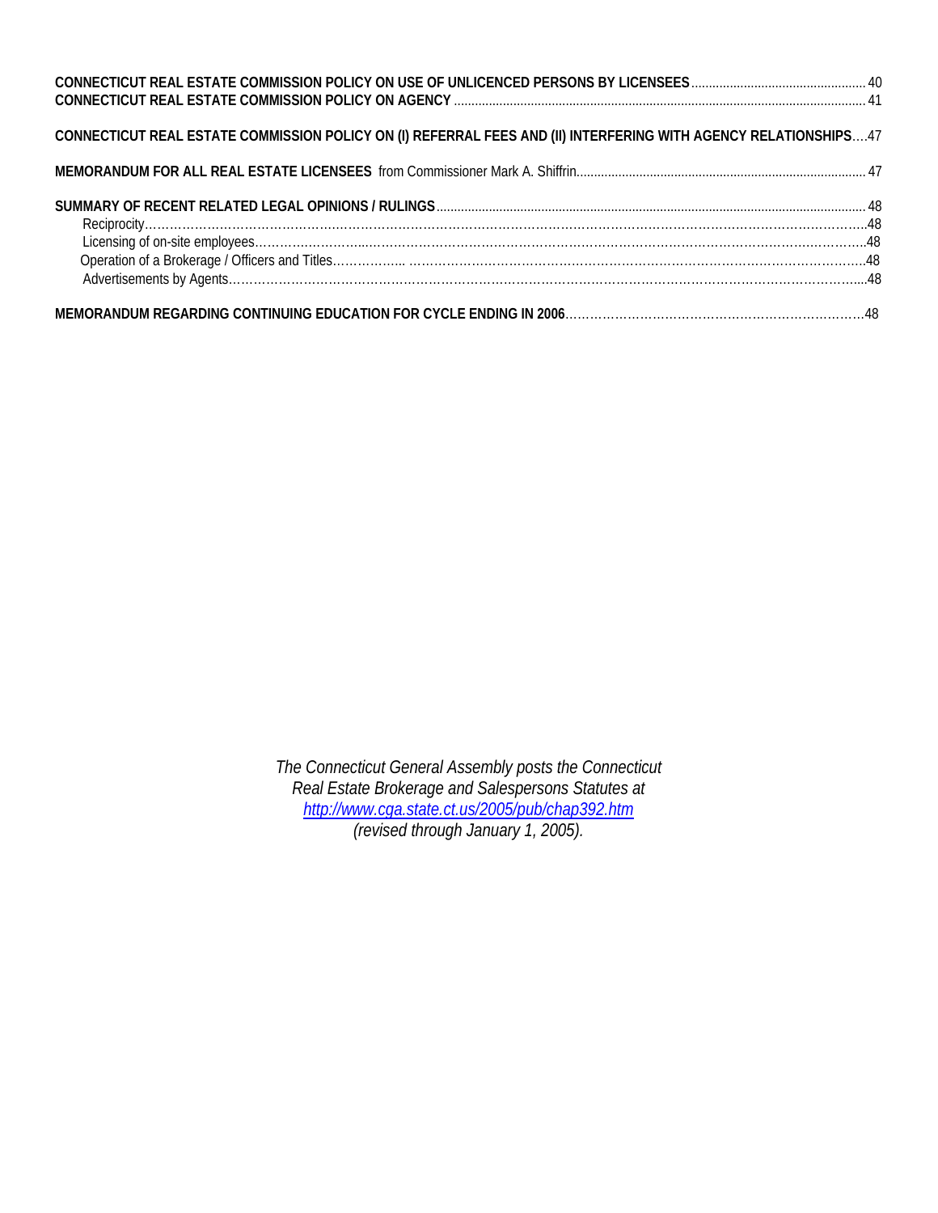**CONNECTICUT REAL ESTATE COMMISSION POLICY ON USE OF UNLICENCED PERSONS BY LICENSEES** ........ 40
**CONNECTICUT REAL ESTATE COMMISSION POLICY ON AGENCY** ........ 41

**CONNECTICUT REAL ESTATE COMMISSION POLICY ON (I) REFERRAL FEES AND (II) INTERFERING WITH AGENCY RELATIONSHIPS** ....47

**MEMORANDUM FOR ALL REAL ESTATE LICENSEES** from Commissioner Mark A. Shiffrin........ 47

**SUMMARY OF RECENT RELATED LEGAL OPINIONS / RULINGS**........ 48
- Reciprocity........48
- Licensing of on-site employees........48
- Operation of a Brokerage / Officers and Titles........48
- Advertisements by Agents........48

**MEMORANDUM REGARDING CONTINUING EDUCATION FOR CYCLE ENDING IN 2006**........48

*The Connecticut General Assembly posts the Connecticut Real Estate Brokerage and Salespersons Statutes at http://www.cga.state.ct.us/2005/pub/chap392.htm (revised through January 1, 2005).*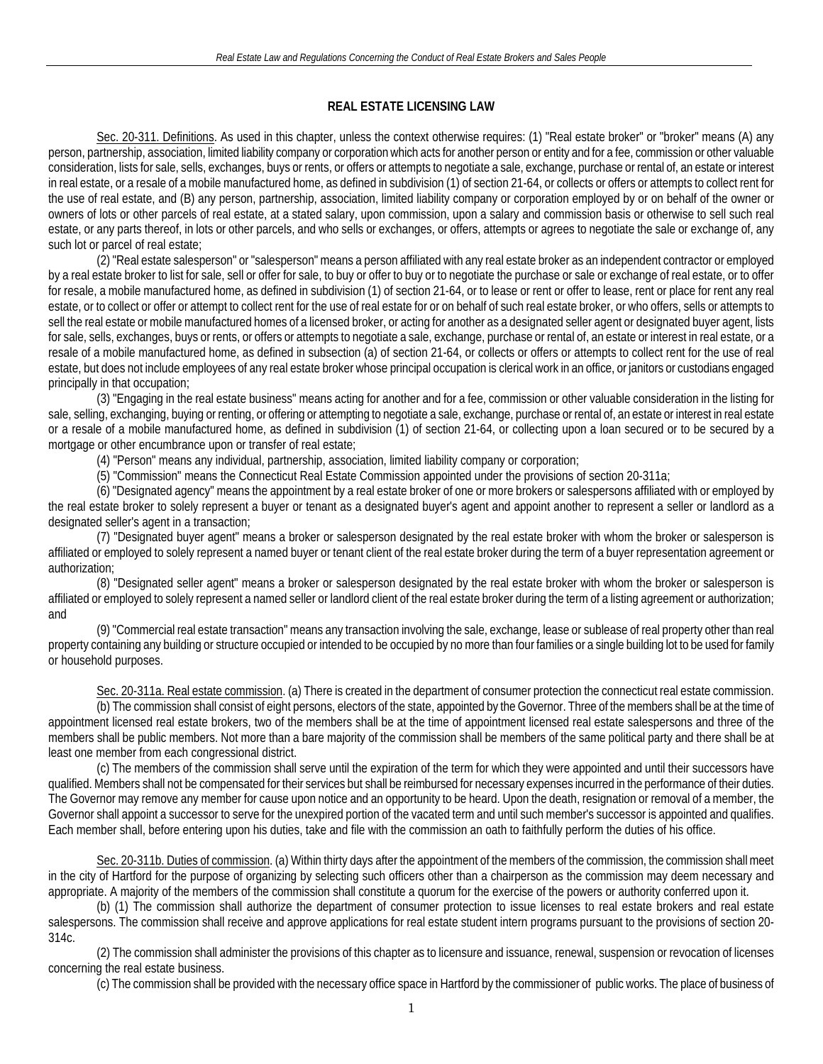## REAL ESTATE LICENSING LAW

<u>Sec. 20-311. Definitions</u>. As used in this chapter, unless the context otherwise requires: (1) "Real estate broker" or "broker" means (A) any person, partnership, association, limited liability company or corporation which acts for another person or entity and for a fee, commission or other valuable consideration, lists for sale, sells, exchanges, buys or rents, or offers or attempts to negotiate a sale, exchange, purchase or rental of, an estate or interest in real estate, or a resale of a mobile manufactured home, as defined in subdivision (1) of section 21-64, or collects or offers or attempts to collect rent for the use of real estate, and (B) any person, partnership, association, limited liability company or corporation employed by or on behalf of the owner or owners of lots or other parcels of real estate, at a stated salary, upon commission, upon a salary and commission basis or otherwise to sell such real estate, or any parts thereof, in lots or other parcels, and who sells or exchanges, or offers, attempts or agrees to negotiate the sale or exchange of, any such lot or parcel of real estate;

(2) "Real estate salesperson" or "salesperson" means a person affiliated with any real estate broker as an independent contractor or employed by a real estate broker to list for sale, sell or offer for sale, to buy or offer to buy or to negotiate the purchase or sale or exchange of real estate, or to offer for resale, a mobile manufactured home, as defined in subdivision (1) of section 21-64, or to lease or rent or offer to lease, rent or place for rent any real estate, or to collect or offer or attempt to collect rent for the use of real estate for or on behalf of such real estate broker, or who offers, sells or attempts to sell the real estate or mobile manufactured homes of a licensed broker, or acting for another as a designated seller agent or designated buyer agent, lists for sale, sells, exchanges, buys or rents, or offers or attempts to negotiate a sale, exchange, purchase or rental of, an estate or interest in real estate, or a resale of a mobile manufactured home, as defined in subsection (a) of section 21-64, or collects or offers or attempts to collect rent for the use of real estate, but does not include employees of any real estate broker whose principal occupation is clerical work in an office, or janitors or custodians engaged principally in that occupation;

(3) "Engaging in the real estate business" means acting for another and for a fee, commission or other valuable consideration in the listing for sale, selling, exchanging, buying or renting, or offering or attempting to negotiate a sale, exchange, purchase or rental of, an estate or interest in real estate or a resale of a mobile manufactured home, as defined in subdivision (1) of section 21-64, or collecting upon a loan secured or to be secured by a mortgage or other encumbrance upon or transfer of real estate;

(4) "Person" means any individual, partnership, association, limited liability company or corporation;

(5) "Commission" means the Connecticut Real Estate Commission appointed under the provisions of section 20-311a;

(6) "Designated agency" means the appointment by a real estate broker of one or more brokers or salespersons affiliated with or employed by the real estate broker to solely represent a buyer or tenant as a designated buyer's agent and appoint another to represent a seller or landlord as a designated seller's agent in a transaction;

(7) "Designated buyer agent" means a broker or salesperson designated by the real estate broker with whom the broker or salesperson is affiliated or employed to solely represent a named buyer or tenant client of the real estate broker during the term of a buyer representation agreement or authorization;

(8) "Designated seller agent" means a broker or salesperson designated by the real estate broker with whom the broker or salesperson is affiliated or employed to solely represent a named seller or landlord client of the real estate broker during the term of a listing agreement or authorization; and

(9) "Commercial real estate transaction" means any transaction involving the sale, exchange, lease or sublease of real property other than real property containing any building or structure occupied or intended to be occupied by no more than four families or a single building lot to be used for family or household purposes.

<u>Sec. 20-311a. Real estate commission</u>. (a) There is created in the department of consumer protection the connecticut real estate commission.

(b) The commission shall consist of eight persons, electors of the state, appointed by the Governor. Three of the members shall be at the time of appointment licensed real estate brokers, two of the members shall be at the time of appointment licensed real estate salespersons and three of the members shall be public members. Not more than a bare majority of the commission shall be members of the same political party and there shall be at least one member from each congressional district.

(c) The members of the commission shall serve until the expiration of the term for which they were appointed and until their successors have qualified. Members shall not be compensated for their services but shall be reimbursed for necessary expenses incurred in the performance of their duties. The Governor may remove any member for cause upon notice and an opportunity to be heard. Upon the death, resignation or removal of a member, the Governor shall appoint a successor to serve for the unexpired portion of the vacated term and until such member's successor is appointed and qualifies. Each member shall, before entering upon his duties, take and file with the commission an oath to faithfully perform the duties of his office.

<u>Sec. 20-311b. Duties of commission</u>. (a) Within thirty days after the appointment of the members of the commission, the commission shall meet in the city of Hartford for the purpose of organizing by selecting such officers other than a chairperson as the commission may deem necessary and appropriate. A majority of the members of the commission shall constitute a quorum for the exercise of the powers or authority conferred upon it.

(b) (1) The commission shall authorize the department of consumer protection to issue licenses to real estate brokers and real estate salespersons. The commission shall receive and approve applications for real estate student intern programs pursuant to the provisions of section 20-314c.

(2) The commission shall administer the provisions of this chapter as to licensure and issuance, renewal, suspension or revocation of licenses concerning the real estate business.

(c) The commission shall be provided with the necessary office space in Hartford by the commissioner of public works. The place of business of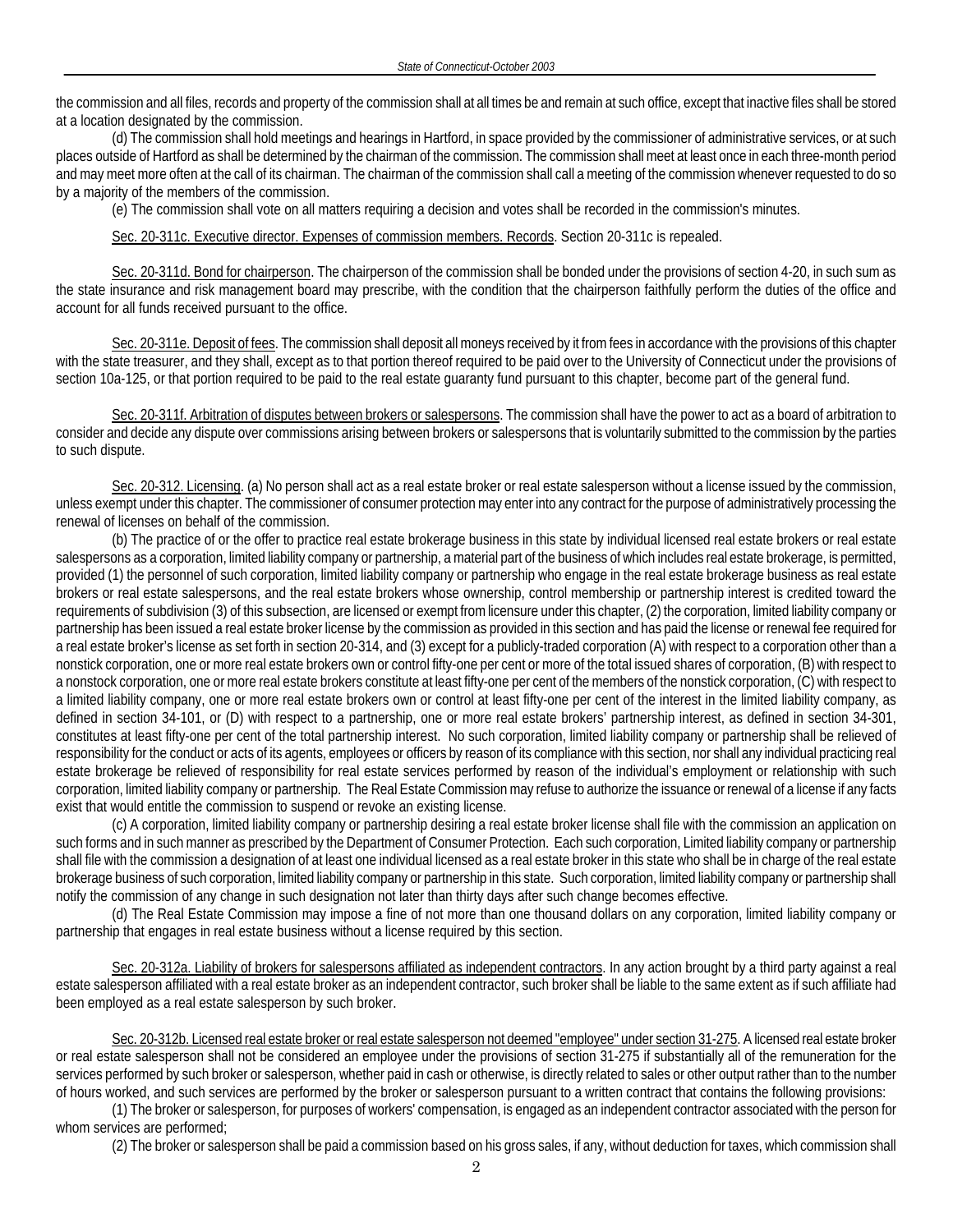the commission and all files, records and property of the commission shall at all times be and remain at such office, except that inactive files shall be stored at a location designated by the commission.

(d) The commission shall hold meetings and hearings in Hartford, in space provided by the commissioner of administrative services, or at such places outside of Hartford as shall be determined by the chairman of the commission. The commission shall meet at least once in each three-month period and may meet more often at the call of its chairman. The chairman of the commission shall call a meeting of the commission whenever requested to do so by a majority of the members of the commission.

(e) The commission shall vote on all matters requiring a decision and votes shall be recorded in the commission's minutes.

Sec. 20-311c. Executive director. Expenses of commission members. Records. Section 20-311c is repealed.

Sec. 20-311d. Bond for chairperson. The chairperson of the commission shall be bonded under the provisions of section 4-20, in such sum as the state insurance and risk management board may prescribe, with the condition that the chairperson faithfully perform the duties of the office and account for all funds received pursuant to the office.

Sec. 20-311e. Deposit of fees. The commission shall deposit all moneys received by it from fees in accordance with the provisions of this chapter with the state treasurer, and they shall, except as to that portion thereof required to be paid over to the University of Connecticut under the provisions of section 10a-125, or that portion required to be paid to the real estate guaranty fund pursuant to this chapter, become part of the general fund.

Sec. 20-311f. Arbitration of disputes between brokers or salespersons. The commission shall have the power to act as a board of arbitration to consider and decide any dispute over commissions arising between brokers or salespersons that is voluntarily submitted to the commission by the parties to such dispute.

Sec. 20-312. Licensing. (a) No person shall act as a real estate broker or real estate salesperson without a license issued by the commission, unless exempt under this chapter. The commissioner of consumer protection may enter into any contract for the purpose of administratively processing the renewal of licenses on behalf of the commission.

(b) The practice of or the offer to practice real estate brokerage business in this state by individual licensed real estate brokers or real estate salespersons as a corporation, limited liability company or partnership, a material part of the business of which includes real estate brokerage, is permitted, provided (1) the personnel of such corporation, limited liability company or partnership who engage in the real estate brokerage business as real estate brokers or real estate salespersons, and the real estate brokers whose ownership, control membership or partnership interest is credited toward the requirements of subdivision (3) of this subsection, are licensed or exempt from licensure under this chapter, (2) the corporation, limited liability company or partnership has been issued a real estate broker license by the commission as provided in this section and has paid the license or renewal fee required for a real estate broker's license as set forth in section 20-314, and (3) except for a publicly-traded corporation (A) with respect to a corporation other than a nonstick corporation, one or more real estate brokers own or control fifty-one per cent or more of the total issued shares of corporation, (B) with respect to a nonstock corporation, one or more real estate brokers constitute at least fifty-one per cent of the members of the nonstick corporation, (C) with respect to a limited liability company, one or more real estate brokers own or control at least fifty-one per cent of the interest in the limited liability company, as defined in section 34-101, or (D) with respect to a partnership, one or more real estate brokers' partnership interest, as defined in section 34-301, constitutes at least fifty-one per cent of the total partnership interest. No such corporation, limited liability company or partnership shall be relieved of responsibility for the conduct or acts of its agents, employees or officers by reason of its compliance with this section, nor shall any individual practicing real estate brokerage be relieved of responsibility for real estate services performed by reason of the individual's employment or relationship with such corporation, limited liability company or partnership. The Real Estate Commission may refuse to authorize the issuance or renewal of a license if any facts exist that would entitle the commission to suspend or revoke an existing license.

(c) A corporation, limited liability company or partnership desiring a real estate broker license shall file with the commission an application on such forms and in such manner as prescribed by the Department of Consumer Protection. Each such corporation, Limited liability company or partnership shall file with the commission a designation of at least one individual licensed as a real estate broker in this state who shall be in charge of the real estate brokerage business of such corporation, limited liability company or partnership in this state. Such corporation, limited liability company or partnership shall notify the commission of any change in such designation not later than thirty days after such change becomes effective.

(d) The Real Estate Commission may impose a fine of not more than one thousand dollars on any corporation, limited liability company or partnership that engages in real estate business without a license required by this section.

Sec. 20-312a. Liability of brokers for salespersons affiliated as independent contractors. In any action brought by a third party against a real estate salesperson affiliated with a real estate broker as an independent contractor, such broker shall be liable to the same extent as if such affiliate had been employed as a real estate salesperson by such broker.

Sec. 20-312b. Licensed real estate broker or real estate salesperson not deemed "employee" under section 31-275. A licensed real estate broker or real estate salesperson shall not be considered an employee under the provisions of section 31-275 if substantially all of the remuneration for the services performed by such broker or salesperson, whether paid in cash or otherwise, is directly related to sales or other output rather than to the number of hours worked, and such services are performed by the broker or salesperson pursuant to a written contract that contains the following provisions:

(1) The broker or salesperson, for purposes of workers' compensation, is engaged as an independent contractor associated with the person for whom services are performed;

(2) The broker or salesperson shall be paid a commission based on his gross sales, if any, without deduction for taxes, which commission shall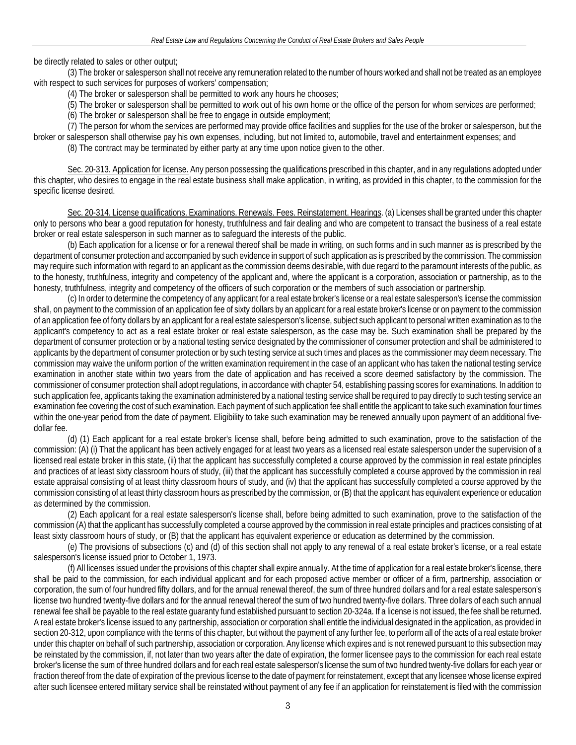be directly related to sales or other output;

(3) The broker or salesperson shall not receive any remuneration related to the number of hours worked and shall not be treated as an employee with respect to such services for purposes of workers' compensation;

(4) The broker or salesperson shall be permitted to work any hours he chooses;

(5) The broker or salesperson shall be permitted to work out of his own home or the office of the person for whom services are performed;

(6) The broker or salesperson shall be free to engage in outside employment;

(7) The person for whom the services are performed may provide office facilities and supplies for the use of the broker or salesperson, but the broker or salesperson shall otherwise pay his own expenses, including, but not limited to, automobile, travel and entertainment expenses; and

(8) The contract may be terminated by either party at any time upon notice given to the other.

Sec. 20-313. Application for license. Any person possessing the qualifications prescribed in this chapter, and in any regulations adopted under this chapter, who desires to engage in the real estate business shall make application, in writing, as provided in this chapter, to the commission for the specific license desired.

Sec. 20-314. License qualifications. Examinations. Renewals. Fees. Reinstatement. Hearings. (a) Licenses shall be granted under this chapter only to persons who bear a good reputation for honesty, truthfulness and fair dealing and who are competent to transact the business of a real estate broker or real estate salesperson in such manner as to safeguard the interests of the public.

(b) Each application for a license or for a renewal thereof shall be made in writing, on such forms and in such manner as is prescribed by the department of consumer protection and accompanied by such evidence in support of such application as is prescribed by the commission. The commission may require such information with regard to an applicant as the commission deems desirable, with due regard to the paramount interests of the public, as to the honesty, truthfulness, integrity and competency of the applicant and, where the applicant is a corporation, association or partnership, as to the honesty, truthfulness, integrity and competency of the officers of such corporation or the members of such association or partnership.

(c) In order to determine the competency of any applicant for a real estate broker's license or a real estate salesperson's license the commission shall, on payment to the commission of an application fee of sixty dollars by an applicant for a real estate broker's license or on payment to the commission of an application fee of forty dollars by an applicant for a real estate salesperson's license, subject such applicant to personal written examination as to the applicant's competency to act as a real estate broker or real estate salesperson, as the case may be. Such examination shall be prepared by the department of consumer protection or by a national testing service designated by the commissioner of consumer protection and shall be administered to applicants by the department of consumer protection or by such testing service at such times and places as the commissioner may deem necessary. The commission may waive the uniform portion of the written examination requirement in the case of an applicant who has taken the national testing service examination in another state within two years from the date of application and has received a score deemed satisfactory by the commission. The commissioner of consumer protection shall adopt regulations, in accordance with chapter 54, establishing passing scores for examinations. In addition to such application fee, applicants taking the examination administered by a national testing service shall be required to pay directly to such testing service an examination fee covering the cost of such examination. Each payment of such application fee shall entitle the applicant to take such examination four times within the one-year period from the date of payment. Eligibility to take such examination may be renewed annually upon payment of an additional five-dollar fee.

(d) (1) Each applicant for a real estate broker's license shall, before being admitted to such examination, prove to the satisfaction of the commission: (A) (i) That the applicant has been actively engaged for at least two years as a licensed real estate salesperson under the supervision of a licensed real estate broker in this state, (ii) that the applicant has successfully completed a course approved by the commission in real estate principles and practices of at least sixty classroom hours of study, (iii) that the applicant has successfully completed a course approved by the commission in real estate appraisal consisting of at least thirty classroom hours of study, and (iv) that the applicant has successfully completed a course approved by the commission consisting of at least thirty classroom hours as prescribed by the commission, or (B) that the applicant has equivalent experience or education as determined by the commission.

(2) Each applicant for a real estate salesperson's license shall, before being admitted to such examination, prove to the satisfaction of the commission (A) that the applicant has successfully completed a course approved by the commission in real estate principles and practices consisting of at least sixty classroom hours of study, or (B) that the applicant has equivalent experience or education as determined by the commission.

(e) The provisions of subsections (c) and (d) of this section shall not apply to any renewal of a real estate broker's license, or a real estate salesperson's license issued prior to October 1, 1973.

(f) All licenses issued under the provisions of this chapter shall expire annually. At the time of application for a real estate broker's license, there shall be paid to the commission, for each individual applicant and for each proposed active member or officer of a firm, partnership, association or corporation, the sum of four hundred fifty dollars, and for the annual renewal thereof, the sum of three hundred dollars and for a real estate salesperson's license two hundred twenty-five dollars and for the annual renewal thereof the sum of two hundred twenty-five dollars. Three dollars of each such annual renewal fee shall be payable to the real estate guaranty fund established pursuant to section 20-324a. If a license is not issued, the fee shall be returned. A real estate broker's license issued to any partnership, association or corporation shall entitle the individual designated in the application, as provided in section 20-312, upon compliance with the terms of this chapter, but without the payment of any further fee, to perform all of the acts of a real estate broker under this chapter on behalf of such partnership, association or corporation. Any license which expires and is not renewed pursuant to this subsection may be reinstated by the commission, if, not later than two years after the date of expiration, the former licensee pays to the commission for each real estate broker's license the sum of three hundred dollars and for each real estate salesperson's license the sum of two hundred twenty-five dollars for each year or fraction thereof from the date of expiration of the previous license to the date of payment for reinstatement, except that any licensee whose license expired after such licensee entered military service shall be reinstated without payment of any fee if an application for reinstatement is filed with the commission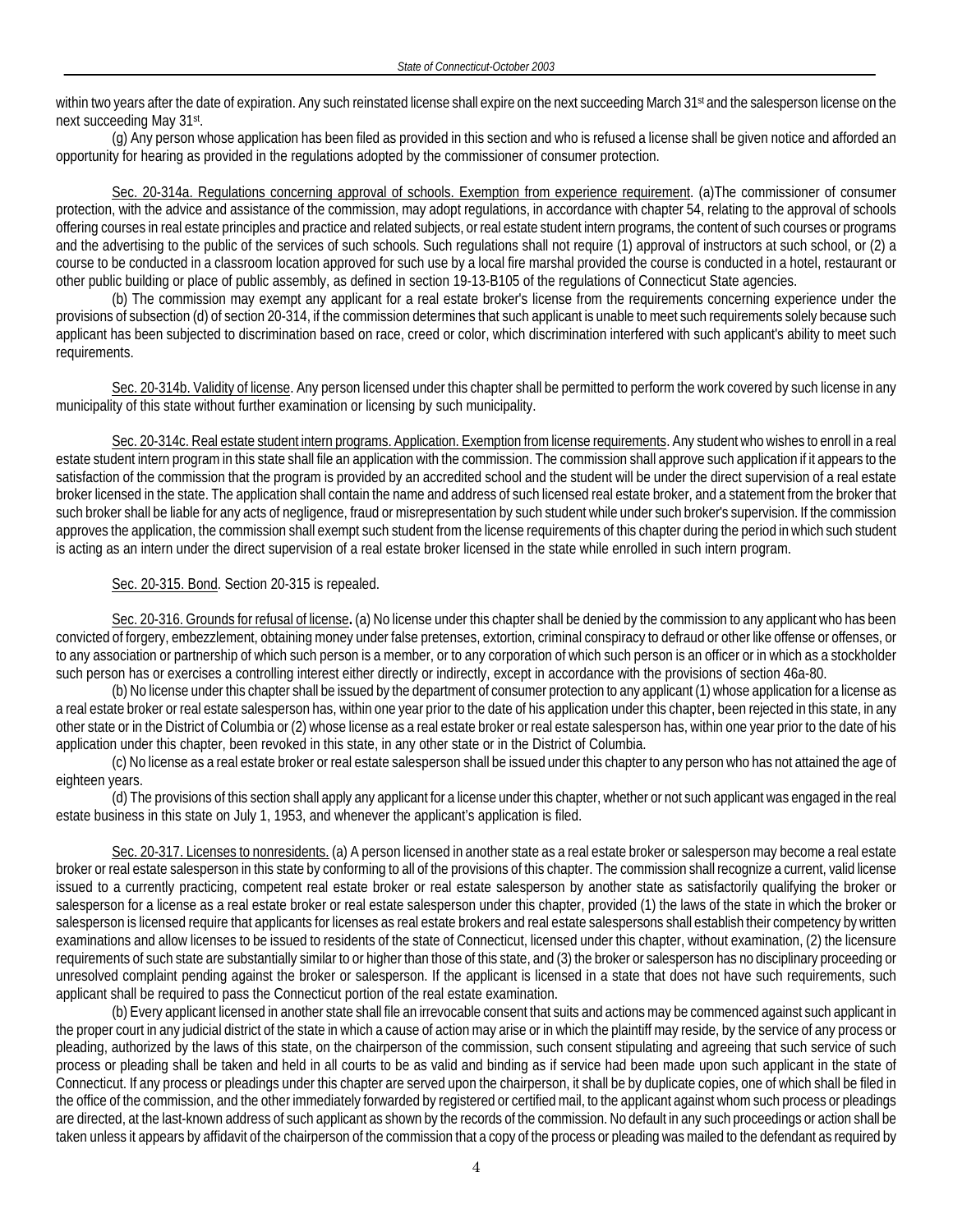within two years after the date of expiration. Any such reinstated license shall expire on the next succeeding March 31st and the salesperson license on the next succeeding May 31st.

(g) Any person whose application has been filed as provided in this section and who is refused a license shall be given notice and afforded an opportunity for hearing as provided in the regulations adopted by the commissioner of consumer protection.

Sec. 20-314a. Regulations concerning approval of schools. Exemption from experience requirement. (a)The commissioner of consumer protection, with the advice and assistance of the commission, may adopt regulations, in accordance with chapter 54, relating to the approval of schools offering courses in real estate principles and practice and related subjects, or real estate student intern programs, the content of such courses or programs and the advertising to the public of the services of such schools. Such regulations shall not require (1) approval of instructors at such school, or (2) a course to be conducted in a classroom location approved for such use by a local fire marshal provided the course is conducted in a hotel, restaurant or other public building or place of public assembly, as defined in section 19-13-B105 of the regulations of Connecticut State agencies.

(b) The commission may exempt any applicant for a real estate broker's license from the requirements concerning experience under the provisions of subsection (d) of section 20-314, if the commission determines that such applicant is unable to meet such requirements solely because such applicant has been subjected to discrimination based on race, creed or color, which discrimination interfered with such applicant's ability to meet such requirements.

Sec. 20-314b. Validity of license. Any person licensed under this chapter shall be permitted to perform the work covered by such license in any municipality of this state without further examination or licensing by such municipality.

Sec. 20-314c. Real estate student intern programs. Application. Exemption from license requirements. Any student who wishes to enroll in a real estate student intern program in this state shall file an application with the commission. The commission shall approve such application if it appears to the satisfaction of the commission that the program is provided by an accredited school and the student will be under the direct supervision of a real estate broker licensed in the state. The application shall contain the name and address of such licensed real estate broker, and a statement from the broker that such broker shall be liable for any acts of negligence, fraud or misrepresentation by such student while under such broker's supervision. If the commission approves the application, the commission shall exempt such student from the license requirements of this chapter during the period in which such student is acting as an intern under the direct supervision of a real estate broker licensed in the state while enrolled in such intern program.

Sec. 20-315. Bond. Section 20-315 is repealed.

Sec. 20-316. Grounds for refusal of license**.** (a) No license under this chapter shall be denied by the commission to any applicant who has been convicted of forgery, embezzlement, obtaining money under false pretenses, extortion, criminal conspiracy to defraud or other like offense or offenses, or to any association or partnership of which such person is a member, or to any corporation of which such person is an officer or in which as a stockholder such person has or exercises a controlling interest either directly or indirectly, except in accordance with the provisions of section 46a-80.

(b) No license under this chapter shall be issued by the department of consumer protection to any applicant (1) whose application for a license as a real estate broker or real estate salesperson has, within one year prior to the date of his application under this chapter, been rejected in this state, in any other state or in the District of Columbia or (2) whose license as a real estate broker or real estate salesperson has, within one year prior to the date of his application under this chapter, been revoked in this state, in any other state or in the District of Columbia.

(c) No license as a real estate broker or real estate salesperson shall be issued under this chapter to any person who has not attained the age of eighteen years.

(d) The provisions of this section shall apply any applicant for a license under this chapter, whether or not such applicant was engaged in the real estate business in this state on July 1, 1953, and whenever the applicant's application is filed.

Sec. 20-317. Licenses to nonresidents. (a) A person licensed in another state as a real estate broker or salesperson may become a real estate broker or real estate salesperson in this state by conforming to all of the provisions of this chapter. The commission shall recognize a current, valid license issued to a currently practicing, competent real estate broker or real estate salesperson by another state as satisfactorily qualifying the broker or salesperson for a license as a real estate broker or real estate salesperson under this chapter, provided (1) the laws of the state in which the broker or salesperson is licensed require that applicants for licenses as real estate brokers and real estate salespersons shall establish their competency by written examinations and allow licenses to be issued to residents of the state of Connecticut, licensed under this chapter, without examination, (2) the licensure requirements of such state are substantially similar to or higher than those of this state, and (3) the broker or salesperson has no disciplinary proceeding or unresolved complaint pending against the broker or salesperson. If the applicant is licensed in a state that does not have such requirements, such applicant shall be required to pass the Connecticut portion of the real estate examination.

(b) Every applicant licensed in another state shall file an irrevocable consent that suits and actions may be commenced against such applicant in the proper court in any judicial district of the state in which a cause of action may arise or in which the plaintiff may reside, by the service of any process or pleading, authorized by the laws of this state, on the chairperson of the commission, such consent stipulating and agreeing that such service of such process or pleading shall be taken and held in all courts to be as valid and binding as if service had been made upon such applicant in the state of Connecticut. If any process or pleadings under this chapter are served upon the chairperson, it shall be by duplicate copies, one of which shall be filed in the office of the commission, and the other immediately forwarded by registered or certified mail, to the applicant against whom such process or pleadings are directed, at the last-known address of such applicant as shown by the records of the commission. No default in any such proceedings or action shall be taken unless it appears by affidavit of the chairperson of the commission that a copy of the process or pleading was mailed to the defendant as required by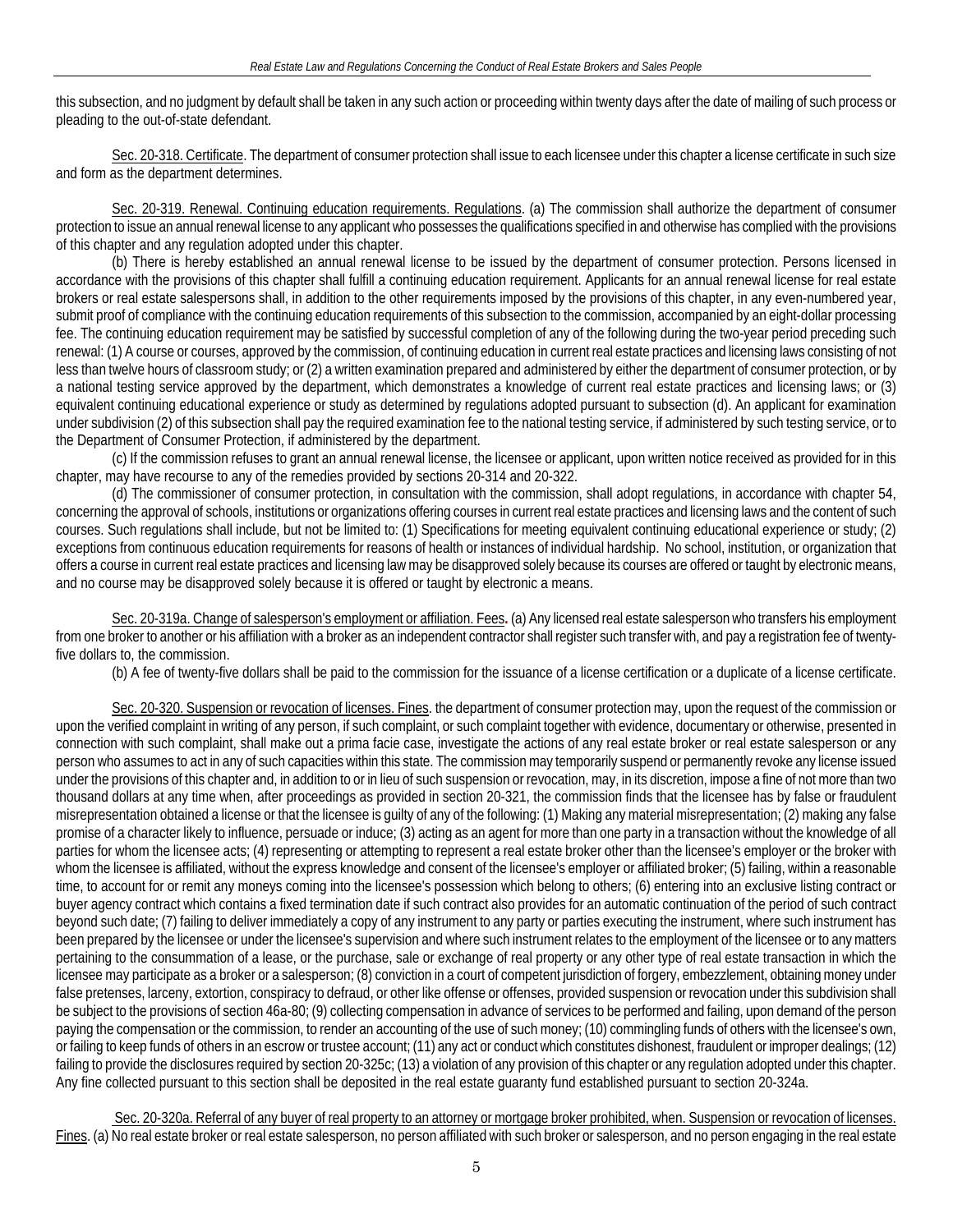this subsection, and no judgment by default shall be taken in any such action or proceeding within twenty days after the date of mailing of such process or pleading to the out-of-state defendant.

Sec. 20-318. Certificate. The department of consumer protection shall issue to each licensee under this chapter a license certificate in such size and form as the department determines.

Sec. 20-319. Renewal. Continuing education requirements. Regulations. (a) The commission shall authorize the department of consumer protection to issue an annual renewal license to any applicant who possesses the qualifications specified in and otherwise has complied with the provisions of this chapter and any regulation adopted under this chapter.

(b) There is hereby established an annual renewal license to be issued by the department of consumer protection. Persons licensed in accordance with the provisions of this chapter shall fulfill a continuing education requirement. Applicants for an annual renewal license for real estate brokers or real estate salespersons shall, in addition to the other requirements imposed by the provisions of this chapter, in any even-numbered year, submit proof of compliance with the continuing education requirements of this subsection to the commission, accompanied by an eight-dollar processing fee. The continuing education requirement may be satisfied by successful completion of any of the following during the two-year period preceding such renewal: (1) A course or courses, approved by the commission, of continuing education in current real estate practices and licensing laws consisting of not less than twelve hours of classroom study; or (2) a written examination prepared and administered by either the department of consumer protection, or by a national testing service approved by the department, which demonstrates a knowledge of current real estate practices and licensing laws; or (3) equivalent continuing educational experience or study as determined by regulations adopted pursuant to subsection (d). An applicant for examination under subdivision (2) of this subsection shall pay the required examination fee to the national testing service, if administered by such testing service, or to the Department of Consumer Protection, if administered by the department.

(c) If the commission refuses to grant an annual renewal license, the licensee or applicant, upon written notice received as provided for in this chapter, may have recourse to any of the remedies provided by sections 20-314 and 20-322.

(d) The commissioner of consumer protection, in consultation with the commission, shall adopt regulations, in accordance with chapter 54, concerning the approval of schools, institutions or organizations offering courses in current real estate practices and licensing laws and the content of such courses. Such regulations shall include, but not be limited to: (1) Specifications for meeting equivalent continuing educational experience or study; (2) exceptions from continuous education requirements for reasons of health or instances of individual hardship. No school, institution, or organization that offers a course in current real estate practices and licensing law may be disapproved solely because its courses are offered or taught by electronic means, and no course may be disapproved solely because it is offered or taught by electronic a means.

Sec. 20-319a. Change of salesperson's employment or affiliation. Fees. (a) Any licensed real estate salesperson who transfers his employment from one broker to another or his affiliation with a broker as an independent contractor shall register such transfer with, and pay a registration fee of twenty-five dollars to, the commission.

(b) A fee of twenty-five dollars shall be paid to the commission for the issuance of a license certification or a duplicate of a license certificate.

Sec. 20-320. Suspension or revocation of licenses. Fines. the department of consumer protection may, upon the request of the commission or upon the verified complaint in writing of any person, if such complaint, or such complaint together with evidence, documentary or otherwise, presented in connection with such complaint, shall make out a prima facie case, investigate the actions of any real estate broker or real estate salesperson or any person who assumes to act in any of such capacities within this state. The commission may temporarily suspend or permanently revoke any license issued under the provisions of this chapter and, in addition to or in lieu of such suspension or revocation, may, in its discretion, impose a fine of not more than two thousand dollars at any time when, after proceedings as provided in section 20-321, the commission finds that the licensee has by false or fraudulent misrepresentation obtained a license or that the licensee is guilty of any of the following: (1) Making any material misrepresentation; (2) making any false promise of a character likely to influence, persuade or induce; (3) acting as an agent for more than one party in a transaction without the knowledge of all parties for whom the licensee acts; (4) representing or attempting to represent a real estate broker other than the licensee's employer or the broker with whom the licensee is affiliated, without the express knowledge and consent of the licensee's employer or affiliated broker; (5) failing, within a reasonable time, to account for or remit any moneys coming into the licensee's possession which belong to others; (6) entering into an exclusive listing contract or buyer agency contract which contains a fixed termination date if such contract also provides for an automatic continuation of the period of such contract beyond such date; (7) failing to deliver immediately a copy of any instrument to any party or parties executing the instrument, where such instrument has been prepared by the licensee or under the licensee's supervision and where such instrument relates to the employment of the licensee or to any matters pertaining to the consummation of a lease, or the purchase, sale or exchange of real property or any other type of real estate transaction in which the licensee may participate as a broker or a salesperson; (8) conviction in a court of competent jurisdiction of forgery, embezzlement, obtaining money under false pretenses, larceny, extortion, conspiracy to defraud, or other like offense or offenses, provided suspension or revocation under this subdivision shall be subject to the provisions of section 46a-80; (9) collecting compensation in advance of services to be performed and failing, upon demand of the person paying the compensation or the commission, to render an accounting of the use of such money; (10) commingling funds of others with the licensee's own, or failing to keep funds of others in an escrow or trustee account; (11) any act or conduct which constitutes dishonest, fraudulent or improper dealings; (12) failing to provide the disclosures required by section 20-325c; (13) a violation of any provision of this chapter or any regulation adopted under this chapter. Any fine collected pursuant to this section shall be deposited in the real estate guaranty fund established pursuant to section 20-324a.

Sec. 20-320a. Referral of any buyer of real property to an attorney or mortgage broker prohibited, when. Suspension or revocation of licenses. Fines. (a) No real estate broker or real estate salesperson, no person affiliated with such broker or salesperson, and no person engaging in the real estate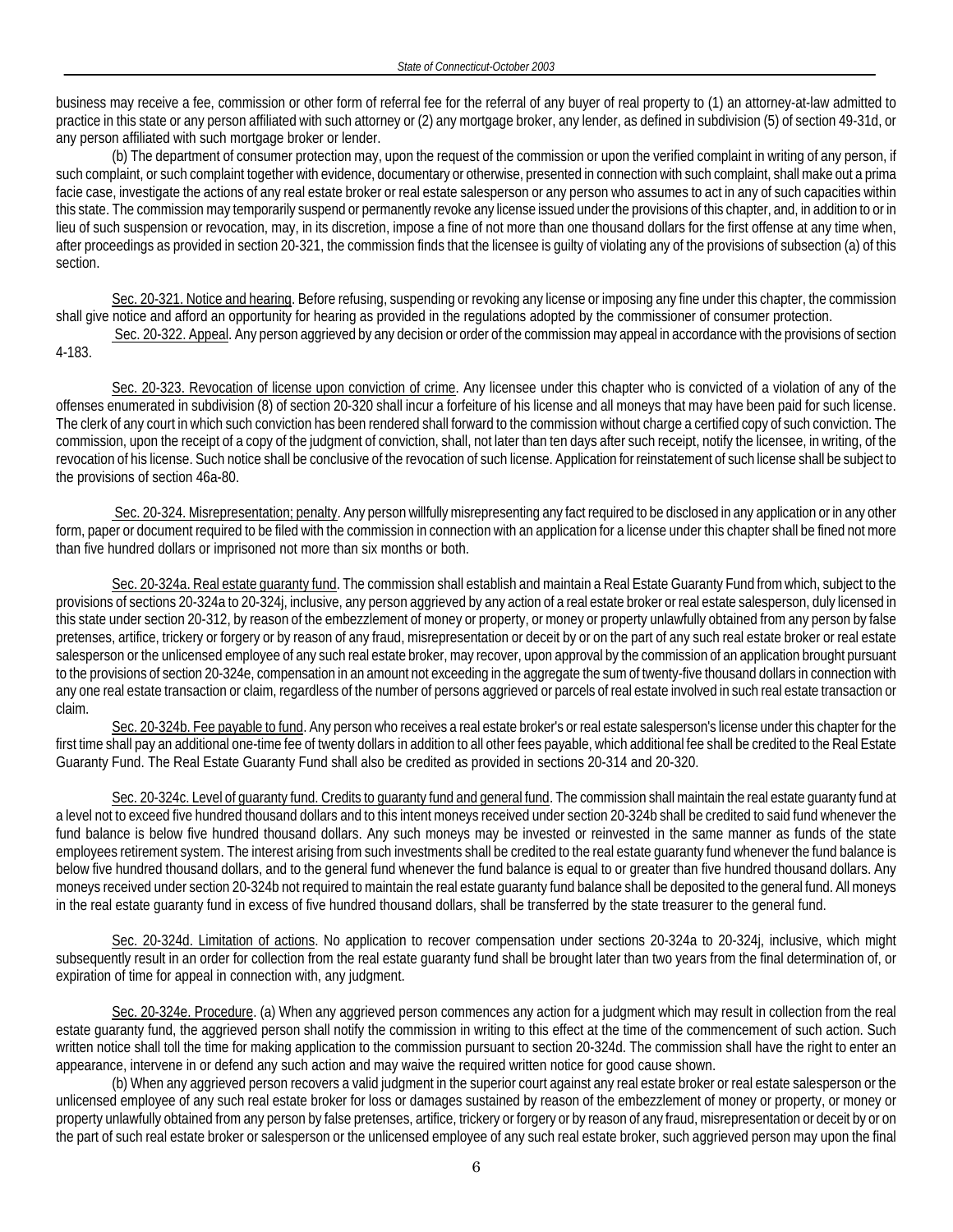business may receive a fee, commission or other form of referral fee for the referral of any buyer of real property to (1) an attorney-at-law admitted to practice in this state or any person affiliated with such attorney or (2) any mortgage broker, any lender, as defined in subdivision (5) of section 49-31d, or any person affiliated with such mortgage broker or lender.

(b) The department of consumer protection may, upon the request of the commission or upon the verified complaint in writing of any person, if such complaint, or such complaint together with evidence, documentary or otherwise, presented in connection with such complaint, shall make out a prima facie case, investigate the actions of any real estate broker or real estate salesperson or any person who assumes to act in any of such capacities within this state. The commission may temporarily suspend or permanently revoke any license issued under the provisions of this chapter, and, in addition to or in lieu of such suspension or revocation, may, in its discretion, impose a fine of not more than one thousand dollars for the first offense at any time when, after proceedings as provided in section 20-321, the commission finds that the licensee is guilty of violating any of the provisions of subsection (a) of this section.

Sec. 20-321. Notice and hearing. Before refusing, suspending or revoking any license or imposing any fine under this chapter, the commission shall give notice and afford an opportunity for hearing as provided in the regulations adopted by the commissioner of consumer protection.

Sec. 20-322. Appeal. Any person aggrieved by any decision or order of the commission may appeal in accordance with the provisions of section 4-183.

Sec. 20-323. Revocation of license upon conviction of crime. Any licensee under this chapter who is convicted of a violation of any of the offenses enumerated in subdivision (8) of section 20-320 shall incur a forfeiture of his license and all moneys that may have been paid for such license. The clerk of any court in which such conviction has been rendered shall forward to the commission without charge a certified copy of such conviction. The commission, upon the receipt of a copy of the judgment of conviction, shall, not later than ten days after such receipt, notify the licensee, in writing, of the revocation of his license. Such notice shall be conclusive of the revocation of such license. Application for reinstatement of such license shall be subject to the provisions of section 46a-80.

Sec. 20-324. Misrepresentation; penalty. Any person willfully misrepresenting any fact required to be disclosed in any application or in any other form, paper or document required to be filed with the commission in connection with an application for a license under this chapter shall be fined not more than five hundred dollars or imprisoned not more than six months or both.

Sec. 20-324a. Real estate guaranty fund. The commission shall establish and maintain a Real Estate Guaranty Fund from which, subject to the provisions of sections 20-324a to 20-324j, inclusive, any person aggrieved by any action of a real estate broker or real estate salesperson, duly licensed in this state under section 20-312, by reason of the embezzlement of money or property, or money or property unlawfully obtained from any person by false pretenses, artifice, trickery or forgery or by reason of any fraud, misrepresentation or deceit by or on the part of any such real estate broker or real estate salesperson or the unlicensed employee of any such real estate broker, may recover, upon approval by the commission of an application brought pursuant to the provisions of section 20-324e, compensation in an amount not exceeding in the aggregate the sum of twenty-five thousand dollars in connection with any one real estate transaction or claim, regardless of the number of persons aggrieved or parcels of real estate involved in such real estate transaction or claim.

Sec. 20-324b. Fee payable to fund. Any person who receives a real estate broker's or real estate salesperson's license under this chapter for the first time shall pay an additional one-time fee of twenty dollars in addition to all other fees payable, which additional fee shall be credited to the Real Estate Guaranty Fund. The Real Estate Guaranty Fund shall also be credited as provided in sections 20-314 and 20-320.

Sec. 20-324c. Level of guaranty fund. Credits to guaranty fund and general fund. The commission shall maintain the real estate guaranty fund at a level not to exceed five hundred thousand dollars and to this intent moneys received under section 20-324b shall be credited to said fund whenever the fund balance is below five hundred thousand dollars. Any such moneys may be invested or reinvested in the same manner as funds of the state employees retirement system. The interest arising from such investments shall be credited to the real estate guaranty fund whenever the fund balance is below five hundred thousand dollars, and to the general fund whenever the fund balance is equal to or greater than five hundred thousand dollars. Any moneys received under section 20-324b not required to maintain the real estate guaranty fund balance shall be deposited to the general fund. All moneys in the real estate guaranty fund in excess of five hundred thousand dollars, shall be transferred by the state treasurer to the general fund.

Sec. 20-324d. Limitation of actions. No application to recover compensation under sections 20-324a to 20-324j, inclusive, which might subsequently result in an order for collection from the real estate guaranty fund shall be brought later than two years from the final determination of, or expiration of time for appeal in connection with, any judgment.

Sec. 20-324e. Procedure. (a) When any aggrieved person commences any action for a judgment which may result in collection from the real estate guaranty fund, the aggrieved person shall notify the commission in writing to this effect at the time of the commencement of such action. Such written notice shall toll the time for making application to the commission pursuant to section 20-324d. The commission shall have the right to enter an appearance, intervene in or defend any such action and may waive the required written notice for good cause shown.

(b) When any aggrieved person recovers a valid judgment in the superior court against any real estate broker or real estate salesperson or the unlicensed employee of any such real estate broker for loss or damages sustained by reason of the embezzlement of money or property, or money or property unlawfully obtained from any person by false pretenses, artifice, trickery or forgery or by reason of any fraud, misrepresentation or deceit by or on the part of such real estate broker or salesperson or the unlicensed employee of any such real estate broker, such aggrieved person may upon the final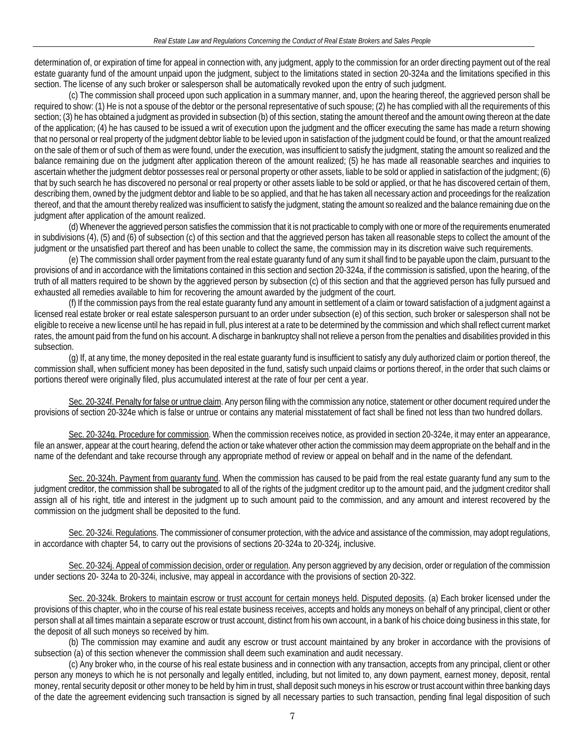determination of, or expiration of time for appeal in connection with, any judgment, apply to the commission for an order directing payment out of the real estate guaranty fund of the amount unpaid upon the judgment, subject to the limitations stated in section 20-324a and the limitations specified in this section. The license of any such broker or salesperson shall be automatically revoked upon the entry of such judgment.

(c) The commission shall proceed upon such application in a summary manner, and, upon the hearing thereof, the aggrieved person shall be required to show: (1) He is not a spouse of the debtor or the personal representative of such spouse; (2) he has complied with all the requirements of this section; (3) he has obtained a judgment as provided in subsection (b) of this section, stating the amount thereof and the amount owing thereon at the date of the application; (4) he has caused to be issued a writ of execution upon the judgment and the officer executing the same has made a return showing that no personal or real property of the judgment debtor liable to be levied upon in satisfaction of the judgment could be found, or that the amount realized on the sale of them or of such of them as were found, under the execution, was insufficient to satisfy the judgment, stating the amount so realized and the balance remaining due on the judgment after application thereon of the amount realized; (5) he has made all reasonable searches and inquiries to ascertain whether the judgment debtor possesses real or personal property or other assets, liable to be sold or applied in satisfaction of the judgment; (6) that by such search he has discovered no personal or real property or other assets liable to be sold or applied, or that he has discovered certain of them, describing them, owned by the judgment debtor and liable to be so applied, and that he has taken all necessary action and proceedings for the realization thereof, and that the amount thereby realized was insufficient to satisfy the judgment, stating the amount so realized and the balance remaining due on the judgment after application of the amount realized.

(d) Whenever the aggrieved person satisfies the commission that it is not practicable to comply with one or more of the requirements enumerated in subdivisions (4), (5) and (6) of subsection (c) of this section and that the aggrieved person has taken all reasonable steps to collect the amount of the judgment or the unsatisfied part thereof and has been unable to collect the same, the commission may in its discretion waive such requirements.

(e) The commission shall order payment from the real estate guaranty fund of any sum it shall find to be payable upon the claim, pursuant to the provisions of and in accordance with the limitations contained in this section and section 20-324a, if the commission is satisfied, upon the hearing, of the truth of all matters required to be shown by the aggrieved person by subsection (c) of this section and that the aggrieved person has fully pursued and exhausted all remedies available to him for recovering the amount awarded by the judgment of the court.

(f) If the commission pays from the real estate guaranty fund any amount in settlement of a claim or toward satisfaction of a judgment against a licensed real estate broker or real estate salesperson pursuant to an order under subsection (e) of this section, such broker or salesperson shall not be eligible to receive a new license until he has repaid in full, plus interest at a rate to be determined by the commission and which shall reflect current market rates, the amount paid from the fund on his account. A discharge in bankruptcy shall not relieve a person from the penalties and disabilities provided in this subsection.

(g) If, at any time, the money deposited in the real estate guaranty fund is insufficient to satisfy any duly authorized claim or portion thereof, the commission shall, when sufficient money has been deposited in the fund, satisfy such unpaid claims or portions thereof, in the order that such claims or portions thereof were originally filed, plus accumulated interest at the rate of four per cent a year.

Sec. 20-324f. Penalty for false or untrue claim. Any person filing with the commission any notice, statement or other document required under the provisions of section 20-324e which is false or untrue or contains any material misstatement of fact shall be fined not less than two hundred dollars.

Sec. 20-324g. Procedure for commission. When the commission receives notice, as provided in section 20-324e, it may enter an appearance, file an answer, appear at the court hearing, defend the action or take whatever other action the commission may deem appropriate on the behalf and in the name of the defendant and take recourse through any appropriate method of review or appeal on behalf and in the name of the defendant.

Sec. 20-324h. Payment from guaranty fund. When the commission has caused to be paid from the real estate guaranty fund any sum to the judgment creditor, the commission shall be subrogated to all of the rights of the judgment creditor up to the amount paid, and the judgment creditor shall assign all of his right, title and interest in the judgment up to such amount paid to the commission, and any amount and interest recovered by the commission on the judgment shall be deposited to the fund.

Sec. 20-324i. Regulations. The commissioner of consumer protection, with the advice and assistance of the commission, may adopt regulations, in accordance with chapter 54, to carry out the provisions of sections 20-324a to 20-324j, inclusive.

Sec. 20-324j. Appeal of commission decision, order or regulation. Any person aggrieved by any decision, order or regulation of the commission under sections 20- 324a to 20-324i, inclusive, may appeal in accordance with the provisions of section 20-322.

Sec. 20-324k. Brokers to maintain escrow or trust account for certain moneys held. Disputed deposits. (a) Each broker licensed under the provisions of this chapter, who in the course of his real estate business receives, accepts and holds any moneys on behalf of any principal, client or other person shall at all times maintain a separate escrow or trust account, distinct from his own account, in a bank of his choice doing business in this state, for the deposit of all such moneys so received by him.

(b) The commission may examine and audit any escrow or trust account maintained by any broker in accordance with the provisions of subsection (a) of this section whenever the commission shall deem such examination and audit necessary.

(c) Any broker who, in the course of his real estate business and in connection with any transaction, accepts from any principal, client or other person any moneys to which he is not personally and legally entitled, including, but not limited to, any down payment, earnest money, deposit, rental money, rental security deposit or other money to be held by him in trust, shall deposit such moneys in his escrow or trust account within three banking days of the date the agreement evidencing such transaction is signed by all necessary parties to such transaction, pending final legal disposition of such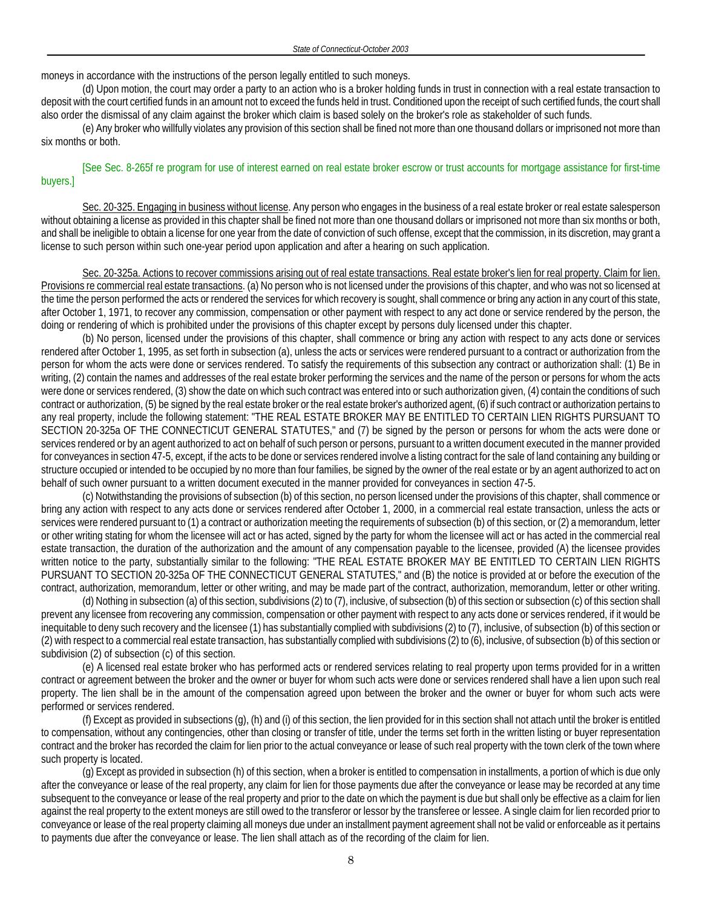moneys in accordance with the instructions of the person legally entitled to such moneys.

(d) Upon motion, the court may order a party to an action who is a broker holding funds in trust in connection with a real estate transaction to deposit with the court certified funds in an amount not to exceed the funds held in trust. Conditioned upon the receipt of such certified funds, the court shall also order the dismissal of any claim against the broker which claim is based solely on the broker's role as stakeholder of such funds.

(e) Any broker who willfully violates any provision of this section shall be fined not more than one thousand dollars or imprisoned not more than six months or both.

[See Sec. 8-265f re program for use of interest earned on real estate broker escrow or trust accounts for mortgage assistance for first-time buyers.]

Sec. 20-325. Engaging in business without license. Any person who engages in the business of a real estate broker or real estate salesperson without obtaining a license as provided in this chapter shall be fined not more than one thousand dollars or imprisoned not more than six months or both, and shall be ineligible to obtain a license for one year from the date of conviction of such offense, except that the commission, in its discretion, may grant a license to such person within such one-year period upon application and after a hearing on such application.

Sec. 20-325a. Actions to recover commissions arising out of real estate transactions. Real estate broker's lien for real property. Claim for lien. Provisions re commercial real estate transactions. (a) No person who is not licensed under the provisions of this chapter, and who was not so licensed at the time the person performed the acts or rendered the services for which recovery is sought, shall commence or bring any action in any court of this state, after October 1, 1971, to recover any commission, compensation or other payment with respect to any act done or service rendered by the person, the doing or rendering of which is prohibited under the provisions of this chapter except by persons duly licensed under this chapter.

(b) No person, licensed under the provisions of this chapter, shall commence or bring any action with respect to any acts done or services rendered after October 1, 1995, as set forth in subsection (a), unless the acts or services were rendered pursuant to a contract or authorization from the person for whom the acts were done or services rendered. To satisfy the requirements of this subsection any contract or authorization shall: (1) Be in writing, (2) contain the names and addresses of the real estate broker performing the services and the name of the person or persons for whom the acts were done or services rendered, (3) show the date on which such contract was entered into or such authorization given, (4) contain the conditions of such contract or authorization, (5) be signed by the real estate broker or the real estate broker's authorized agent, (6) if such contract or authorization pertains to any real property, include the following statement: "THE REAL ESTATE BROKER MAY BE ENTITLED TO CERTAIN LIEN RIGHTS PURSUANT TO SECTION 20-325a OF THE CONNECTICUT GENERAL STATUTES," and (7) be signed by the person or persons for whom the acts were done or services rendered or by an agent authorized to act on behalf of such person or persons, pursuant to a written document executed in the manner provided for conveyances in section 47-5, except, if the acts to be done or services rendered involve a listing contract for the sale of land containing any building or structure occupied or intended to be occupied by no more than four families, be signed by the owner of the real estate or by an agent authorized to act on behalf of such owner pursuant to a written document executed in the manner provided for conveyances in section 47-5.

(c) Notwithstanding the provisions of subsection (b) of this section, no person licensed under the provisions of this chapter, shall commence or bring any action with respect to any acts done or services rendered after October 1, 2000, in a commercial real estate transaction, unless the acts or services were rendered pursuant to (1) a contract or authorization meeting the requirements of subsection (b) of this section, or (2) a memorandum, letter or other writing stating for whom the licensee will act or has acted, signed by the party for whom the licensee will act or has acted in the commercial real estate transaction, the duration of the authorization and the amount of any compensation payable to the licensee, provided (A) the licensee provides written notice to the party, substantially similar to the following: "THE REAL ESTATE BROKER MAY BE ENTITLED TO CERTAIN LIEN RIGHTS PURSUANT TO SECTION 20-325a OF THE CONNECTICUT GENERAL STATUTES," and (B) the notice is provided at or before the execution of the contract, authorization, memorandum, letter or other writing, and may be made part of the contract, authorization, memorandum, letter or other writing.

(d) Nothing in subsection (a) of this section, subdivisions (2) to (7), inclusive, of subsection (b) of this section or subsection (c) of this section shall prevent any licensee from recovering any commission, compensation or other payment with respect to any acts done or services rendered, if it would be inequitable to deny such recovery and the licensee (1) has substantially complied with subdivisions (2) to (7), inclusive, of subsection (b) of this section or (2) with respect to a commercial real estate transaction, has substantially complied with subdivisions (2) to (6), inclusive, of subsection (b) of this section or subdivision (2) of subsection (c) of this section.

(e) A licensed real estate broker who has performed acts or rendered services relating to real property upon terms provided for in a written contract or agreement between the broker and the owner or buyer for whom such acts were done or services rendered shall have a lien upon such real property. The lien shall be in the amount of the compensation agreed upon between the broker and the owner or buyer for whom such acts were performed or services rendered.

(f) Except as provided in subsections (g), (h) and (i) of this section, the lien provided for in this section shall not attach until the broker is entitled to compensation, without any contingencies, other than closing or transfer of title, under the terms set forth in the written listing or buyer representation contract and the broker has recorded the claim for lien prior to the actual conveyance or lease of such real property with the town clerk of the town where such property is located.

(g) Except as provided in subsection (h) of this section, when a broker is entitled to compensation in installments, a portion of which is due only after the conveyance or lease of the real property, any claim for lien for those payments due after the conveyance or lease may be recorded at any time subsequent to the conveyance or lease of the real property and prior to the date on which the payment is due but shall only be effective as a claim for lien against the real property to the extent moneys are still owed to the transferor or lessor by the transferee or lessee. A single claim for lien recorded prior to conveyance or lease of the real property claiming all moneys due under an installment payment agreement shall not be valid or enforceable as it pertains to payments due after the conveyance or lease. The lien shall attach as of the recording of the claim for lien.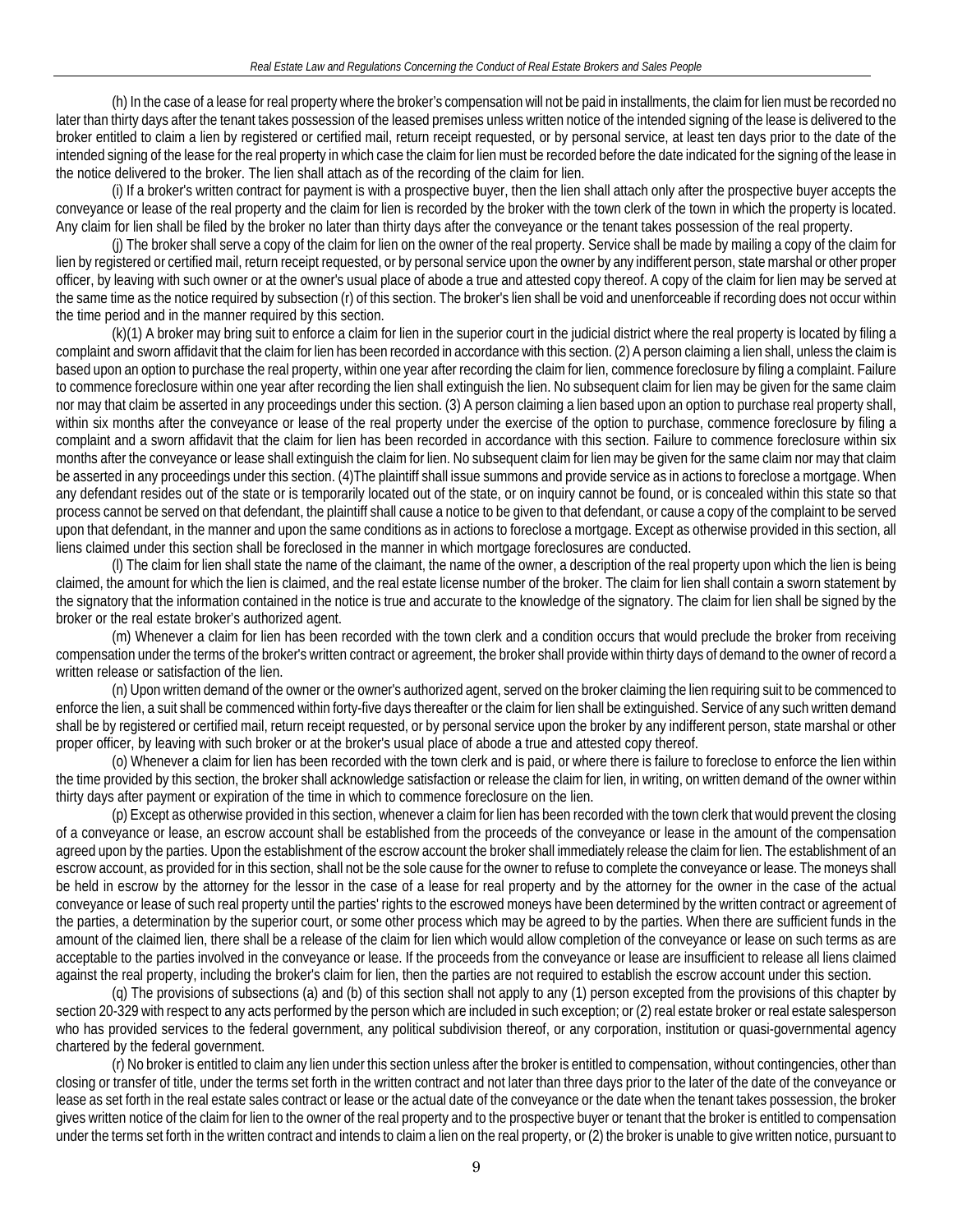(h) In the case of a lease for real property where the broker's compensation will not be paid in installments, the claim for lien must be recorded no later than thirty days after the tenant takes possession of the leased premises unless written notice of the intended signing of the lease is delivered to the broker entitled to claim a lien by registered or certified mail, return receipt requested, or by personal service, at least ten days prior to the date of the intended signing of the lease for the real property in which case the claim for lien must be recorded before the date indicated for the signing of the lease in the notice delivered to the broker. The lien shall attach as of the recording of the claim for lien.

(i) If a broker's written contract for payment is with a prospective buyer, then the lien shall attach only after the prospective buyer accepts the conveyance or lease of the real property and the claim for lien is recorded by the broker with the town clerk of the town in which the property is located. Any claim for lien shall be filed by the broker no later than thirty days after the conveyance or the tenant takes possession of the real property.

(j) The broker shall serve a copy of the claim for lien on the owner of the real property. Service shall be made by mailing a copy of the claim for lien by registered or certified mail, return receipt requested, or by personal service upon the owner by any indifferent person, state marshal or other proper officer, by leaving with such owner or at the owner's usual place of abode a true and attested copy thereof. A copy of the claim for lien may be served at the same time as the notice required by subsection (r) of this section. The broker's lien shall be void and unenforceable if recording does not occur within the time period and in the manner required by this section.

(k)(1) A broker may bring suit to enforce a claim for lien in the superior court in the judicial district where the real property is located by filing a complaint and sworn affidavit that the claim for lien has been recorded in accordance with this section. (2) A person claiming a lien shall, unless the claim is based upon an option to purchase the real property, within one year after recording the claim for lien, commence foreclosure by filing a complaint. Failure to commence foreclosure within one year after recording the lien shall extinguish the lien. No subsequent claim for lien may be given for the same claim nor may that claim be asserted in any proceedings under this section. (3) A person claiming a lien based upon an option to purchase real property shall, within six months after the conveyance or lease of the real property under the exercise of the option to purchase, commence foreclosure by filing a complaint and a sworn affidavit that the claim for lien has been recorded in accordance with this section. Failure to commence foreclosure within six months after the conveyance or lease shall extinguish the claim for lien. No subsequent claim for lien may be given for the same claim nor may that claim be asserted in any proceedings under this section. (4)The plaintiff shall issue summons and provide service as in actions to foreclose a mortgage. When any defendant resides out of the state or is temporarily located out of the state, or on inquiry cannot be found, or is concealed within this state so that process cannot be served on that defendant, the plaintiff shall cause a notice to be given to that defendant, or cause a copy of the complaint to be served upon that defendant, in the manner and upon the same conditions as in actions to foreclose a mortgage. Except as otherwise provided in this section, all liens claimed under this section shall be foreclosed in the manner in which mortgage foreclosures are conducted.

(l) The claim for lien shall state the name of the claimant, the name of the owner, a description of the real property upon which the lien is being claimed, the amount for which the lien is claimed, and the real estate license number of the broker. The claim for lien shall contain a sworn statement by the signatory that the information contained in the notice is true and accurate to the knowledge of the signatory. The claim for lien shall be signed by the broker or the real estate broker's authorized agent.

(m) Whenever a claim for lien has been recorded with the town clerk and a condition occurs that would preclude the broker from receiving compensation under the terms of the broker's written contract or agreement, the broker shall provide within thirty days of demand to the owner of record a written release or satisfaction of the lien.

(n) Upon written demand of the owner or the owner's authorized agent, served on the broker claiming the lien requiring suit to be commenced to enforce the lien, a suit shall be commenced within forty-five days thereafter or the claim for lien shall be extinguished. Service of any such written demand shall be by registered or certified mail, return receipt requested, or by personal service upon the broker by any indifferent person, state marshal or other proper officer, by leaving with such broker or at the broker's usual place of abode a true and attested copy thereof.

(o) Whenever a claim for lien has been recorded with the town clerk and is paid, or where there is failure to foreclose to enforce the lien within the time provided by this section, the broker shall acknowledge satisfaction or release the claim for lien, in writing, on written demand of the owner within thirty days after payment or expiration of the time in which to commence foreclosure on the lien.

(p) Except as otherwise provided in this section, whenever a claim for lien has been recorded with the town clerk that would prevent the closing of a conveyance or lease, an escrow account shall be established from the proceeds of the conveyance or lease in the amount of the compensation agreed upon by the parties. Upon the establishment of the escrow account the broker shall immediately release the claim for lien. The establishment of an escrow account, as provided for in this section, shall not be the sole cause for the owner to refuse to complete the conveyance or lease. The moneys shall be held in escrow by the attorney for the lessor in the case of a lease for real property and by the attorney for the owner in the case of the actual conveyance or lease of such real property until the parties' rights to the escrowed moneys have been determined by the written contract or agreement of the parties, a determination by the superior court, or some other process which may be agreed to by the parties. When there are sufficient funds in the amount of the claimed lien, there shall be a release of the claim for lien which would allow completion of the conveyance or lease on such terms as are acceptable to the parties involved in the conveyance or lease. If the proceeds from the conveyance or lease are insufficient to release all liens claimed against the real property, including the broker's claim for lien, then the parties are not required to establish the escrow account under this section.

(q) The provisions of subsections (a) and (b) of this section shall not apply to any (1) person excepted from the provisions of this chapter by section 20-329 with respect to any acts performed by the person which are included in such exception; or (2) real estate broker or real estate salesperson who has provided services to the federal government, any political subdivision thereof, or any corporation, institution or quasi-governmental agency chartered by the federal government.

(r) No broker is entitled to claim any lien under this section unless after the broker is entitled to compensation, without contingencies, other than closing or transfer of title, under the terms set forth in the written contract and not later than three days prior to the later of the date of the conveyance or lease as set forth in the real estate sales contract or lease or the actual date of the conveyance or the date when the tenant takes possession, the broker gives written notice of the claim for lien to the owner of the real property and to the prospective buyer or tenant that the broker is entitled to compensation under the terms set forth in the written contract and intends to claim a lien on the real property, or (2) the broker is unable to give written notice, pursuant to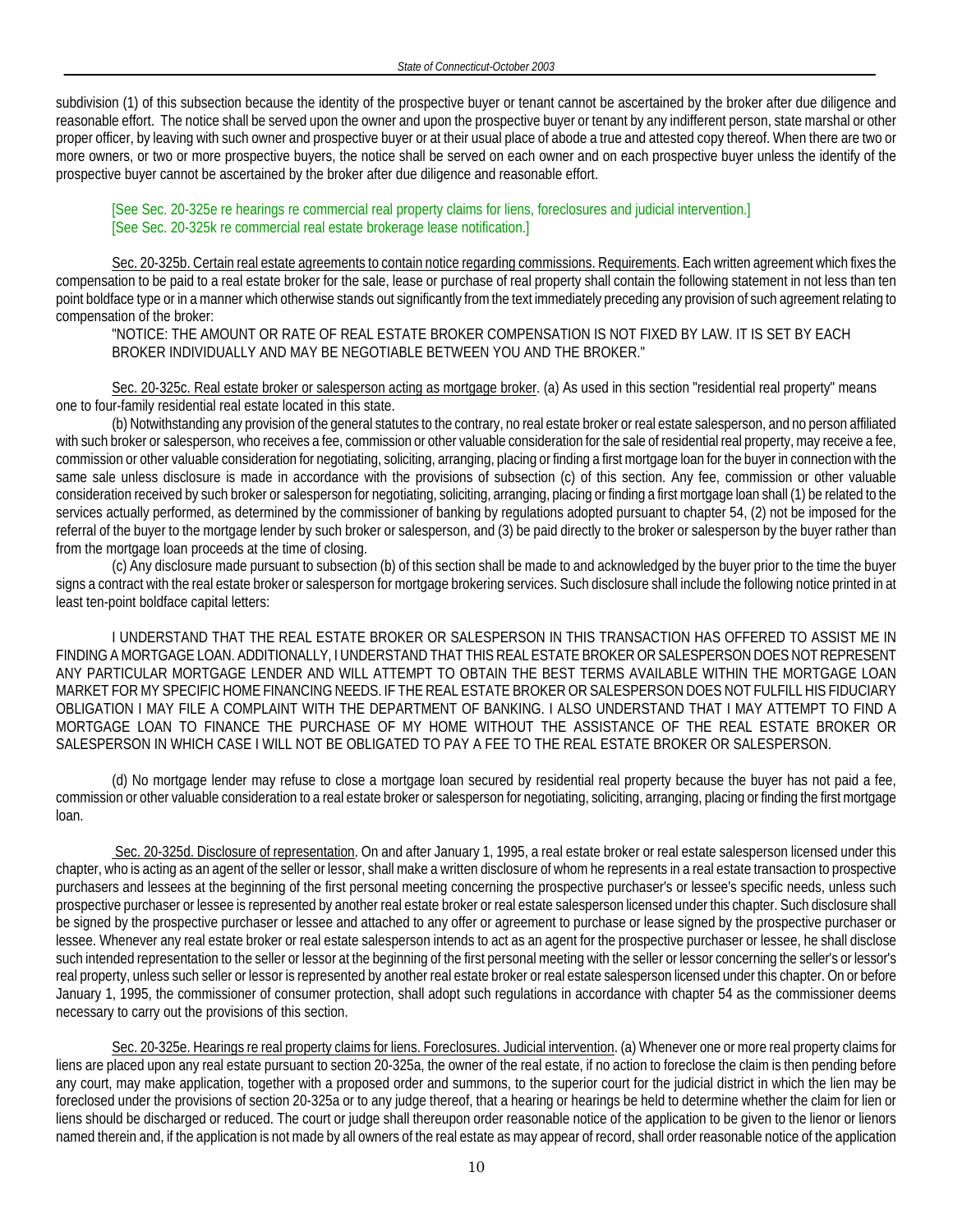subdivision (1) of this subsection because the identity of the prospective buyer or tenant cannot be ascertained by the broker after due diligence and reasonable effort. The notice shall be served upon the owner and upon the prospective buyer or tenant by any indifferent person, state marshal or other proper officer, by leaving with such owner and prospective buyer or at their usual place of abode a true and attested copy thereof. When there are two or more owners, or two or more prospective buyers, the notice shall be served on each owner and on each prospective buyer unless the identify of the prospective buyer cannot be ascertained by the broker after due diligence and reasonable effort.

[See Sec. 20-325e re hearings re commercial real property claims for liens, foreclosures and judicial intervention.]
[See Sec. 20-325k re commercial real estate brokerage lease notification.]

Sec. 20-325b. Certain real estate agreements to contain notice regarding commissions. Requirements. Each written agreement which fixes the compensation to be paid to a real estate broker for the sale, lease or purchase of real property shall contain the following statement in not less than ten point boldface type or in a manner which otherwise stands out significantly from the text immediately preceding any provision of such agreement relating to compensation of the broker:

"NOTICE: THE AMOUNT OR RATE OF REAL ESTATE BROKER COMPENSATION IS NOT FIXED BY LAW. IT IS SET BY EACH BROKER INDIVIDUALLY AND MAY BE NEGOTIABLE BETWEEN YOU AND THE BROKER."

Sec. 20-325c. Real estate broker or salesperson acting as mortgage broker. (a) As used in this section "residential real property" means one to four-family residential real estate located in this state.

(b) Notwithstanding any provision of the general statutes to the contrary, no real estate broker or real estate salesperson, and no person affiliated with such broker or salesperson, who receives a fee, commission or other valuable consideration for the sale of residential real property, may receive a fee, commission or other valuable consideration for negotiating, soliciting, arranging, placing or finding a first mortgage loan for the buyer in connection with the same sale unless disclosure is made in accordance with the provisions of subsection (c) of this section. Any fee, commission or other valuable consideration received by such broker or salesperson for negotiating, soliciting, arranging, placing or finding a first mortgage loan shall (1) be related to the services actually performed, as determined by the commissioner of banking by regulations adopted pursuant to chapter 54, (2) not be imposed for the referral of the buyer to the mortgage lender by such broker or salesperson, and (3) be paid directly to the broker or salesperson by the buyer rather than from the mortgage loan proceeds at the time of closing.

(c) Any disclosure made pursuant to subsection (b) of this section shall be made to and acknowledged by the buyer prior to the time the buyer signs a contract with the real estate broker or salesperson for mortgage brokering services. Such disclosure shall include the following notice printed in at least ten-point boldface capital letters:

I UNDERSTAND THAT THE REAL ESTATE BROKER OR SALESPERSON IN THIS TRANSACTION HAS OFFERED TO ASSIST ME IN FINDING A MORTGAGE LOAN. ADDITIONALLY, I UNDERSTAND THAT THIS REAL ESTATE BROKER OR SALESPERSON DOES NOT REPRESENT ANY PARTICULAR MORTGAGE LENDER AND WILL ATTEMPT TO OBTAIN THE BEST TERMS AVAILABLE WITHIN THE MORTGAGE LOAN MARKET FOR MY SPECIFIC HOME FINANCING NEEDS. IF THE REAL ESTATE BROKER OR SALESPERSON DOES NOT FULFILL HIS FIDUCIARY OBLIGATION I MAY FILE A COMPLAINT WITH THE DEPARTMENT OF BANKING. I ALSO UNDERSTAND THAT I MAY ATTEMPT TO FIND A MORTGAGE LOAN TO FINANCE THE PURCHASE OF MY HOME WITHOUT THE ASSISTANCE OF THE REAL ESTATE BROKER OR SALESPERSON IN WHICH CASE I WILL NOT BE OBLIGATED TO PAY A FEE TO THE REAL ESTATE BROKER OR SALESPERSON.

(d) No mortgage lender may refuse to close a mortgage loan secured by residential real property because the buyer has not paid a fee, commission or other valuable consideration to a real estate broker or salesperson for negotiating, soliciting, arranging, placing or finding the first mortgage loan.

Sec. 20-325d. Disclosure of representation. On and after January 1, 1995, a real estate broker or real estate salesperson licensed under this chapter, who is acting as an agent of the seller or lessor, shall make a written disclosure of whom he represents in a real estate transaction to prospective purchasers and lessees at the beginning of the first personal meeting concerning the prospective purchaser's or lessee's specific needs, unless such prospective purchaser or lessee is represented by another real estate broker or real estate salesperson licensed under this chapter. Such disclosure shall be signed by the prospective purchaser or lessee and attached to any offer or agreement to purchase or lease signed by the prospective purchaser or lessee. Whenever any real estate broker or real estate salesperson intends to act as an agent for the prospective purchaser or lessee, he shall disclose such intended representation to the seller or lessor at the beginning of the first personal meeting with the seller or lessor concerning the seller's or lessor's real property, unless such seller or lessor is represented by another real estate broker or real estate salesperson licensed under this chapter. On or before January 1, 1995, the commissioner of consumer protection, shall adopt such regulations in accordance with chapter 54 as the commissioner deems necessary to carry out the provisions of this section.

Sec. 20-325e. Hearings re real property claims for liens. Foreclosures. Judicial intervention. (a) Whenever one or more real property claims for liens are placed upon any real estate pursuant to section 20-325a, the owner of the real estate, if no action to foreclose the claim is then pending before any court, may make application, together with a proposed order and summons, to the superior court for the judicial district in which the lien may be foreclosed under the provisions of section 20-325a or to any judge thereof, that a hearing or hearings be held to determine whether the claim for lien or liens should be discharged or reduced. The court or judge shall thereupon order reasonable notice of the application to be given to the lienor or lienors named therein and, if the application is not made by all owners of the real estate as may appear of record, shall order reasonable notice of the application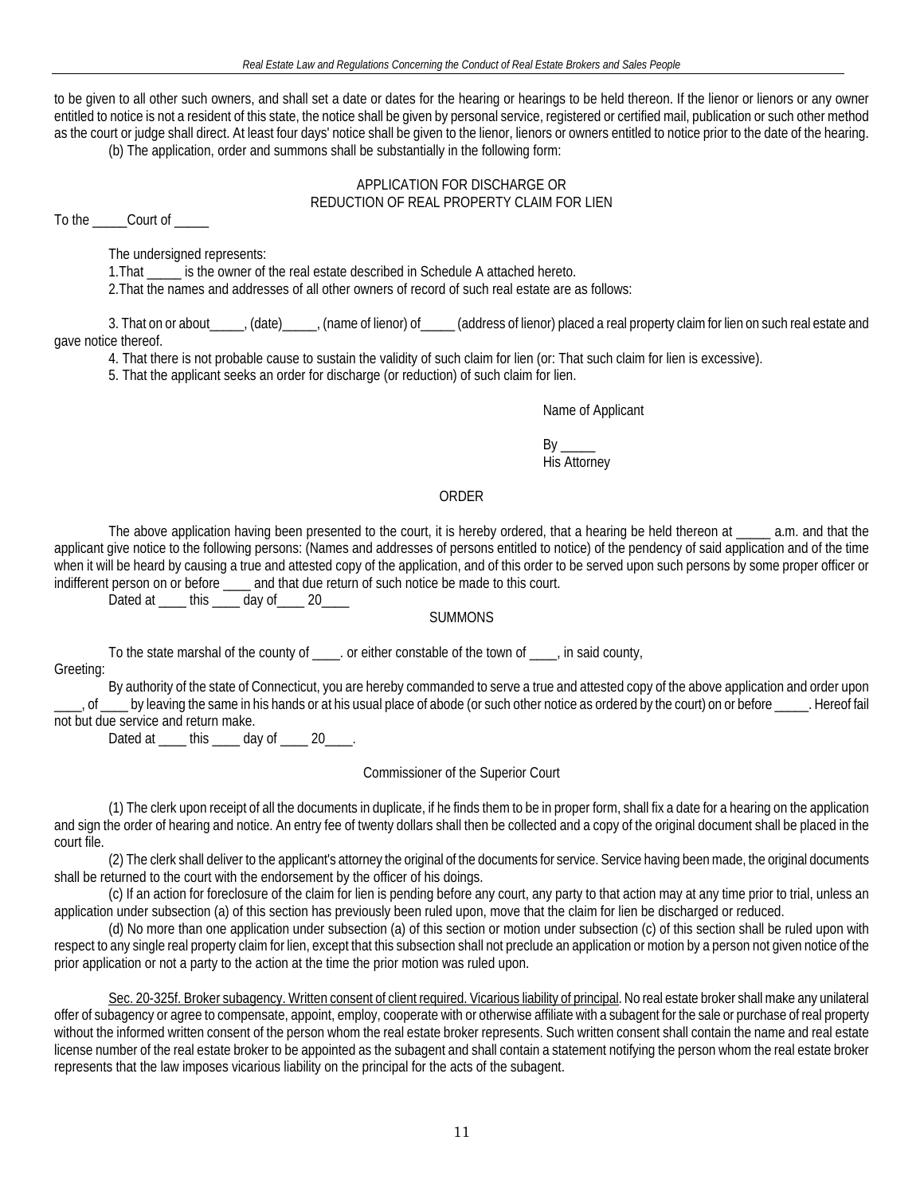to be given to all other such owners, and shall set a date or dates for the hearing or hearings to be held thereon. If the lienor or lienors or any owner entitled to notice is not a resident of this state, the notice shall be given by personal service, registered or certified mail, publication or such other method as the court or judge shall direct. At least four days' notice shall be given to the lienor, lienors or owners entitled to notice prior to the date of the hearing.

(b) The application, order and summons shall be substantially in the following form:

APPLICATION FOR DISCHARGE OR
REDUCTION OF REAL PROPERTY CLAIM FOR LIEN

To the _____Court of _____

The undersigned represents:

1.That _____ is the owner of the real estate described in Schedule A attached hereto.

2.That the names and addresses of all other owners of record of such real estate are as follows:

3. That on or about_____, (date)_____, (name of lienor) of_____ (address of lienor) placed a real property claim for lien on such real estate and gave notice thereof.

4. That there is not probable cause to sustain the validity of such claim for lien (or: That such claim for lien is excessive).

5. That the applicant seeks an order for discharge (or reduction) of such claim for lien.

Name of Applicant

By _____
His Attorney

ORDER

The above application having been presented to the court, it is hereby ordered, that a hearing be held thereon at _____ a.m. and that the applicant give notice to the following persons: (Names and addresses of persons entitled to notice) of the pendency of said application and of the time when it will be heard by causing a true and attested copy of the application, and of this order to be served upon such persons by some proper officer or indifferent person on or before ____ and that due return of such notice be made to this court.

Dated at ____ this ____ day of____ 20____

SUMMONS

To the state marshal of the county of ____. or either constable of the town of ____, in said county,

Greeting:

By authority of the state of Connecticut, you are hereby commanded to serve a true and attested copy of the above application and order upon ____, of ____ by leaving the same in his hands or at his usual place of abode (or such other notice as ordered by the court) on or before _____. Hereof fail not but due service and return make.

Dated at ____ this ____ day of ____ 20____.

Commissioner of the Superior Court

(1) The clerk upon receipt of all the documents in duplicate, if he finds them to be in proper form, shall fix a date for a hearing on the application and sign the order of hearing and notice. An entry fee of twenty dollars shall then be collected and a copy of the original document shall be placed in the court file.

(2) The clerk shall deliver to the applicant's attorney the original of the documents for service. Service having been made, the original documents shall be returned to the court with the endorsement by the officer of his doings.

(c) If an action for foreclosure of the claim for lien is pending before any court, any party to that action may at any time prior to trial, unless an application under subsection (a) of this section has previously been ruled upon, move that the claim for lien be discharged or reduced.

(d) No more than one application under subsection (a) of this section or motion under subsection (c) of this section shall be ruled upon with respect to any single real property claim for lien, except that this subsection shall not preclude an application or motion by a person not given notice of the prior application or not a party to the action at the time the prior motion was ruled upon.

Sec. 20-325f. Broker subagency. Written consent of client required. Vicarious liability of principal. No real estate broker shall make any unilateral offer of subagency or agree to compensate, appoint, employ, cooperate with or otherwise affiliate with a subagent for the sale or purchase of real property without the informed written consent of the person whom the real estate broker represents. Such written consent shall contain the name and real estate license number of the real estate broker to be appointed as the subagent and shall contain a statement notifying the person whom the real estate broker represents that the law imposes vicarious liability on the principal for the acts of the subagent.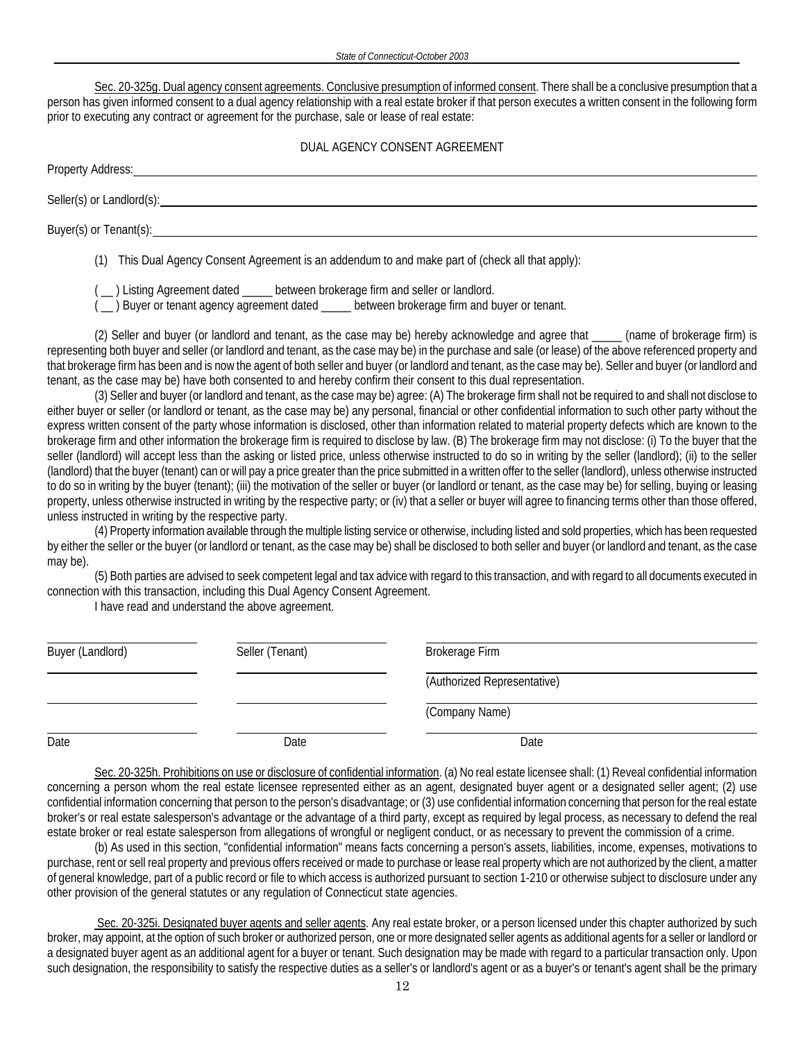Sec. 20-325g. Dual agency consent agreements. Conclusive presumption of informed consent. There shall be a conclusive presumption that a person has given informed consent to a dual agency relationship with a real estate broker if that person executes a written consent in the following form prior to executing any contract or agreement for the purchase, sale or lease of real estate:

DUAL AGENCY CONSENT AGREEMENT

Property Address: ____________________

Seller(s) or Landlord(s): ____________________

Buyer(s) or Tenant(s): ____________________

(1) This Dual Agency Consent Agreement is an addendum to and make part of (check all that apply):

( __ ) Listing Agreement dated _____ between brokerage firm and seller or landlord.
( __ ) Buyer or tenant agency agreement dated _____ between brokerage firm and buyer or tenant.

(2) Seller and buyer (or landlord and tenant, as the case may be) hereby acknowledge and agree that _____ (name of brokerage firm) is representing both buyer and seller (or landlord and tenant, as the case may be) in the purchase and sale (or lease) of the above referenced property and that brokerage firm has been and is now the agent of both seller and buyer (or landlord and tenant, as the case may be). Seller and buyer (or landlord and tenant, as the case may be) have both consented to and hereby confirm their consent to this dual representation.

(3) Seller and buyer (or landlord and tenant, as the case may be) agree: (A) The brokerage firm shall not be required to and shall not disclose to either buyer or seller (or landlord or tenant, as the case may be) any personal, financial or other confidential information to such other party without the express written consent of the party whose information is disclosed, other than information related to material property defects which are known to the brokerage firm and other information the brokerage firm is required to disclose by law. (B) The brokerage firm may not disclose: (i) To the buyer that the seller (landlord) will accept less than the asking or listed price, unless otherwise instructed to do so in writing by the seller (landlord); (ii) to the seller (landlord) that the buyer (tenant) can or will pay a price greater than the price submitted in a written offer to the seller (landlord), unless otherwise instructed to do so in writing by the buyer (tenant); (iii) the motivation of the seller or buyer (or landlord or tenant, as the case may be) for selling, buying or leasing property, unless otherwise instructed in writing by the respective party; or (iv) that a seller or buyer will agree to financing terms other than those offered, unless instructed in writing by the respective party.

(4) Property information available through the multiple listing service or otherwise, including listed and sold properties, which has been requested by either the seller or the buyer (or landlord or tenant, as the case may be) shall be disclosed to both seller and buyer (or landlord and tenant, as the case may be).

(5) Both parties are advised to seek competent legal and tax advice with regard to this transaction, and with regard to all documents executed in connection with this transaction, including this Dual Agency Consent Agreement.

I have read and understand the above agreement.

| | | |
|---|---|---|
| Buyer (Landlord) | Seller (Tenant) | Brokerage Firm |
| | | (Authorized Representative) |
| | | (Company Name) |
| Date | Date | Date |

Sec. 20-325h. Prohibitions on use or disclosure of confidential information. (a) No real estate licensee shall: (1) Reveal confidential information concerning a person whom the real estate licensee represented either as an agent, designated buyer agent or a designated seller agent; (2) use confidential information concerning that person to the person's disadvantage; or (3) use confidential information concerning that person for the real estate broker's or real estate salesperson's advantage or the advantage of a third party, except as required by legal process, as necessary to defend the real estate broker or real estate salesperson from allegations of wrongful or negligent conduct, or as necessary to prevent the commission of a crime.

(b) As used in this section, "confidential information" means facts concerning a person's assets, liabilities, income, expenses, motivations to purchase, rent or sell real property and previous offers received or made to purchase or lease real property which are not authorized by the client, a matter of general knowledge, part of a public record or file to which access is authorized pursuant to section 1-210 or otherwise subject to disclosure under any other provision of the general statutes or any regulation of Connecticut state agencies.

Sec. 20-325i. Designated buyer agents and seller agents. Any real estate broker, or a person licensed under this chapter authorized by such broker, may appoint, at the option of such broker or authorized person, one or more designated seller agents as additional agents for a seller or landlord or a designated buyer agent as an additional agent for a buyer or tenant. Such designation may be made with regard to a particular transaction only. Upon such designation, the responsibility to satisfy the respective duties as a seller's or landlord's agent or as a buyer's or tenant's agent shall be the primary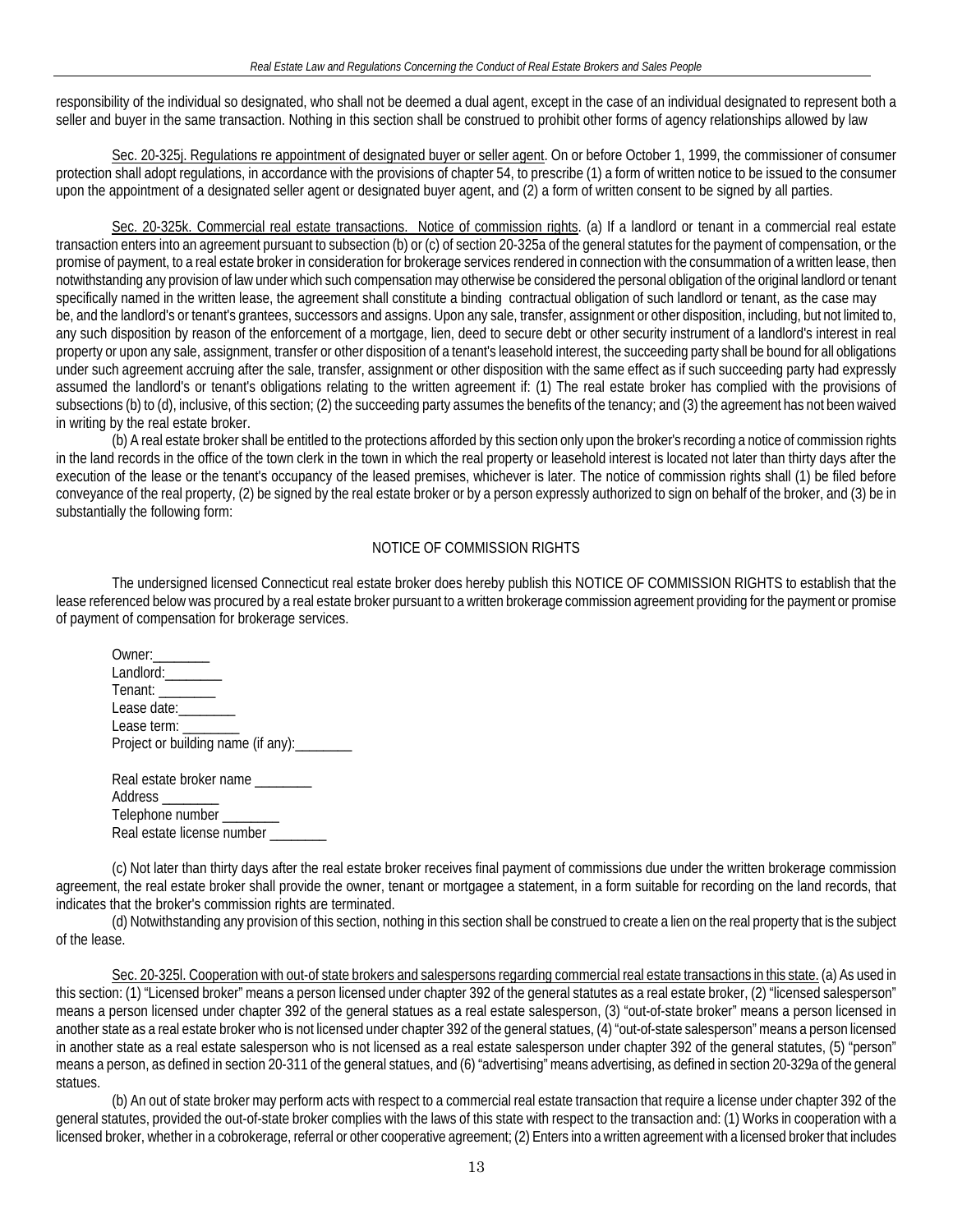responsibility of the individual so designated, who shall not be deemed a dual agent, except in the case of an individual designated to represent both a seller and buyer in the same transaction. Nothing in this section shall be construed to prohibit other forms of agency relationships allowed by law

Sec. 20-325j. Regulations re appointment of designated buyer or seller agent. On or before October 1, 1999, the commissioner of consumer protection shall adopt regulations, in accordance with the provisions of chapter 54, to prescribe (1) a form of written notice to be issued to the consumer upon the appointment of a designated seller agent or designated buyer agent, and (2) a form of written consent to be signed by all parties.

Sec. 20-325k. Commercial real estate transactions. Notice of commission rights. (a) If a landlord or tenant in a commercial real estate transaction enters into an agreement pursuant to subsection (b) or (c) of section 20-325a of the general statutes for the payment of compensation, or the promise of payment, to a real estate broker in consideration for brokerage services rendered in connection with the consummation of a written lease, then notwithstanding any provision of law under which such compensation may otherwise be considered the personal obligation of the original landlord or tenant specifically named in the written lease, the agreement shall constitute a binding contractual obligation of such landlord or tenant, as the case may be, and the landlord's or tenant's grantees, successors and assigns. Upon any sale, transfer, assignment or other disposition, including, but not limited to, any such disposition by reason of the enforcement of a mortgage, lien, deed to secure debt or other security instrument of a landlord's interest in real property or upon any sale, assignment, transfer or other disposition of a tenant's leasehold interest, the succeeding party shall be bound for all obligations under such agreement accruing after the sale, transfer, assignment or other disposition with the same effect as if such succeeding party had expressly assumed the landlord's or tenant's obligations relating to the written agreement if: (1) The real estate broker has complied with the provisions of subsections (b) to (d), inclusive, of this section; (2) the succeeding party assumes the benefits of the tenancy; and (3) the agreement has not been waived in writing by the real estate broker.

(b) A real estate broker shall be entitled to the protections afforded by this section only upon the broker's recording a notice of commission rights in the land records in the office of the town clerk in the town in which the real property or leasehold interest is located not later than thirty days after the execution of the lease or the tenant's occupancy of the leased premises, whichever is later. The notice of commission rights shall (1) be filed before conveyance of the real property, (2) be signed by the real estate broker or by a person expressly authorized to sign on behalf of the broker, and (3) be in substantially the following form:

NOTICE OF COMMISSION RIGHTS

The undersigned licensed Connecticut real estate broker does hereby publish this NOTICE OF COMMISSION RIGHTS to establish that the lease referenced below was procured by a real estate broker pursuant to a written brokerage commission agreement providing for the payment or promise of payment of compensation for brokerage services.

Owner:________
Landlord:________
Tenant: ________
Lease date:________
Lease term: ________
Project or building name (if any):________

Real estate broker name ________
Address ________
Telephone number ________
Real estate license number ________

(c) Not later than thirty days after the real estate broker receives final payment of commissions due under the written brokerage commission agreement, the real estate broker shall provide the owner, tenant or mortgagee a statement, in a form suitable for recording on the land records, that indicates that the broker's commission rights are terminated.

(d) Notwithstanding any provision of this section, nothing in this section shall be construed to create a lien on the real property that is the subject of the lease.

Sec. 20-325l. Cooperation with out-of state brokers and salespersons regarding commercial real estate transactions in this state. (a) As used in this section: (1) "Licensed broker" means a person licensed under chapter 392 of the general statutes as a real estate broker, (2) "licensed salesperson" means a person licensed under chapter 392 of the general statues as a real estate salesperson, (3) "out-of-state broker" means a person licensed in another state as a real estate broker who is not licensed under chapter 392 of the general statues, (4) "out-of-state salesperson" means a person licensed in another state as a real estate salesperson who is not licensed as a real estate salesperson under chapter 392 of the general statutes, (5) "person" means a person, as defined in section 20-311 of the general statues, and (6) "advertising" means advertising, as defined in section 20-329a of the general statues.

(b) An out of state broker may perform acts with respect to a commercial real estate transaction that require a license under chapter 392 of the general statutes, provided the out-of-state broker complies with the laws of this state with respect to the transaction and: (1) Works in cooperation with a licensed broker, whether in a cobrokerage, referral or other cooperative agreement; (2) Enters into a written agreement with a licensed broker that includes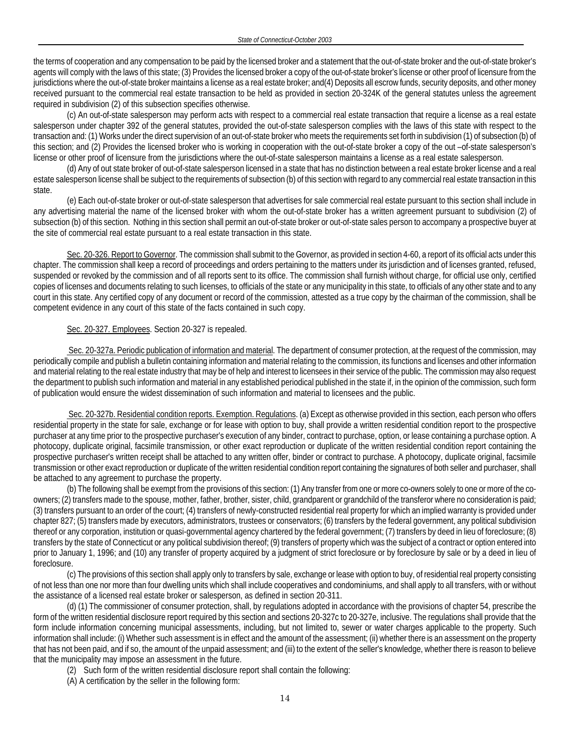the terms of cooperation and any compensation to be paid by the licensed broker and a statement that the out-of-state broker and the out-of-state broker's agents will comply with the laws of this state; (3) Provides the licensed broker a copy of the out-of-state broker's license or other proof of licensure from the jurisdictions where the out-of-state broker maintains a license as a real estate broker; and(4) Deposits all escrow funds, security deposits, and other money received pursuant to the commercial real estate transaction to be held as provided in section 20-324K of the general statutes unless the agreement required in subdivision (2) of this subsection specifies otherwise.

(c) An out-of-state salesperson may perform acts with respect to a commercial real estate transaction that require a license as a real estate salesperson under chapter 392 of the general statutes, provided the out-of-state salesperson complies with the laws of this state with respect to the transaction and: (1) Works under the direct supervision of an out-of-state broker who meets the requirements set forth in subdivision (1) of subsection (b) of this section; and (2) Provides the licensed broker who is working in cooperation with the out-of-state broker a copy of the out –of-state salesperson's license or other proof of licensure from the jurisdictions where the out-of-state salesperson maintains a license as a real estate salesperson.

(d) Any of out state broker of out-of-state salesperson licensed in a state that has no distinction between a real estate broker license and a real estate salesperson license shall be subject to the requirements of subsection (b) of this section with regard to any commercial real estate transaction in this state.

(e) Each out-of-state broker or out-of-state salesperson that advertises for sale commercial real estate pursuant to this section shall include in any advertising material the name of the licensed broker with whom the out-of-state broker has a written agreement pursuant to subdivision (2) of subsection (b) of this section. Nothing in this section shall permit an out-of-state broker or out-of-state sales person to accompany a prospective buyer at the site of commercial real estate pursuant to a real estate transaction in this state.

Sec. 20-326. Report to Governor. The commission shall submit to the Governor, as provided in section 4-60, a report of its official acts under this chapter. The commission shall keep a record of proceedings and orders pertaining to the matters under its jurisdiction and of licenses granted, refused, suspended or revoked by the commission and of all reports sent to its office. The commission shall furnish without charge, for official use only, certified copies of licenses and documents relating to such licenses, to officials of the state or any municipality in this state, to officials of any other state and to any court in this state. Any certified copy of any document or record of the commission, attested as a true copy by the chairman of the commission, shall be competent evidence in any court of this state of the facts contained in such copy.

Sec. 20-327. Employees. Section 20-327 is repealed.

Sec. 20-327a. Periodic publication of information and material. The department of consumer protection, at the request of the commission, may periodically compile and publish a bulletin containing information and material relating to the commission, its functions and licenses and other information and material relating to the real estate industry that may be of help and interest to licensees in their service of the public. The commission may also request the department to publish such information and material in any established periodical published in the state if, in the opinion of the commission, such form of publication would ensure the widest dissemination of such information and material to licensees and the public.

Sec. 20-327b. Residential condition reports. Exemption. Regulations. (a) Except as otherwise provided in this section, each person who offers residential property in the state for sale, exchange or for lease with option to buy, shall provide a written residential condition report to the prospective purchaser at any time prior to the prospective purchaser's execution of any binder, contract to purchase, option, or lease containing a purchase option. A photocopy, duplicate original, facsimile transmission, or other exact reproduction or duplicate of the written residential condition report containing the prospective purchaser's written receipt shall be attached to any written offer, binder or contract to purchase. A photocopy, duplicate original, facsimile transmission or other exact reproduction or duplicate of the written residential condition report containing the signatures of both seller and purchaser, shall be attached to any agreement to purchase the property.

(b) The following shall be exempt from the provisions of this section: (1) Any transfer from one or more co-owners solely to one or more of the co-owners; (2) transfers made to the spouse, mother, father, brother, sister, child, grandparent or grandchild of the transferor where no consideration is paid; (3) transfers pursuant to an order of the court; (4) transfers of newly-constructed residential real property for which an implied warranty is provided under chapter 827; (5) transfers made by executors, administrators, trustees or conservators; (6) transfers by the federal government, any political subdivision thereof or any corporation, institution or quasi-governmental agency chartered by the federal government; (7) transfers by deed in lieu of foreclosure; (8) transfers by the state of Connecticut or any political subdivision thereof; (9) transfers of property which was the subject of a contract or option entered into prior to January 1, 1996; and (10) any transfer of property acquired by a judgment of strict foreclosure or by foreclosure by sale or by a deed in lieu of foreclosure.

(c) The provisions of this section shall apply only to transfers by sale, exchange or lease with option to buy, of residential real property consisting of not less than one nor more than four dwelling units which shall include cooperatives and condominiums, and shall apply to all transfers, with or without the assistance of a licensed real estate broker or salesperson, as defined in section 20-311.

(d) (1) The commissioner of consumer protection, shall, by regulations adopted in accordance with the provisions of chapter 54, prescribe the form of the written residential disclosure report required by this section and sections 20-327c to 20-327e, inclusive. The regulations shall provide that the form include information concerning municipal assessments, including, but not limited to, sewer or water charges applicable to the property. Such information shall include: (i) Whether such assessment is in effect and the amount of the assessment; (ii) whether there is an assessment on the property that has not been paid, and if so, the amount of the unpaid assessment; and (iii) to the extent of the seller's knowledge, whether there is reason to believe that the municipality may impose an assessment in the future.

(2) Such form of the written residential disclosure report shall contain the following:

(A) A certification by the seller in the following form: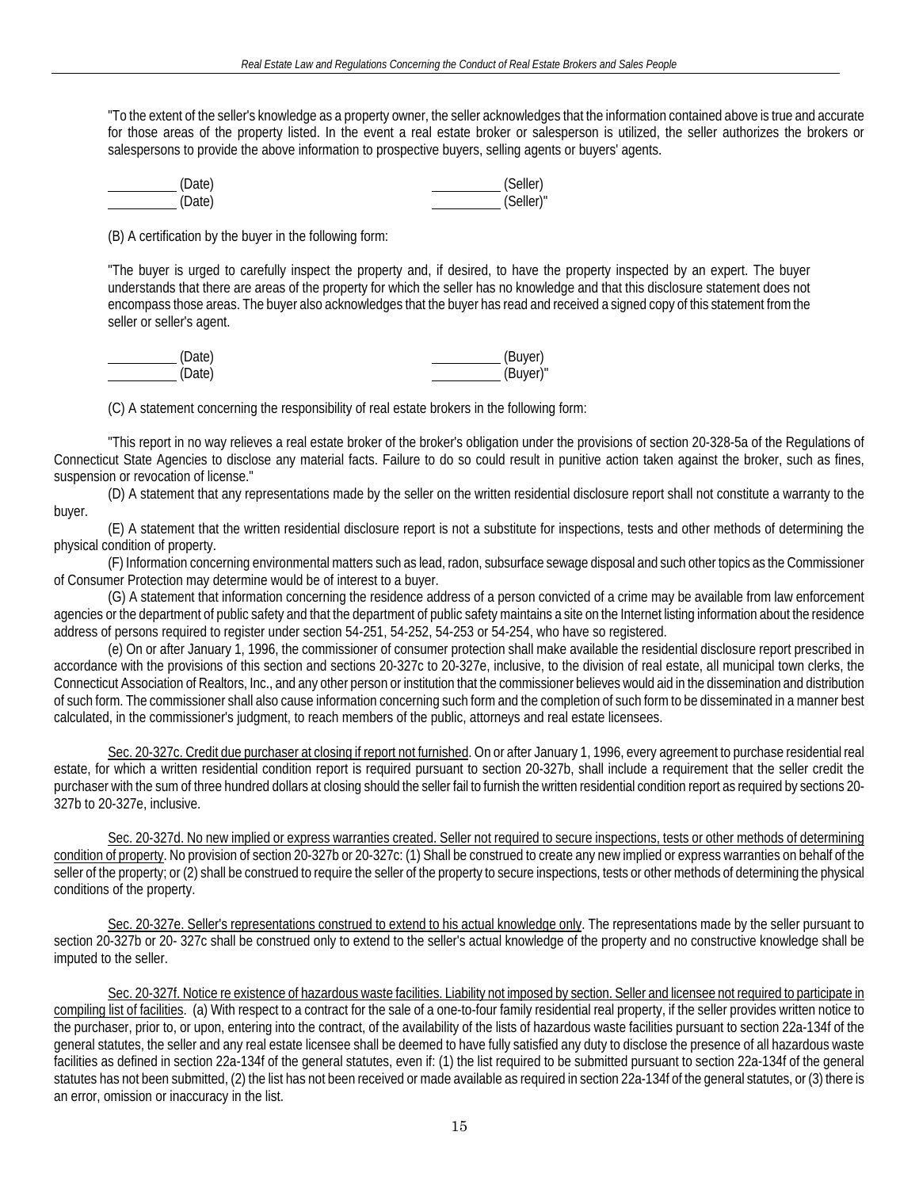"To the extent of the seller's knowledge as a property owner, the seller acknowledges that the information contained above is true and accurate for those areas of the property listed. In the event a real estate broker or salesperson is utilized, the seller authorizes the brokers or salespersons to provide the above information to prospective buyers, selling agents or buyers' agents.

__________ (Date) __________ (Seller)
__________ (Date) __________ (Seller)"

(B) A certification by the buyer in the following form:

"The buyer is urged to carefully inspect the property and, if desired, to have the property inspected by an expert. The buyer understands that there are areas of the property for which the seller has no knowledge and that this disclosure statement does not encompass those areas. The buyer also acknowledges that the buyer has read and received a signed copy of this statement from the seller or seller's agent.

__________ (Date) __________ (Buyer)
__________ (Date) __________ (Buyer)"

(C) A statement concerning the responsibility of real estate brokers in the following form:

"This report in no way relieves a real estate broker of the broker's obligation under the provisions of section 20-328-5a of the Regulations of Connecticut State Agencies to disclose any material facts. Failure to do so could result in punitive action taken against the broker, such as fines, suspension or revocation of license."

(D) A statement that any representations made by the seller on the written residential disclosure report shall not constitute a warranty to the buyer.

(E) A statement that the written residential disclosure report is not a substitute for inspections, tests and other methods of determining the physical condition of property.

(F) Information concerning environmental matters such as lead, radon, subsurface sewage disposal and such other topics as the Commissioner of Consumer Protection may determine would be of interest to a buyer.

(G) A statement that information concerning the residence address of a person convicted of a crime may be available from law enforcement agencies or the department of public safety and that the department of public safety maintains a site on the Internet listing information about the residence address of persons required to register under section 54-251, 54-252, 54-253 or 54-254, who have so registered.

(e) On or after January 1, 1996, the commissioner of consumer protection shall make available the residential disclosure report prescribed in accordance with the provisions of this section and sections 20-327c to 20-327e, inclusive, to the division of real estate, all municipal town clerks, the Connecticut Association of Realtors, Inc., and any other person or institution that the commissioner believes would aid in the dissemination and distribution of such form. The commissioner shall also cause information concerning such form and the completion of such form to be disseminated in a manner best calculated, in the commissioner's judgment, to reach members of the public, attorneys and real estate licensees.

Sec. 20-327c. Credit due purchaser at closing if report not furnished. On or after January 1, 1996, every agreement to purchase residential real estate, for which a written residential condition report is required pursuant to section 20-327b, shall include a requirement that the seller credit the purchaser with the sum of three hundred dollars at closing should the seller fail to furnish the written residential condition report as required by sections 20-327b to 20-327e, inclusive.

Sec. 20-327d. No new implied or express warranties created. Seller not required to secure inspections, tests or other methods of determining condition of property. No provision of section 20-327b or 20-327c: (1) Shall be construed to create any new implied or express warranties on behalf of the seller of the property; or (2) shall be construed to require the seller of the property to secure inspections, tests or other methods of determining the physical conditions of the property.

Sec. 20-327e. Seller's representations construed to extend to his actual knowledge only. The representations made by the seller pursuant to section 20-327b or 20- 327c shall be construed only to extend to the seller's actual knowledge of the property and no constructive knowledge shall be imputed to the seller.

Sec. 20-327f. Notice re existence of hazardous waste facilities. Liability not imposed by section. Seller and licensee not required to participate in compiling list of facilities. (a) With respect to a contract for the sale of a one-to-four family residential real property, if the seller provides written notice to the purchaser, prior to, or upon, entering into the contract, of the availability of the lists of hazardous waste facilities pursuant to section 22a-134f of the general statutes, the seller and any real estate licensee shall be deemed to have fully satisfied any duty to disclose the presence of all hazardous waste facilities as defined in section 22a-134f of the general statutes, even if: (1) the list required to be submitted pursuant to section 22a-134f of the general statutes has not been submitted, (2) the list has not been received or made available as required in section 22a-134f of the general statutes, or (3) there is an error, omission or inaccuracy in the list.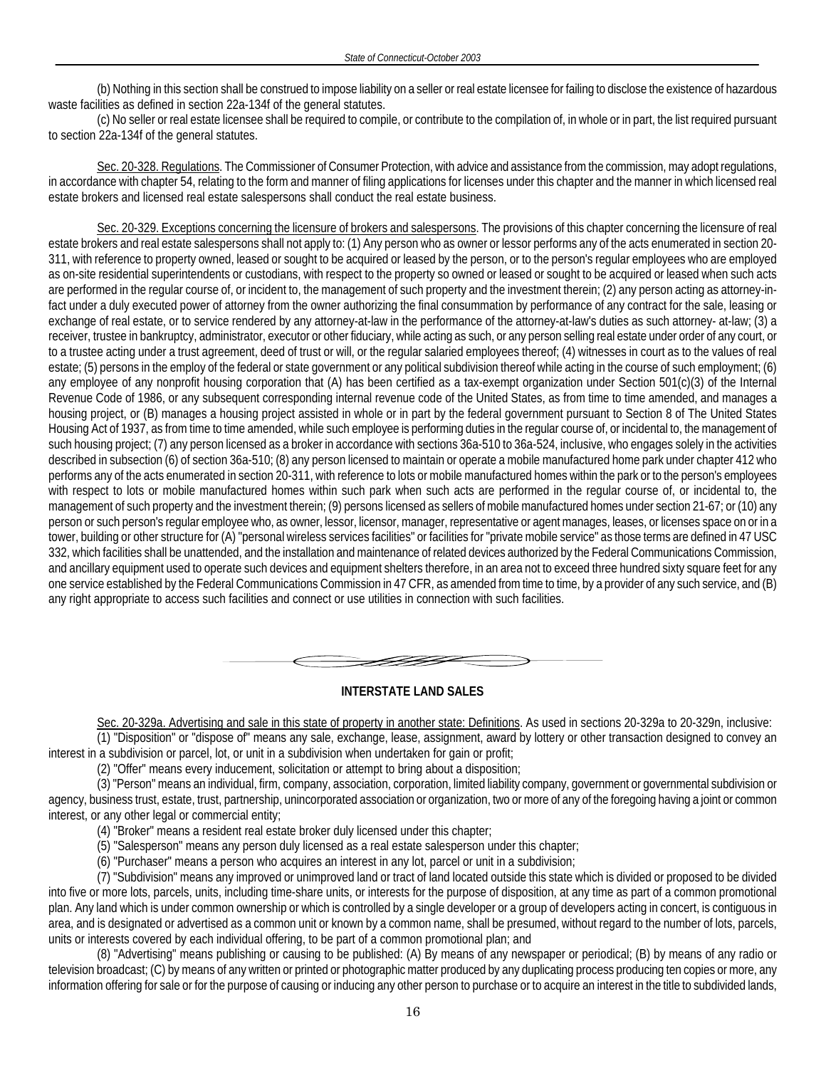(b) Nothing in this section shall be construed to impose liability on a seller or real estate licensee for failing to disclose the existence of hazardous waste facilities as defined in section 22a-134f of the general statutes.

(c) No seller or real estate licensee shall be required to compile, or contribute to the compilation of, in whole or in part, the list required pursuant to section 22a-134f of the general statutes.

Sec. 20-328. Regulations. The Commissioner of Consumer Protection, with advice and assistance from the commission, may adopt regulations, in accordance with chapter 54, relating to the form and manner of filing applications for licenses under this chapter and the manner in which licensed real estate brokers and licensed real estate salespersons shall conduct the real estate business.

Sec. 20-329. Exceptions concerning the licensure of brokers and salespersons. The provisions of this chapter concerning the licensure of real estate brokers and real estate salespersons shall not apply to: (1) Any person who as owner or lessor performs any of the acts enumerated in section 20-311, with reference to property owned, leased or sought to be acquired or leased by the person, or to the person's regular employees who are employed as on-site residential superintendents or custodians, with respect to the property so owned or leased or sought to be acquired or leased when such acts are performed in the regular course of, or incident to, the management of such property and the investment therein; (2) any person acting as attorney-in-fact under a duly executed power of attorney from the owner authorizing the final consummation by performance of any contract for the sale, leasing or exchange of real estate, or to service rendered by any attorney-at-law in the performance of the attorney-at-law's duties as such attorney- at-law; (3) a receiver, trustee in bankruptcy, administrator, executor or other fiduciary, while acting as such, or any person selling real estate under order of any court, or to a trustee acting under a trust agreement, deed of trust or will, or the regular salaried employees thereof; (4) witnesses in court as to the values of real estate; (5) persons in the employ of the federal or state government or any political subdivision thereof while acting in the course of such employment; (6) any employee of any nonprofit housing corporation that (A) has been certified as a tax-exempt organization under Section 501(c)(3) of the Internal Revenue Code of 1986, or any subsequent corresponding internal revenue code of the United States, as from time to time amended, and manages a housing project, or (B) manages a housing project assisted in whole or in part by the federal government pursuant to Section 8 of The United States Housing Act of 1937, as from time to time amended, while such employee is performing duties in the regular course of, or incidental to, the management of such housing project; (7) any person licensed as a broker in accordance with sections 36a-510 to 36a-524, inclusive, who engages solely in the activities described in subsection (6) of section 36a-510; (8) any person licensed to maintain or operate a mobile manufactured home park under chapter 412 who performs any of the acts enumerated in section 20-311, with reference to lots or mobile manufactured homes within the park or to the person's employees with respect to lots or mobile manufactured homes within such park when such acts are performed in the regular course of, or incidental to, the management of such property and the investment therein; (9) persons licensed as sellers of mobile manufactured homes under section 21-67; or (10) any person or such person's regular employee who, as owner, lessor, licensor, manager, representative or agent manages, leases, or licenses space on or in a tower, building or other structure for (A) "personal wireless services facilities" or facilities for "private mobile service" as those terms are defined in 47 USC 332, which facilities shall be unattended, and the installation and maintenance of related devices authorized by the Federal Communications Commission, and ancillary equipment used to operate such devices and equipment shelters therefore, in an area not to exceed three hundred sixty square feet for any one service established by the Federal Communications Commission in 47 CFR, as amended from time to time, by a provider of any such service, and (B) any right appropriate to access such facilities and connect or use utilities in connection with such facilities.

## INTERSTATE LAND SALES

Sec. 20-329a. Advertising and sale in this state of property in another state: Definitions. As used in sections 20-329a to 20-329n, inclusive:

(1) "Disposition" or "dispose of" means any sale, exchange, lease, assignment, award by lottery or other transaction designed to convey an interest in a subdivision or parcel, lot, or unit in a subdivision when undertaken for gain or profit;

(2) "Offer" means every inducement, solicitation or attempt to bring about a disposition;

(3) "Person" means an individual, firm, company, association, corporation, limited liability company, government or governmental subdivision or agency, business trust, estate, trust, partnership, unincorporated association or organization, two or more of any of the foregoing having a joint or common interest, or any other legal or commercial entity;

(4) "Broker" means a resident real estate broker duly licensed under this chapter;

(5) "Salesperson" means any person duly licensed as a real estate salesperson under this chapter;

(6) "Purchaser" means a person who acquires an interest in any lot, parcel or unit in a subdivision;

(7) "Subdivision" means any improved or unimproved land or tract of land located outside this state which is divided or proposed to be divided into five or more lots, parcels, units, including time-share units, or interests for the purpose of disposition, at any time as part of a common promotional plan. Any land which is under common ownership or which is controlled by a single developer or a group of developers acting in concert, is contiguous in area, and is designated or advertised as a common unit or known by a common name, shall be presumed, without regard to the number of lots, parcels, units or interests covered by each individual offering, to be part of a common promotional plan; and

(8) "Advertising" means publishing or causing to be published: (A) By means of any newspaper or periodical; (B) by means of any radio or television broadcast; (C) by means of any written or printed or photographic matter produced by any duplicating process producing ten copies or more, any information offering for sale or for the purpose of causing or inducing any other person to purchase or to acquire an interest in the title to subdivided lands,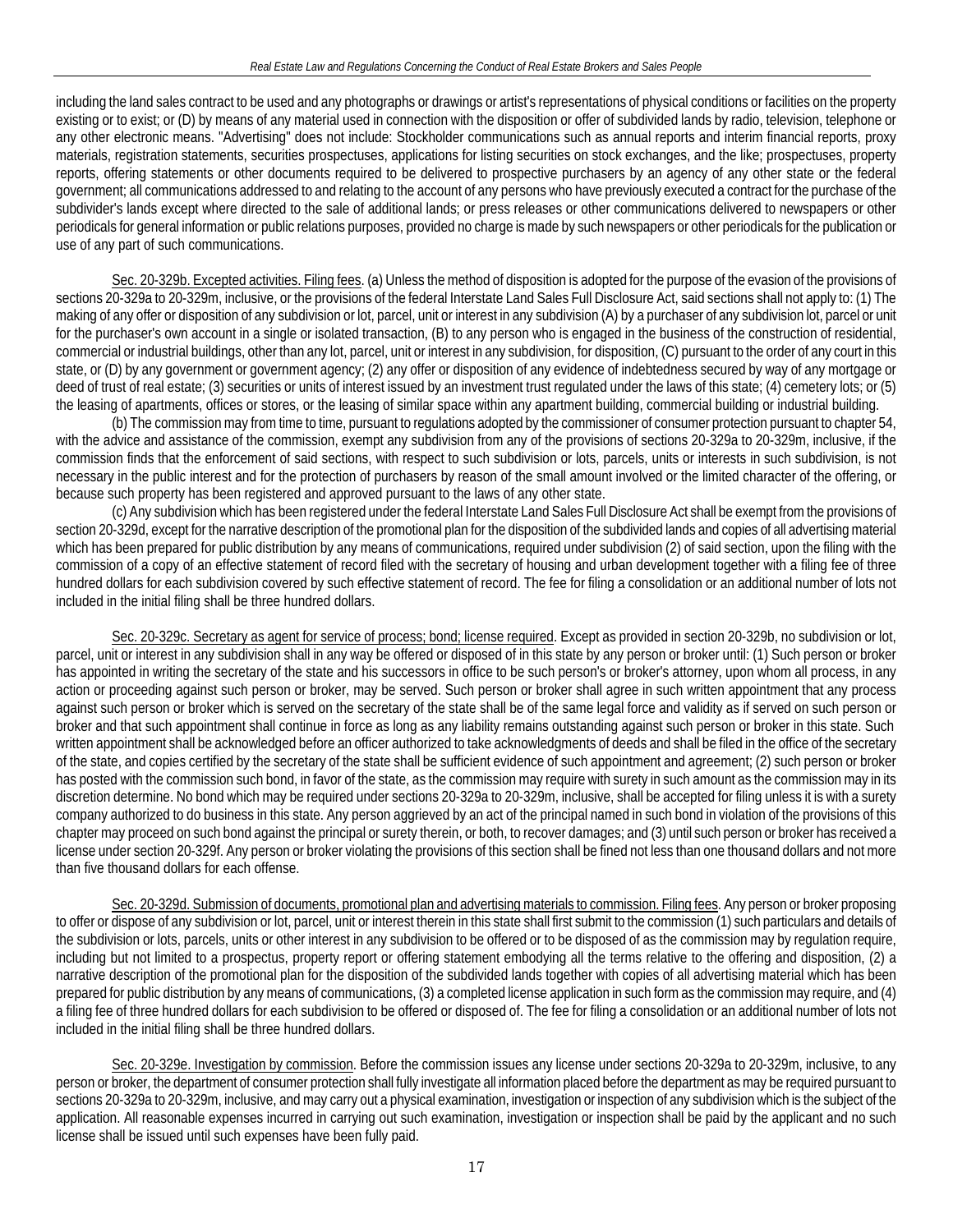including the land sales contract to be used and any photographs or drawings or artist's representations of physical conditions or facilities on the property existing or to exist; or (D) by means of any material used in connection with the disposition or offer of subdivided lands by radio, television, telephone or any other electronic means. "Advertising" does not include: Stockholder communications such as annual reports and interim financial reports, proxy materials, registration statements, securities prospectuses, applications for listing securities on stock exchanges, and the like; prospectuses, property reports, offering statements or other documents required to be delivered to prospective purchasers by an agency of any other state or the federal government; all communications addressed to and relating to the account of any persons who have previously executed a contract for the purchase of the subdivider's lands except where directed to the sale of additional lands; or press releases or other communications delivered to newspapers or other periodicals for general information or public relations purposes, provided no charge is made by such newspapers or other periodicals for the publication or use of any part of such communications.

Sec. 20-329b. Excepted activities. Filing fees. (a) Unless the method of disposition is adopted for the purpose of the evasion of the provisions of sections 20-329a to 20-329m, inclusive, or the provisions of the federal Interstate Land Sales Full Disclosure Act, said sections shall not apply to: (1) The making of any offer or disposition of any subdivision or lot, parcel, unit or interest in any subdivision (A) by a purchaser of any subdivision lot, parcel or unit for the purchaser's own account in a single or isolated transaction, (B) to any person who is engaged in the business of the construction of residential, commercial or industrial buildings, other than any lot, parcel, unit or interest in any subdivision, for disposition, (C) pursuant to the order of any court in this state, or (D) by any government or government agency; (2) any offer or disposition of any evidence of indebtedness secured by way of any mortgage or deed of trust of real estate; (3) securities or units of interest issued by an investment trust regulated under the laws of this state; (4) cemetery lots; or (5) the leasing of apartments, offices or stores, or the leasing of similar space within any apartment building, commercial building or industrial building.

(b) The commission may from time to time, pursuant to regulations adopted by the commissioner of consumer protection pursuant to chapter 54, with the advice and assistance of the commission, exempt any subdivision from any of the provisions of sections 20-329a to 20-329m, inclusive, if the commission finds that the enforcement of said sections, with respect to such subdivision or lots, parcels, units or interests in such subdivision, is not necessary in the public interest and for the protection of purchasers by reason of the small amount involved or the limited character of the offering, or because such property has been registered and approved pursuant to the laws of any other state.

(c) Any subdivision which has been registered under the federal Interstate Land Sales Full Disclosure Act shall be exempt from the provisions of section 20-329d, except for the narrative description of the promotional plan for the disposition of the subdivided lands and copies of all advertising material which has been prepared for public distribution by any means of communications, required under subdivision (2) of said section, upon the filing with the commission of a copy of an effective statement of record filed with the secretary of housing and urban development together with a filing fee of three hundred dollars for each subdivision covered by such effective statement of record. The fee for filing a consolidation or an additional number of lots not included in the initial filing shall be three hundred dollars.

Sec. 20-329c. Secretary as agent for service of process; bond; license required. Except as provided in section 20-329b, no subdivision or lot, parcel, unit or interest in any subdivision shall in any way be offered or disposed of in this state by any person or broker until: (1) Such person or broker has appointed in writing the secretary of the state and his successors in office to be such person's or broker's attorney, upon whom all process, in any action or proceeding against such person or broker, may be served. Such person or broker shall agree in such written appointment that any process against such person or broker which is served on the secretary of the state shall be of the same legal force and validity as if served on such person or broker and that such appointment shall continue in force as long as any liability remains outstanding against such person or broker in this state. Such written appointment shall be acknowledged before an officer authorized to take acknowledgments of deeds and shall be filed in the office of the secretary of the state, and copies certified by the secretary of the state shall be sufficient evidence of such appointment and agreement; (2) such person or broker has posted with the commission such bond, in favor of the state, as the commission may require with surety in such amount as the commission may in its discretion determine. No bond which may be required under sections 20-329a to 20-329m, inclusive, shall be accepted for filing unless it is with a surety company authorized to do business in this state. Any person aggrieved by an act of the principal named in such bond in violation of the provisions of this chapter may proceed on such bond against the principal or surety therein, or both, to recover damages; and (3) until such person or broker has received a license under section 20-329f. Any person or broker violating the provisions of this section shall be fined not less than one thousand dollars and not more than five thousand dollars for each offense.

Sec. 20-329d. Submission of documents, promotional plan and advertising materials to commission. Filing fees. Any person or broker proposing to offer or dispose of any subdivision or lot, parcel, unit or interest therein in this state shall first submit to the commission (1) such particulars and details of the subdivision or lots, parcels, units or other interest in any subdivision to be offered or to be disposed of as the commission may by regulation require, including but not limited to a prospectus, property report or offering statement embodying all the terms relative to the offering and disposition, (2) a narrative description of the promotional plan for the disposition of the subdivided lands together with copies of all advertising material which has been prepared for public distribution by any means of communications, (3) a completed license application in such form as the commission may require, and (4) a filing fee of three hundred dollars for each subdivision to be offered or disposed of. The fee for filing a consolidation or an additional number of lots not included in the initial filing shall be three hundred dollars.

Sec. 20-329e. Investigation by commission. Before the commission issues any license under sections 20-329a to 20-329m, inclusive, to any person or broker, the department of consumer protection shall fully investigate all information placed before the department as may be required pursuant to sections 20-329a to 20-329m, inclusive, and may carry out a physical examination, investigation or inspection of any subdivision which is the subject of the application. All reasonable expenses incurred in carrying out such examination, investigation or inspection shall be paid by the applicant and no such license shall be issued until such expenses have been fully paid.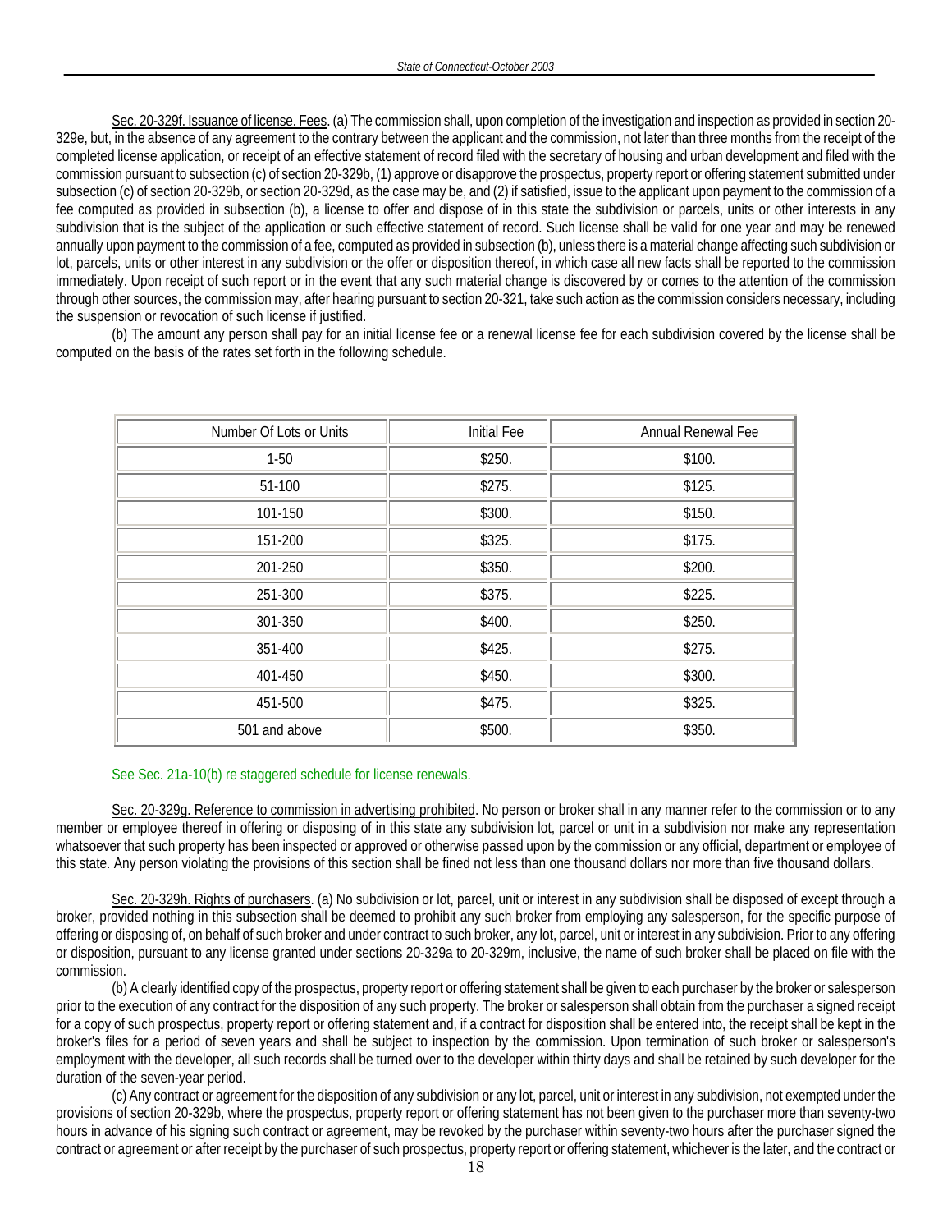Sec. 20-329f. Issuance of license. Fees. (a) The commission shall, upon completion of the investigation and inspection as provided in section 20-329e, but, in the absence of any agreement to the contrary between the applicant and the commission, not later than three months from the receipt of the completed license application, or receipt of an effective statement of record filed with the secretary of housing and urban development and filed with the commission pursuant to subsection (c) of section 20-329b, (1) approve or disapprove the prospectus, property report or offering statement submitted under subsection (c) of section 20-329b, or section 20-329d, as the case may be, and (2) if satisfied, issue to the applicant upon payment to the commission of a fee computed as provided in subsection (b), a license to offer and dispose of in this state the subdivision or parcels, units or other interests in any subdivision that is the subject of the application or such effective statement of record. Such license shall be valid for one year and may be renewed annually upon payment to the commission of a fee, computed as provided in subsection (b), unless there is a material change affecting such subdivision or lot, parcels, units or other interest in any subdivision or the offer or disposition thereof, in which case all new facts shall be reported to the commission immediately. Upon receipt of such report or in the event that any such material change is discovered by or comes to the attention of the commission through other sources, the commission may, after hearing pursuant to section 20-321, take such action as the commission considers necessary, including the suspension or revocation of such license if justified.

(b) The amount any person shall pay for an initial license fee or a renewal license fee for each subdivision covered by the license shall be computed on the basis of the rates set forth in the following schedule.

| Number Of Lots or Units | Initial Fee | Annual Renewal Fee |
|---|---|---|
| 1-50 | $250. | $100. |
| 51-100 | $275. | $125. |
| 101-150 | $300. | $150. |
| 151-200 | $325. | $175. |
| 201-250 | $350. | $200. |
| 251-300 | $375. | $225. |
| 301-350 | $400. | $250. |
| 351-400 | $425. | $275. |
| 401-450 | $450. | $300. |
| 451-500 | $475. | $325. |
| 501 and above | $500. | $350. |

See Sec. 21a-10(b) re staggered schedule for license renewals.

Sec. 20-329g. Reference to commission in advertising prohibited. No person or broker shall in any manner refer to the commission or to any member or employee thereof in offering or disposing of in this state any subdivision lot, parcel or unit in a subdivision nor make any representation whatsoever that such property has been inspected or approved or otherwise passed upon by the commission or any official, department or employee of this state. Any person violating the provisions of this section shall be fined not less than one thousand dollars nor more than five thousand dollars.

Sec. 20-329h. Rights of purchasers. (a) No subdivision or lot, parcel, unit or interest in any subdivision shall be disposed of except through a broker, provided nothing in this subsection shall be deemed to prohibit any such broker from employing any salesperson, for the specific purpose of offering or disposing of, on behalf of such broker and under contract to such broker, any lot, parcel, unit or interest in any subdivision. Prior to any offering or disposition, pursuant to any license granted under sections 20-329a to 20-329m, inclusive, the name of such broker shall be placed on file with the commission.

(b) A clearly identified copy of the prospectus, property report or offering statement shall be given to each purchaser by the broker or salesperson prior to the execution of any contract for the disposition of any such property. The broker or salesperson shall obtain from the purchaser a signed receipt for a copy of such prospectus, property report or offering statement and, if a contract for disposition shall be entered into, the receipt shall be kept in the broker's files for a period of seven years and shall be subject to inspection by the commission. Upon termination of such broker or salesperson's employment with the developer, all such records shall be turned over to the developer within thirty days and shall be retained by such developer for the duration of the seven-year period.

(c) Any contract or agreement for the disposition of any subdivision or any lot, parcel, unit or interest in any subdivision, not exempted under the provisions of section 20-329b, where the prospectus, property report or offering statement has not been given to the purchaser more than seventy-two hours in advance of his signing such contract or agreement, may be revoked by the purchaser within seventy-two hours after the purchaser signed the contract or agreement or after receipt by the purchaser of such prospectus, property report or offering statement, whichever is the later, and the contract or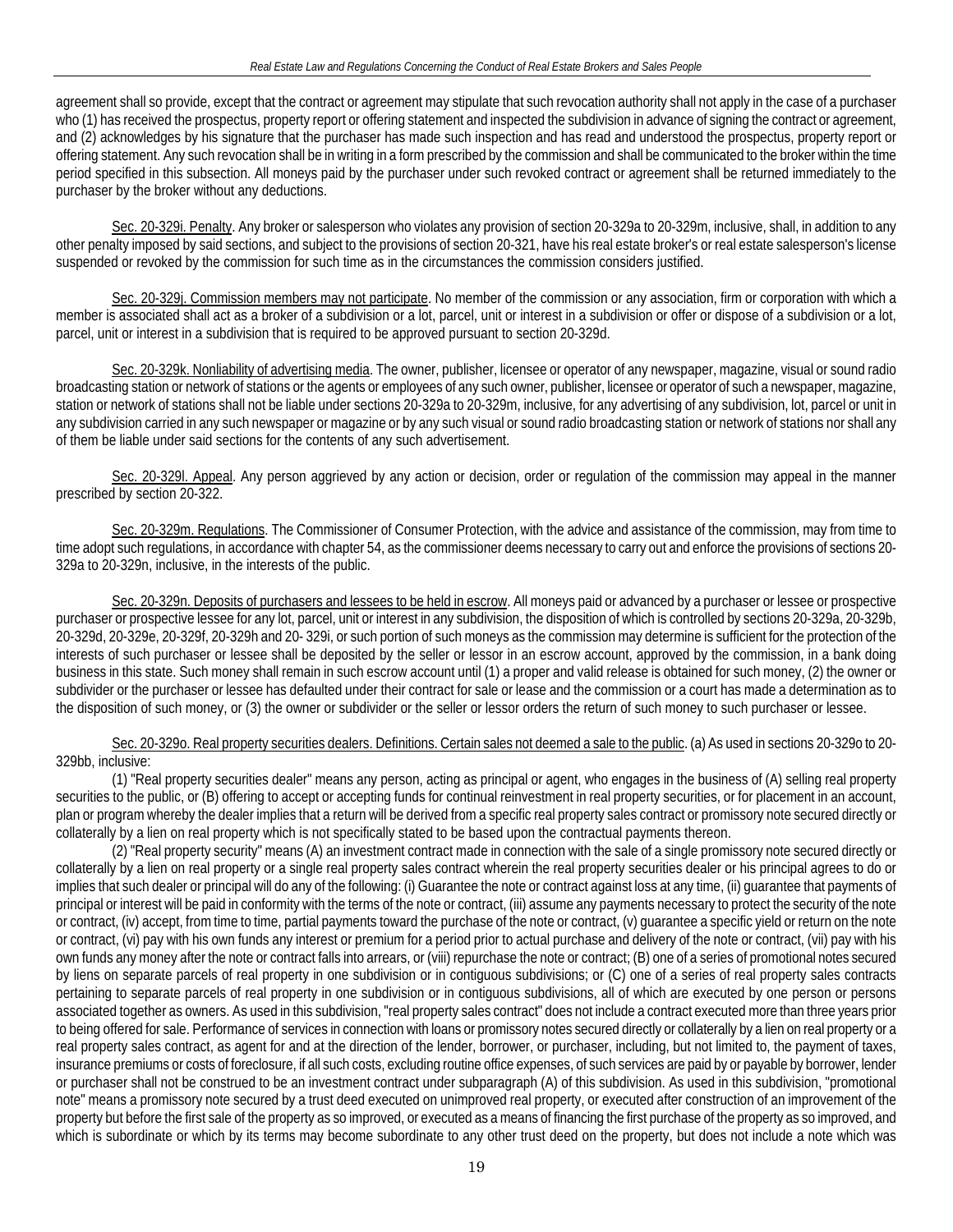agreement shall so provide, except that the contract or agreement may stipulate that such revocation authority shall not apply in the case of a purchaser who (1) has received the prospectus, property report or offering statement and inspected the subdivision in advance of signing the contract or agreement, and (2) acknowledges by his signature that the purchaser has made such inspection and has read and understood the prospectus, property report or offering statement. Any such revocation shall be in writing in a form prescribed by the commission and shall be communicated to the broker within the time period specified in this subsection. All moneys paid by the purchaser under such revoked contract or agreement shall be returned immediately to the purchaser by the broker without any deductions.

Sec. 20-329i. Penalty. Any broker or salesperson who violates any provision of section 20-329a to 20-329m, inclusive, shall, in addition to any other penalty imposed by said sections, and subject to the provisions of section 20-321, have his real estate broker's or real estate salesperson's license suspended or revoked by the commission for such time as in the circumstances the commission considers justified.

Sec. 20-329j. Commission members may not participate. No member of the commission or any association, firm or corporation with which a member is associated shall act as a broker of a subdivision or a lot, parcel, unit or interest in a subdivision or offer or dispose of a subdivision or a lot, parcel, unit or interest in a subdivision that is required to be approved pursuant to section 20-329d.

Sec. 20-329k. Nonliability of advertising media. The owner, publisher, licensee or operator of any newspaper, magazine, visual or sound radio broadcasting station or network of stations or the agents or employees of any such owner, publisher, licensee or operator of such a newspaper, magazine, station or network of stations shall not be liable under sections 20-329a to 20-329m, inclusive, for any advertising of any subdivision, lot, parcel or unit in any subdivision carried in any such newspaper or magazine or by any such visual or sound radio broadcasting station or network of stations nor shall any of them be liable under said sections for the contents of any such advertisement.

Sec. 20-329l. Appeal. Any person aggrieved by any action or decision, order or regulation of the commission may appeal in the manner prescribed by section 20-322.

Sec. 20-329m. Regulations. The Commissioner of Consumer Protection, with the advice and assistance of the commission, may from time to time adopt such regulations, in accordance with chapter 54, as the commissioner deems necessary to carry out and enforce the provisions of sections 20-329a to 20-329n, inclusive, in the interests of the public.

Sec. 20-329n. Deposits of purchasers and lessees to be held in escrow. All moneys paid or advanced by a purchaser or lessee or prospective purchaser or prospective lessee for any lot, parcel, unit or interest in any subdivision, the disposition of which is controlled by sections 20-329a, 20-329b, 20-329d, 20-329e, 20-329f, 20-329h and 20- 329i, or such portion of such moneys as the commission may determine is sufficient for the protection of the interests of such purchaser or lessee shall be deposited by the seller or lessor in an escrow account, approved by the commission, in a bank doing business in this state. Such money shall remain in such escrow account until (1) a proper and valid release is obtained for such money, (2) the owner or subdivider or the purchaser or lessee has defaulted under their contract for sale or lease and the commission or a court has made a determination as to the disposition of such money, or (3) the owner or subdivider or the seller or lessor orders the return of such money to such purchaser or lessee.

Sec. 20-329o. Real property securities dealers. Definitions. Certain sales not deemed a sale to the public. (a) As used in sections 20-329o to 20-329bb, inclusive:

(1) "Real property securities dealer" means any person, acting as principal or agent, who engages in the business of (A) selling real property securities to the public, or (B) offering to accept or accepting funds for continual reinvestment in real property securities, or for placement in an account, plan or program whereby the dealer implies that a return will be derived from a specific real property sales contract or promissory note secured directly or collaterally by a lien on real property which is not specifically stated to be based upon the contractual payments thereon.

(2) "Real property security" means (A) an investment contract made in connection with the sale of a single promissory note secured directly or collaterally by a lien on real property or a single real property sales contract wherein the real property securities dealer or his principal agrees to do or implies that such dealer or principal will do any of the following: (i) Guarantee the note or contract against loss at any time, (ii) guarantee that payments of principal or interest will be paid in conformity with the terms of the note or contract, (iii) assume any payments necessary to protect the security of the note or contract, (iv) accept, from time to time, partial payments toward the purchase of the note or contract, (v) guarantee a specific yield or return on the note or contract, (vi) pay with his own funds any interest or premium for a period prior to actual purchase and delivery of the note or contract, (vii) pay with his own funds any money after the note or contract falls into arrears, or (viii) repurchase the note or contract; (B) one of a series of promotional notes secured by liens on separate parcels of real property in one subdivision or in contiguous subdivisions; or (C) one of a series of real property sales contracts pertaining to separate parcels of real property in one subdivision or in contiguous subdivisions, all of which are executed by one person or persons associated together as owners. As used in this subdivision, "real property sales contract" does not include a contract executed more than three years prior to being offered for sale. Performance of services in connection with loans or promissory notes secured directly or collaterally by a lien on real property or a real property sales contract, as agent for and at the direction of the lender, borrower, or purchaser, including, but not limited to, the payment of taxes, insurance premiums or costs of foreclosure, if all such costs, excluding routine office expenses, of such services are paid by or payable by borrower, lender or purchaser shall not be construed to be an investment contract under subparagraph (A) of this subdivision. As used in this subdivision, "promotional note" means a promissory note secured by a trust deed executed on unimproved real property, or executed after construction of an improvement of the property but before the first sale of the property as so improved, or executed as a means of financing the first purchase of the property as so improved, and which is subordinate or which by its terms may become subordinate to any other trust deed on the property, but does not include a note which was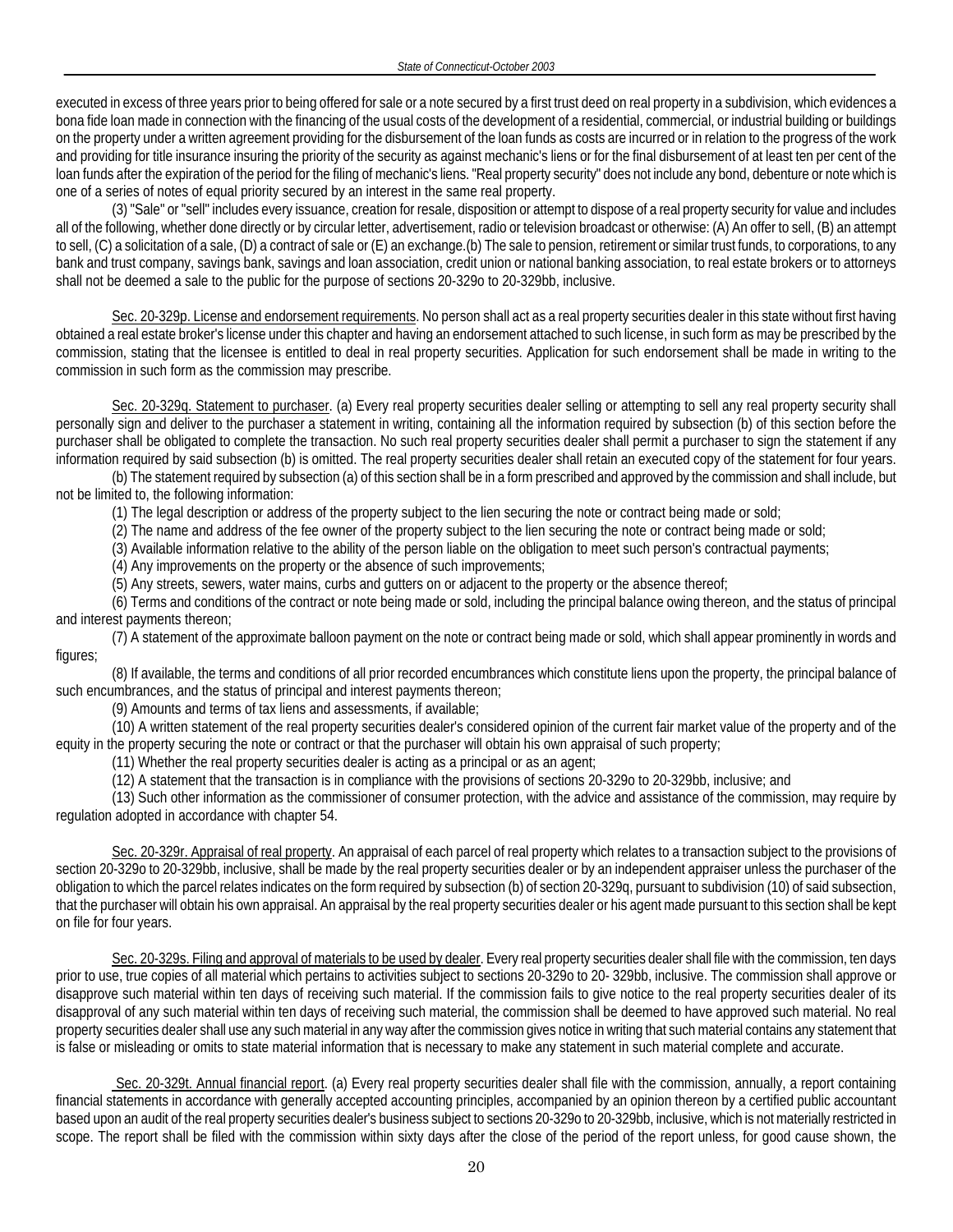executed in excess of three years prior to being offered for sale or a note secured by a first trust deed on real property in a subdivision, which evidences a bona fide loan made in connection with the financing of the usual costs of the development of a residential, commercial, or industrial building or buildings on the property under a written agreement providing for the disbursement of the loan funds as costs are incurred or in relation to the progress of the work and providing for title insurance insuring the priority of the security as against mechanic's liens or for the final disbursement of at least ten per cent of the loan funds after the expiration of the period for the filing of mechanic's liens. "Real property security" does not include any bond, debenture or note which is one of a series of notes of equal priority secured by an interest in the same real property.

(3) "Sale" or "sell" includes every issuance, creation for resale, disposition or attempt to dispose of a real property security for value and includes all of the following, whether done directly or by circular letter, advertisement, radio or television broadcast or otherwise: (A) An offer to sell, (B) an attempt to sell, (C) a solicitation of a sale, (D) a contract of sale or (E) an exchange.(b) The sale to pension, retirement or similar trust funds, to corporations, to any bank and trust company, savings bank, savings and loan association, credit union or national banking association, to real estate brokers or to attorneys shall not be deemed a sale to the public for the purpose of sections 20-329o to 20-329bb, inclusive.

Sec. 20-329p. License and endorsement requirements. No person shall act as a real property securities dealer in this state without first having obtained a real estate broker's license under this chapter and having an endorsement attached to such license, in such form as may be prescribed by the commission, stating that the licensee is entitled to deal in real property securities. Application for such endorsement shall be made in writing to the commission in such form as the commission may prescribe.

Sec. 20-329q. Statement to purchaser. (a) Every real property securities dealer selling or attempting to sell any real property security shall personally sign and deliver to the purchaser a statement in writing, containing all the information required by subsection (b) of this section before the purchaser shall be obligated to complete the transaction. No such real property securities dealer shall permit a purchaser to sign the statement if any information required by said subsection (b) is omitted. The real property securities dealer shall retain an executed copy of the statement for four years.

(b) The statement required by subsection (a) of this section shall be in a form prescribed and approved by the commission and shall include, but not be limited to, the following information:

(1) The legal description or address of the property subject to the lien securing the note or contract being made or sold;

(2) The name and address of the fee owner of the property subject to the lien securing the note or contract being made or sold;

(3) Available information relative to the ability of the person liable on the obligation to meet such person's contractual payments;

(4) Any improvements on the property or the absence of such improvements;

(5) Any streets, sewers, water mains, curbs and gutters on or adjacent to the property or the absence thereof;

(6) Terms and conditions of the contract or note being made or sold, including the principal balance owing thereon, and the status of principal and interest payments thereon;

(7) A statement of the approximate balloon payment on the note or contract being made or sold, which shall appear prominently in words and figures;

(8) If available, the terms and conditions of all prior recorded encumbrances which constitute liens upon the property, the principal balance of such encumbrances, and the status of principal and interest payments thereon;

(9) Amounts and terms of tax liens and assessments, if available;

(10) A written statement of the real property securities dealer's considered opinion of the current fair market value of the property and of the equity in the property securing the note or contract or that the purchaser will obtain his own appraisal of such property;

(11) Whether the real property securities dealer is acting as a principal or as an agent;

(12) A statement that the transaction is in compliance with the provisions of sections 20-329o to 20-329bb, inclusive; and

(13) Such other information as the commissioner of consumer protection, with the advice and assistance of the commission, may require by regulation adopted in accordance with chapter 54.

Sec. 20-329r. Appraisal of real property. An appraisal of each parcel of real property which relates to a transaction subject to the provisions of section 20-329o to 20-329bb, inclusive, shall be made by the real property securities dealer or by an independent appraiser unless the purchaser of the obligation to which the parcel relates indicates on the form required by subsection (b) of section 20-329q, pursuant to subdivision (10) of said subsection, that the purchaser will obtain his own appraisal. An appraisal by the real property securities dealer or his agent made pursuant to this section shall be kept on file for four years.

Sec. 20-329s. Filing and approval of materials to be used by dealer. Every real property securities dealer shall file with the commission, ten days prior to use, true copies of all material which pertains to activities subject to sections 20-329o to 20- 329bb, inclusive. The commission shall approve or disapprove such material within ten days of receiving such material. If the commission fails to give notice to the real property securities dealer of its disapproval of any such material within ten days of receiving such material, the commission shall be deemed to have approved such material. No real property securities dealer shall use any such material in any way after the commission gives notice in writing that such material contains any statement that is false or misleading or omits to state material information that is necessary to make any statement in such material complete and accurate.

Sec. 20-329t. Annual financial report. (a) Every real property securities dealer shall file with the commission, annually, a report containing financial statements in accordance with generally accepted accounting principles, accompanied by an opinion thereon by a certified public accountant based upon an audit of the real property securities dealer's business subject to sections 20-329o to 20-329bb, inclusive, which is not materially restricted in scope. The report shall be filed with the commission within sixty days after the close of the period of the report unless, for good cause shown, the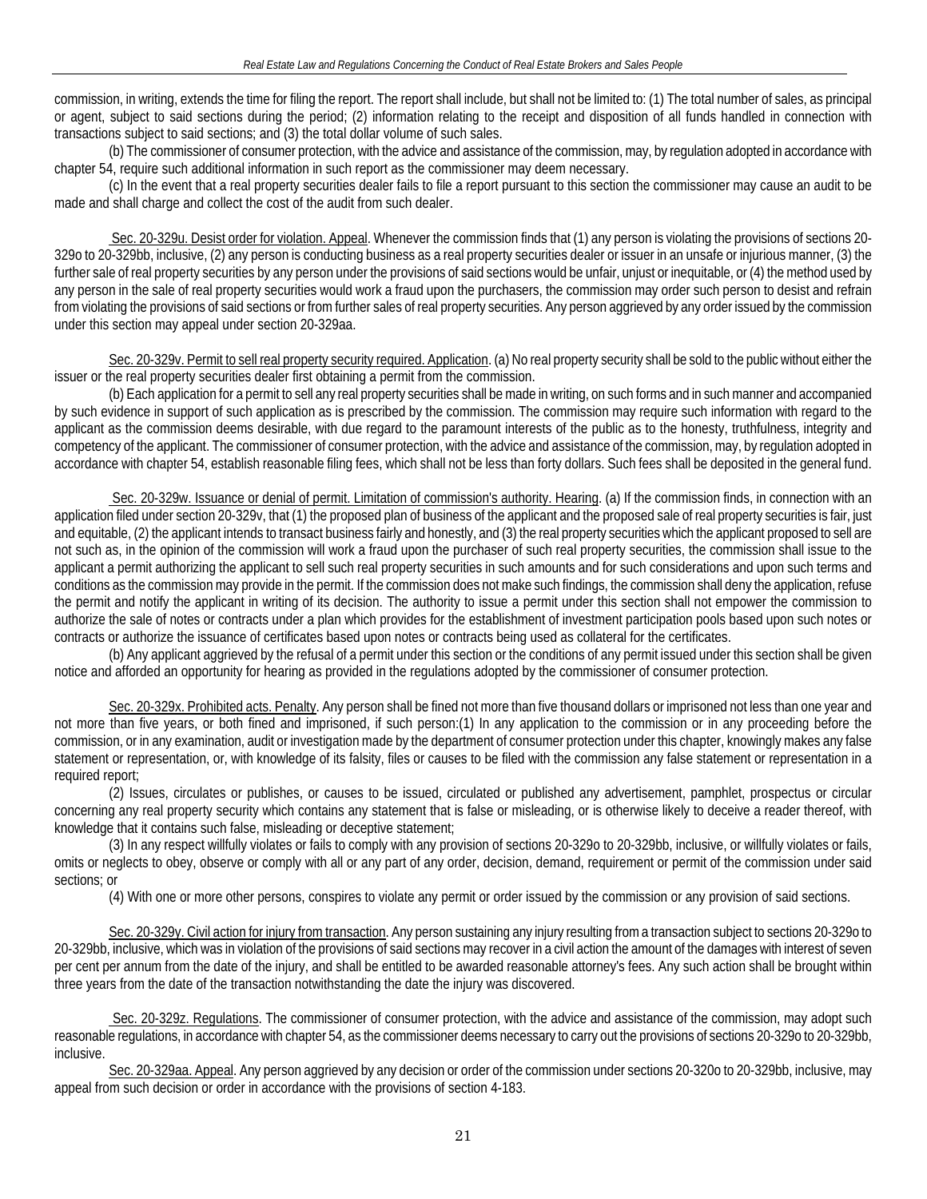commission, in writing, extends the time for filing the report. The report shall include, but shall not be limited to: (1) The total number of sales, as principal or agent, subject to said sections during the period; (2) information relating to the receipt and disposition of all funds handled in connection with transactions subject to said sections; and (3) the total dollar volume of such sales.

(b) The commissioner of consumer protection, with the advice and assistance of the commission, may, by regulation adopted in accordance with chapter 54, require such additional information in such report as the commissioner may deem necessary.

(c) In the event that a real property securities dealer fails to file a report pursuant to this section the commissioner may cause an audit to be made and shall charge and collect the cost of the audit from such dealer.

Sec. 20-329u. Desist order for violation. Appeal. Whenever the commission finds that (1) any person is violating the provisions of sections 20-329o to 20-329bb, inclusive, (2) any person is conducting business as a real property securities dealer or issuer in an unsafe or injurious manner, (3) the further sale of real property securities by any person under the provisions of said sections would be unfair, unjust or inequitable, or (4) the method used by any person in the sale of real property securities would work a fraud upon the purchasers, the commission may order such person to desist and refrain from violating the provisions of said sections or from further sales of real property securities. Any person aggrieved by any order issued by the commission under this section may appeal under section 20-329aa.

Sec. 20-329v. Permit to sell real property security required. Application. (a) No real property security shall be sold to the public without either the issuer or the real property securities dealer first obtaining a permit from the commission.

(b) Each application for a permit to sell any real property securities shall be made in writing, on such forms and in such manner and accompanied by such evidence in support of such application as is prescribed by the commission. The commission may require such information with regard to the applicant as the commission deems desirable, with due regard to the paramount interests of the public as to the honesty, truthfulness, integrity and competency of the applicant. The commissioner of consumer protection, with the advice and assistance of the commission, may, by regulation adopted in accordance with chapter 54, establish reasonable filing fees, which shall not be less than forty dollars. Such fees shall be deposited in the general fund.

Sec. 20-329w. Issuance or denial of permit. Limitation of commission's authority. Hearing. (a) If the commission finds, in connection with an application filed under section 20-329v, that (1) the proposed plan of business of the applicant and the proposed sale of real property securities is fair, just and equitable, (2) the applicant intends to transact business fairly and honestly, and (3) the real property securities which the applicant proposed to sell are not such as, in the opinion of the commission will work a fraud upon the purchaser of such real property securities, the commission shall issue to the applicant a permit authorizing the applicant to sell such real property securities in such amounts and for such considerations and upon such terms and conditions as the commission may provide in the permit. If the commission does not make such findings, the commission shall deny the application, refuse the permit and notify the applicant in writing of its decision. The authority to issue a permit under this section shall not empower the commission to authorize the sale of notes or contracts under a plan which provides for the establishment of investment participation pools based upon such notes or contracts or authorize the issuance of certificates based upon notes or contracts being used as collateral for the certificates.

(b) Any applicant aggrieved by the refusal of a permit under this section or the conditions of any permit issued under this section shall be given notice and afforded an opportunity for hearing as provided in the regulations adopted by the commissioner of consumer protection.

Sec. 20-329x. Prohibited acts. Penalty. Any person shall be fined not more than five thousand dollars or imprisoned not less than one year and not more than five years, or both fined and imprisoned, if such person:(1) In any application to the commission or in any proceeding before the commission, or in any examination, audit or investigation made by the department of consumer protection under this chapter, knowingly makes any false statement or representation, or, with knowledge of its falsity, files or causes to be filed with the commission any false statement or representation in a required report;

(2) Issues, circulates or publishes, or causes to be issued, circulated or published any advertisement, pamphlet, prospectus or circular concerning any real property security which contains any statement that is false or misleading, or is otherwise likely to deceive a reader thereof, with knowledge that it contains such false, misleading or deceptive statement;

(3) In any respect willfully violates or fails to comply with any provision of sections 20-329o to 20-329bb, inclusive, or willfully violates or fails, omits or neglects to obey, observe or comply with all or any part of any order, decision, demand, requirement or permit of the commission under said sections; or

(4) With one or more other persons, conspires to violate any permit or order issued by the commission or any provision of said sections.

Sec. 20-329y. Civil action for injury from transaction. Any person sustaining any injury resulting from a transaction subject to sections 20-329o to 20-329bb, inclusive, which was in violation of the provisions of said sections may recover in a civil action the amount of the damages with interest of seven per cent per annum from the date of the injury, and shall be entitled to be awarded reasonable attorney's fees. Any such action shall be brought within three years from the date of the transaction notwithstanding the date the injury was discovered.

Sec. 20-329z. Regulations. The commissioner of consumer protection, with the advice and assistance of the commission, may adopt such reasonable regulations, in accordance with chapter 54, as the commissioner deems necessary to carry out the provisions of sections 20-329o to 20-329bb, inclusive.

Sec. 20-329aa. Appeal. Any person aggrieved by any decision or order of the commission under sections 20-320o to 20-329bb, inclusive, may appeal from such decision or order in accordance with the provisions of section 4-183.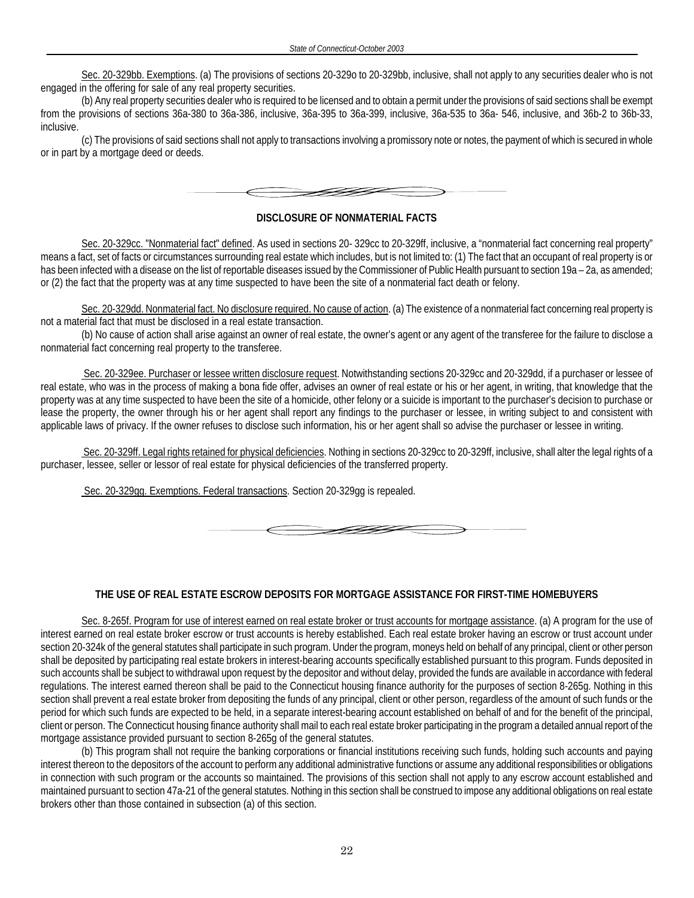Sec. 20-329bb. Exemptions. (a) The provisions of sections 20-329o to 20-329bb, inclusive, shall not apply to any securities dealer who is not engaged in the offering for sale of any real property securities.

(b) Any real property securities dealer who is required to be licensed and to obtain a permit under the provisions of said sections shall be exempt from the provisions of sections 36a-380 to 36a-386, inclusive, 36a-395 to 36a-399, inclusive, 36a-535 to 36a- 546, inclusive, and 36b-2 to 36b-33, inclusive.

(c) The provisions of said sections shall not apply to transactions involving a promissory note or notes, the payment of which is secured in whole or in part by a mortgage deed or deeds.

## DISCLOSURE OF NONMATERIAL FACTS

Sec. 20-329cc. "Nonmaterial fact" defined. As used in sections 20- 329cc to 20-329ff, inclusive, a "nonmaterial fact concerning real property" means a fact, set of facts or circumstances surrounding real estate which includes, but is not limited to: (1) The fact that an occupant of real property is or has been infected with a disease on the list of reportable diseases issued by the Commissioner of Public Health pursuant to section 19a – 2a, as amended; or (2) the fact that the property was at any time suspected to have been the site of a nonmaterial fact death or felony.

Sec. 20-329dd. Nonmaterial fact. No disclosure required. No cause of action. (a) The existence of a nonmaterial fact concerning real property is not a material fact that must be disclosed in a real estate transaction.

(b) No cause of action shall arise against an owner of real estate, the owner's agent or any agent of the transferee for the failure to disclose a nonmaterial fact concerning real property to the transferee.

Sec. 20-329ee. Purchaser or lessee written disclosure request. Notwithstanding sections 20-329cc and 20-329dd, if a purchaser or lessee of real estate, who was in the process of making a bona fide offer, advises an owner of real estate or his or her agent, in writing, that knowledge that the property was at any time suspected to have been the site of a homicide, other felony or a suicide is important to the purchaser's decision to purchase or lease the property, the owner through his or her agent shall report any findings to the purchaser or lessee, in writing subject to and consistent with applicable laws of privacy. If the owner refuses to disclose such information, his or her agent shall so advise the purchaser or lessee in writing.

Sec. 20-329ff. Legal rights retained for physical deficiencies. Nothing in sections 20-329cc to 20-329ff, inclusive, shall alter the legal rights of a purchaser, lessee, seller or lessor of real estate for physical deficiencies of the transferred property.

Sec. 20-329gg. Exemptions. Federal transactions. Section 20-329gg is repealed.

## THE USE OF REAL ESTATE ESCROW DEPOSITS FOR MORTGAGE ASSISTANCE FOR FIRST-TIME HOMEBUYERS

Sec. 8-265f. Program for use of interest earned on real estate broker or trust accounts for mortgage assistance. (a) A program for the use of interest earned on real estate broker escrow or trust accounts is hereby established. Each real estate broker having an escrow or trust account under section 20-324k of the general statutes shall participate in such program. Under the program, moneys held on behalf of any principal, client or other person shall be deposited by participating real estate brokers in interest-bearing accounts specifically established pursuant to this program. Funds deposited in such accounts shall be subject to withdrawal upon request by the depositor and without delay, provided the funds are available in accordance with federal regulations. The interest earned thereon shall be paid to the Connecticut housing finance authority for the purposes of section 8-265g. Nothing in this section shall prevent a real estate broker from depositing the funds of any principal, client or other person, regardless of the amount of such funds or the period for which such funds are expected to be held, in a separate interest-bearing account established on behalf of and for the benefit of the principal, client or person. The Connecticut housing finance authority shall mail to each real estate broker participating in the program a detailed annual report of the mortgage assistance provided pursuant to section 8-265g of the general statutes.

(b) This program shall not require the banking corporations or financial institutions receiving such funds, holding such accounts and paying interest thereon to the depositors of the account to perform any additional administrative functions or assume any additional responsibilities or obligations in connection with such program or the accounts so maintained. The provisions of this section shall not apply to any escrow account established and maintained pursuant to section 47a-21 of the general statutes. Nothing in this section shall be construed to impose any additional obligations on real estate brokers other than those contained in subsection (a) of this section.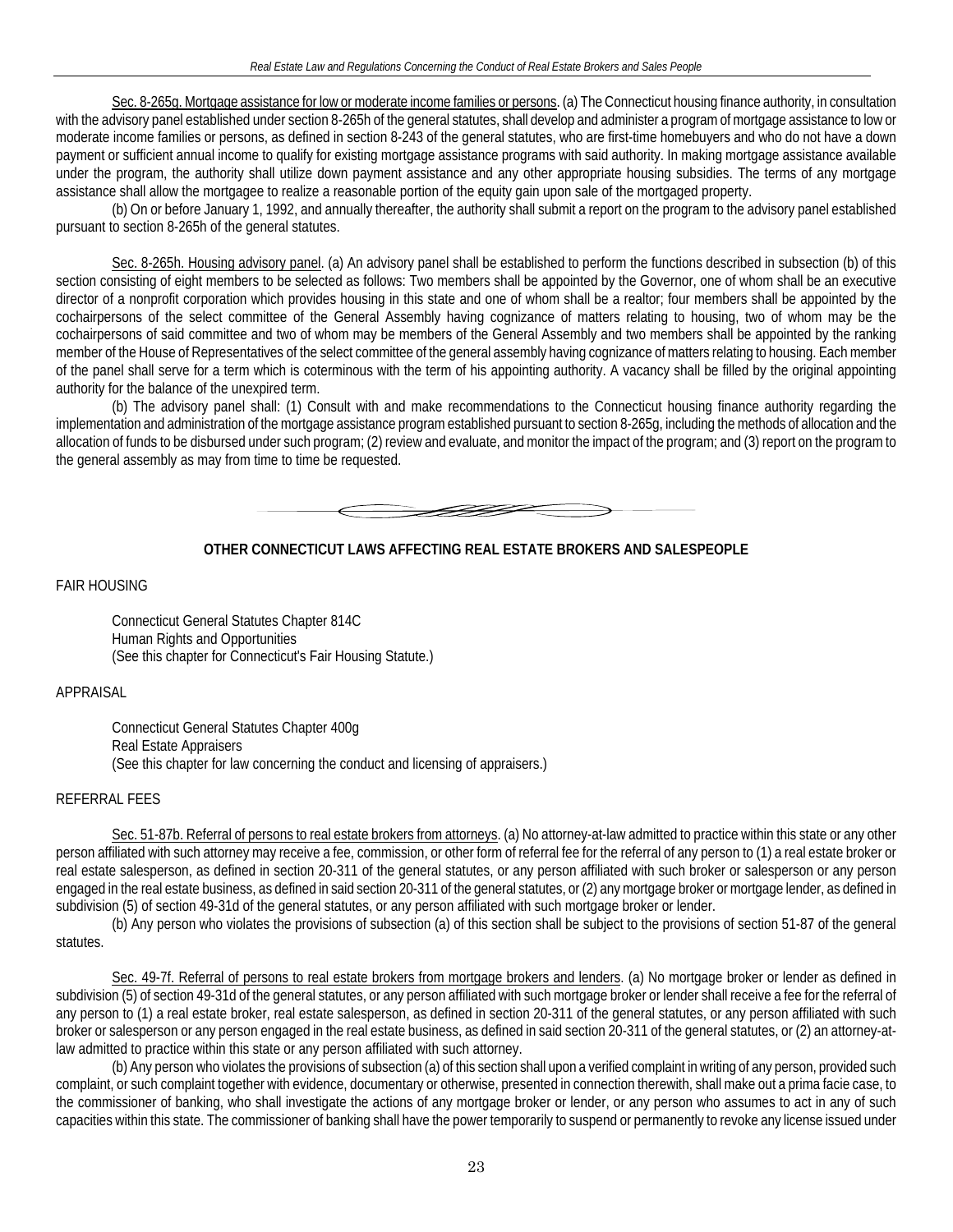Sec. 8-265g. Mortgage assistance for low or moderate income families or persons. (a) The Connecticut housing finance authority, in consultation with the advisory panel established under section 8-265h of the general statutes, shall develop and administer a program of mortgage assistance to low or moderate income families or persons, as defined in section 8-243 of the general statutes, who are first-time homebuyers and who do not have a down payment or sufficient annual income to qualify for existing mortgage assistance programs with said authority. In making mortgage assistance available under the program, the authority shall utilize down payment assistance and any other appropriate housing subsidies. The terms of any mortgage assistance shall allow the mortgagee to realize a reasonable portion of the equity gain upon sale of the mortgaged property.

(b) On or before January 1, 1992, and annually thereafter, the authority shall submit a report on the program to the advisory panel established pursuant to section 8-265h of the general statutes.

Sec. 8-265h. Housing advisory panel. (a) An advisory panel shall be established to perform the functions described in subsection (b) of this section consisting of eight members to be selected as follows: Two members shall be appointed by the Governor, one of whom shall be an executive director of a nonprofit corporation which provides housing in this state and one of whom shall be a realtor; four members shall be appointed by the cochairpersons of the select committee of the General Assembly having cognizance of matters relating to housing, two of whom may be the cochairpersons of said committee and two of whom may be members of the General Assembly and two members shall be appointed by the ranking member of the House of Representatives of the select committee of the general assembly having cognizance of matters relating to housing. Each member of the panel shall serve for a term which is coterminous with the term of his appointing authority. A vacancy shall be filled by the original appointing authority for the balance of the unexpired term.

(b) The advisory panel shall: (1) Consult with and make recommendations to the Connecticut housing finance authority regarding the implementation and administration of the mortgage assistance program established pursuant to section 8-265g, including the methods of allocation and the allocation of funds to be disbursed under such program; (2) review and evaluate, and monitor the impact of the program; and (3) report on the program to the general assembly as may from time to time be requested.

## OTHER CONNECTICUT LAWS AFFECTING REAL ESTATE BROKERS AND SALESPEOPLE

FAIR HOUSING

Connecticut General Statutes Chapter 814C
Human Rights and Opportunities
(See this chapter for Connecticut's Fair Housing Statute.)

APPRAISAL

Connecticut General Statutes Chapter 400g
Real Estate Appraisers
(See this chapter for law concerning the conduct and licensing of appraisers.)

REFERRAL FEES

Sec. 51-87b. Referral of persons to real estate brokers from attorneys. (a) No attorney-at-law admitted to practice within this state or any other person affiliated with such attorney may receive a fee, commission, or other form of referral fee for the referral of any person to (1) a real estate broker or real estate salesperson, as defined in section 20-311 of the general statutes, or any person affiliated with such broker or salesperson or any person engaged in the real estate business, as defined in said section 20-311 of the general statutes, or (2) any mortgage broker or mortgage lender, as defined in subdivision (5) of section 49-31d of the general statutes, or any person affiliated with such mortgage broker or lender.

(b) Any person who violates the provisions of subsection (a) of this section shall be subject to the provisions of section 51-87 of the general statutes.

Sec. 49-7f. Referral of persons to real estate brokers from mortgage brokers and lenders. (a) No mortgage broker or lender as defined in subdivision (5) of section 49-31d of the general statutes, or any person affiliated with such mortgage broker or lender shall receive a fee for the referral of any person to (1) a real estate broker, real estate salesperson, as defined in section 20-311 of the general statutes, or any person affiliated with such broker or salesperson or any person engaged in the real estate business, as defined in said section 20-311 of the general statutes, or (2) an attorney-at-law admitted to practice within this state or any person affiliated with such attorney.

(b) Any person who violates the provisions of subsection (a) of this section shall upon a verified complaint in writing of any person, provided such complaint, or such complaint together with evidence, documentary or otherwise, presented in connection therewith, shall make out a prima facie case, to the commissioner of banking, who shall investigate the actions of any mortgage broker or lender, or any person who assumes to act in any of such capacities within this state. The commissioner of banking shall have the power temporarily to suspend or permanently to revoke any license issued under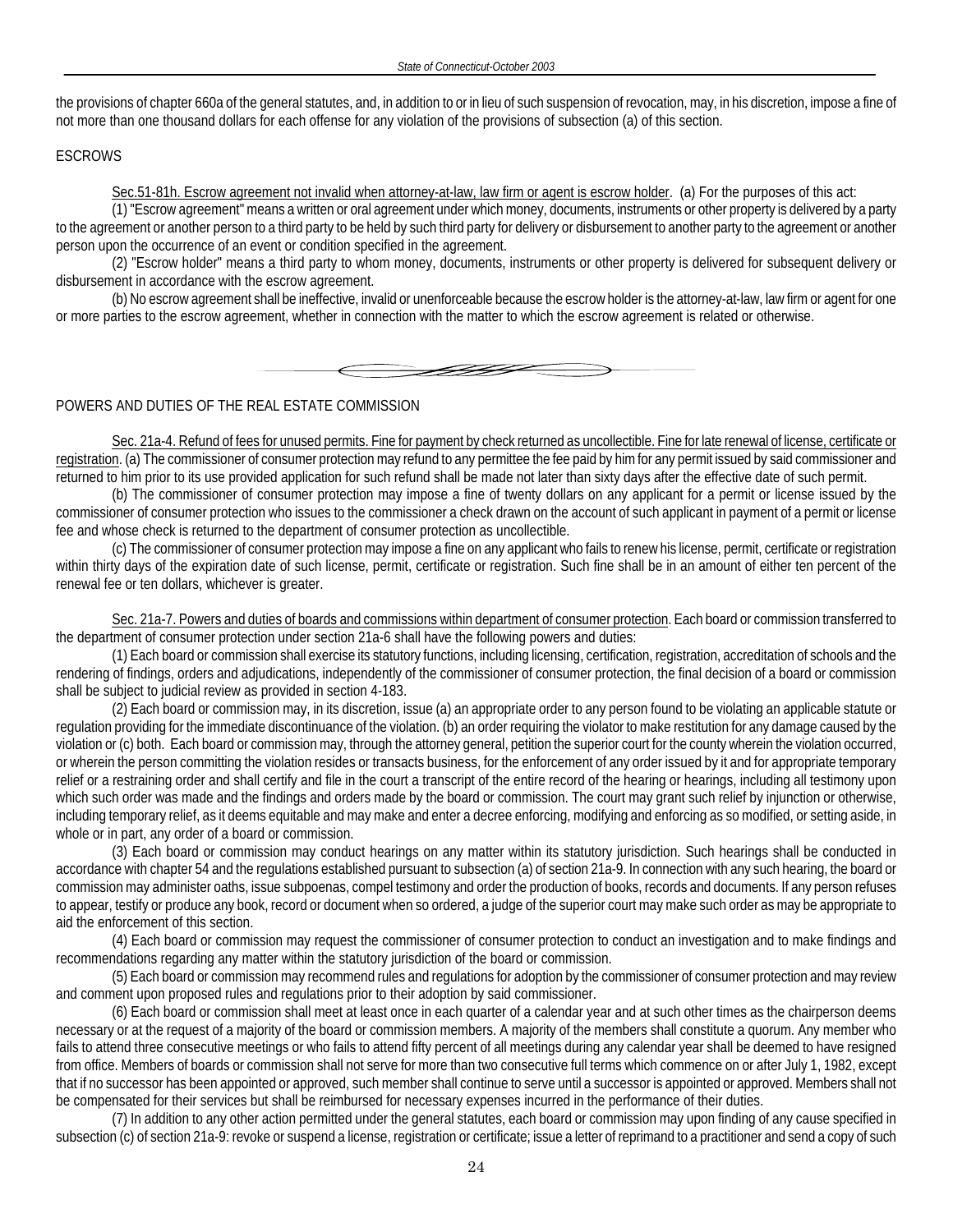the provisions of chapter 660a of the general statutes, and, in addition to or in lieu of such suspension of revocation, may, in his discretion, impose a fine of not more than one thousand dollars for each offense for any violation of the provisions of subsection (a) of this section.

ESCROWS

Sec.51-81h. Escrow agreement not invalid when attorney-at-law, law firm or agent is escrow holder. (a) For the purposes of this act:

(1) "Escrow agreement" means a written or oral agreement under which money, documents, instruments or other property is delivered by a party to the agreement or another person to a third party to be held by such third party for delivery or disbursement to another party to the agreement or another person upon the occurrence of an event or condition specified in the agreement.

(2) "Escrow holder" means a third party to whom money, documents, instruments or other property is delivered for subsequent delivery or disbursement in accordance with the escrow agreement.

(b) No escrow agreement shall be ineffective, invalid or unenforceable because the escrow holder is the attorney-at-law, law firm or agent for one or more parties to the escrow agreement, whether in connection with the matter to which the escrow agreement is related or otherwise.

POWERS AND DUTIES OF THE REAL ESTATE COMMISSION

Sec. 21a-4. Refund of fees for unused permits. Fine for payment by check returned as uncollectible. Fine for late renewal of license, certificate or registration. (a) The commissioner of consumer protection may refund to any permittee the fee paid by him for any permit issued by said commissioner and returned to him prior to its use provided application for such refund shall be made not later than sixty days after the effective date of such permit.

(b) The commissioner of consumer protection may impose a fine of twenty dollars on any applicant for a permit or license issued by the commissioner of consumer protection who issues to the commissioner a check drawn on the account of such applicant in payment of a permit or license fee and whose check is returned to the department of consumer protection as uncollectible.

(c) The commissioner of consumer protection may impose a fine on any applicant who fails to renew his license, permit, certificate or registration within thirty days of the expiration date of such license, permit, certificate or registration. Such fine shall be in an amount of either ten percent of the renewal fee or ten dollars, whichever is greater.

Sec. 21a-7. Powers and duties of boards and commissions within department of consumer protection. Each board or commission transferred to the department of consumer protection under section 21a-6 shall have the following powers and duties:

(1) Each board or commission shall exercise its statutory functions, including licensing, certification, registration, accreditation of schools and the rendering of findings, orders and adjudications, independently of the commissioner of consumer protection, the final decision of a board or commission shall be subject to judicial review as provided in section 4-183.

(2) Each board or commission may, in its discretion, issue (a) an appropriate order to any person found to be violating an applicable statute or regulation providing for the immediate discontinuance of the violation. (b) an order requiring the violator to make restitution for any damage caused by the violation or (c) both. Each board or commission may, through the attorney general, petition the superior court for the county wherein the violation occurred, or wherein the person committing the violation resides or transacts business, for the enforcement of any order issued by it and for appropriate temporary relief or a restraining order and shall certify and file in the court a transcript of the entire record of the hearing or hearings, including all testimony upon which such order was made and the findings and orders made by the board or commission. The court may grant such relief by injunction or otherwise, including temporary relief, as it deems equitable and may make and enter a decree enforcing, modifying and enforcing as so modified, or setting aside, in whole or in part, any order of a board or commission.

(3) Each board or commission may conduct hearings on any matter within its statutory jurisdiction. Such hearings shall be conducted in accordance with chapter 54 and the regulations established pursuant to subsection (a) of section 21a-9. In connection with any such hearing, the board or commission may administer oaths, issue subpoenas, compel testimony and order the production of books, records and documents. If any person refuses to appear, testify or produce any book, record or document when so ordered, a judge of the superior court may make such order as may be appropriate to aid the enforcement of this section.

(4) Each board or commission may request the commissioner of consumer protection to conduct an investigation and to make findings and recommendations regarding any matter within the statutory jurisdiction of the board or commission.

(5) Each board or commission may recommend rules and regulations for adoption by the commissioner of consumer protection and may review and comment upon proposed rules and regulations prior to their adoption by said commissioner.

(6) Each board or commission shall meet at least once in each quarter of a calendar year and at such other times as the chairperson deems necessary or at the request of a majority of the board or commission members. A majority of the members shall constitute a quorum. Any member who fails to attend three consecutive meetings or who fails to attend fifty percent of all meetings during any calendar year shall be deemed to have resigned from office. Members of boards or commission shall not serve for more than two consecutive full terms which commence on or after July 1, 1982, except that if no successor has been appointed or approved, such member shall continue to serve until a successor is appointed or approved. Members shall not be compensated for their services but shall be reimbursed for necessary expenses incurred in the performance of their duties.

(7) In addition to any other action permitted under the general statutes, each board or commission may upon finding of any cause specified in subsection (c) of section 21a-9: revoke or suspend a license, registration or certificate; issue a letter of reprimand to a practitioner and send a copy of such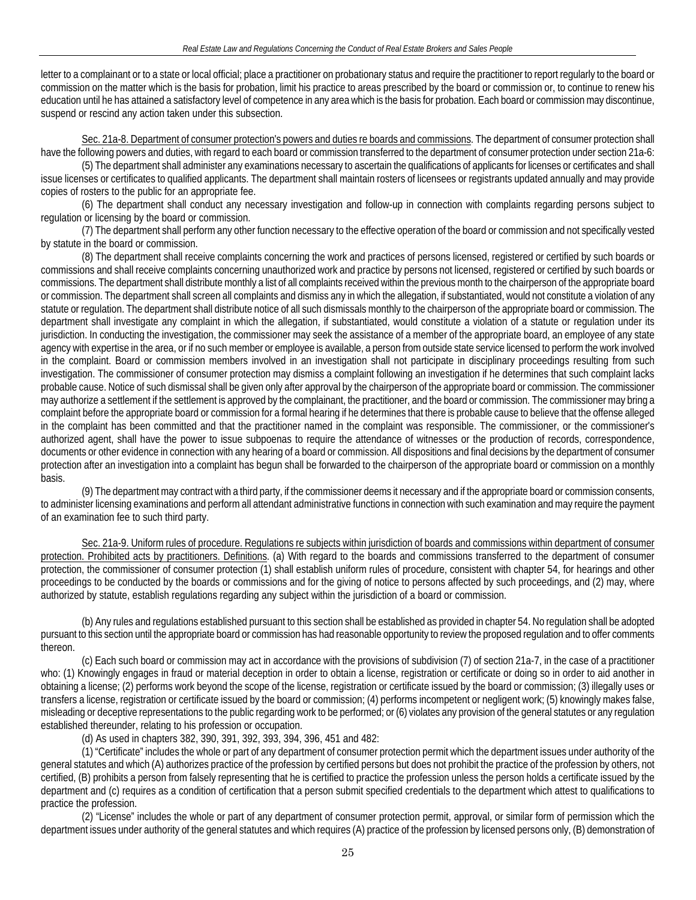letter to a complainant or to a state or local official; place a practitioner on probationary status and require the practitioner to report regularly to the board or commission on the matter which is the basis for probation, limit his practice to areas prescribed by the board or commission or, to continue to renew his education until he has attained a satisfactory level of competence in any area which is the basis for probation. Each board or commission may discontinue, suspend or rescind any action taken under this subsection.

Sec. 21a-8. Department of consumer protection's powers and duties re boards and commissions. The department of consumer protection shall have the following powers and duties, with regard to each board or commission transferred to the department of consumer protection under section 21a-6:

(5) The department shall administer any examinations necessary to ascertain the qualifications of applicants for licenses or certificates and shall issue licenses or certificates to qualified applicants. The department shall maintain rosters of licensees or registrants updated annually and may provide copies of rosters to the public for an appropriate fee.

(6) The department shall conduct any necessary investigation and follow-up in connection with complaints regarding persons subject to regulation or licensing by the board or commission.

(7) The department shall perform any other function necessary to the effective operation of the board or commission and not specifically vested by statute in the board or commission.

(8) The department shall receive complaints concerning the work and practices of persons licensed, registered or certified by such boards or commissions and shall receive complaints concerning unauthorized work and practice by persons not licensed, registered or certified by such boards or commissions. The department shall distribute monthly a list of all complaints received within the previous month to the chairperson of the appropriate board or commission. The department shall screen all complaints and dismiss any in which the allegation, if substantiated, would not constitute a violation of any statute or regulation. The department shall distribute notice of all such dismissals monthly to the chairperson of the appropriate board or commission. The department shall investigate any complaint in which the allegation, if substantiated, would constitute a violation of a statute or regulation under its jurisdiction. In conducting the investigation, the commissioner may seek the assistance of a member of the appropriate board, an employee of any state agency with expertise in the area, or if no such member or employee is available, a person from outside state service licensed to perform the work involved in the complaint. Board or commission members involved in an investigation shall not participate in disciplinary proceedings resulting from such investigation. The commissioner of consumer protection may dismiss a complaint following an investigation if he determines that such complaint lacks probable cause. Notice of such dismissal shall be given only after approval by the chairperson of the appropriate board or commission. The commissioner may authorize a settlement if the settlement is approved by the complainant, the practitioner, and the board or commission. The commissioner may bring a complaint before the appropriate board or commission for a formal hearing if he determines that there is probable cause to believe that the offense alleged in the complaint has been committed and that the practitioner named in the complaint was responsible. The commissioner, or the commissioner's authorized agent, shall have the power to issue subpoenas to require the attendance of witnesses or the production of records, correspondence, documents or other evidence in connection with any hearing of a board or commission. All dispositions and final decisions by the department of consumer protection after an investigation into a complaint has begun shall be forwarded to the chairperson of the appropriate board or commission on a monthly basis.

(9) The department may contract with a third party, if the commissioner deems it necessary and if the appropriate board or commission consents, to administer licensing examinations and perform all attendant administrative functions in connection with such examination and may require the payment of an examination fee to such third party.

Sec. 21a-9. Uniform rules of procedure. Regulations re subjects within jurisdiction of boards and commissions within department of consumer protection. Prohibited acts by practitioners. Definitions. (a) With regard to the boards and commissions transferred to the department of consumer protection, the commissioner of consumer protection (1) shall establish uniform rules of procedure, consistent with chapter 54, for hearings and other proceedings to be conducted by the boards or commissions and for the giving of notice to persons affected by such proceedings, and (2) may, where authorized by statute, establish regulations regarding any subject within the jurisdiction of a board or commission.

(b) Any rules and regulations established pursuant to this section shall be established as provided in chapter 54. No regulation shall be adopted pursuant to this section until the appropriate board or commission has had reasonable opportunity to review the proposed regulation and to offer comments thereon.

(c) Each such board or commission may act in accordance with the provisions of subdivision (7) of section 21a-7, in the case of a practitioner who: (1) Knowingly engages in fraud or material deception in order to obtain a license, registration or certificate or doing so in order to aid another in obtaining a license; (2) performs work beyond the scope of the license, registration or certificate issued by the board or commission; (3) illegally uses or transfers a license, registration or certificate issued by the board or commission; (4) performs incompetent or negligent work; (5) knowingly makes false, misleading or deceptive representations to the public regarding work to be performed; or (6) violates any provision of the general statutes or any regulation established thereunder, relating to his profession or occupation.

(d) As used in chapters 382, 390, 391, 392, 393, 394, 396, 451 and 482:

(1) "Certificate" includes the whole or part of any department of consumer protection permit which the department issues under authority of the general statutes and which (A) authorizes practice of the profession by certified persons but does not prohibit the practice of the profession by others, not certified, (B) prohibits a person from falsely representing that he is certified to practice the profession unless the person holds a certificate issued by the department and (c) requires as a condition of certification that a person submit specified credentials to the department which attest to qualifications to practice the profession.

(2) "License" includes the whole or part of any department of consumer protection permit, approval, or similar form of permission which the department issues under authority of the general statutes and which requires (A) practice of the profession by licensed persons only, (B) demonstration of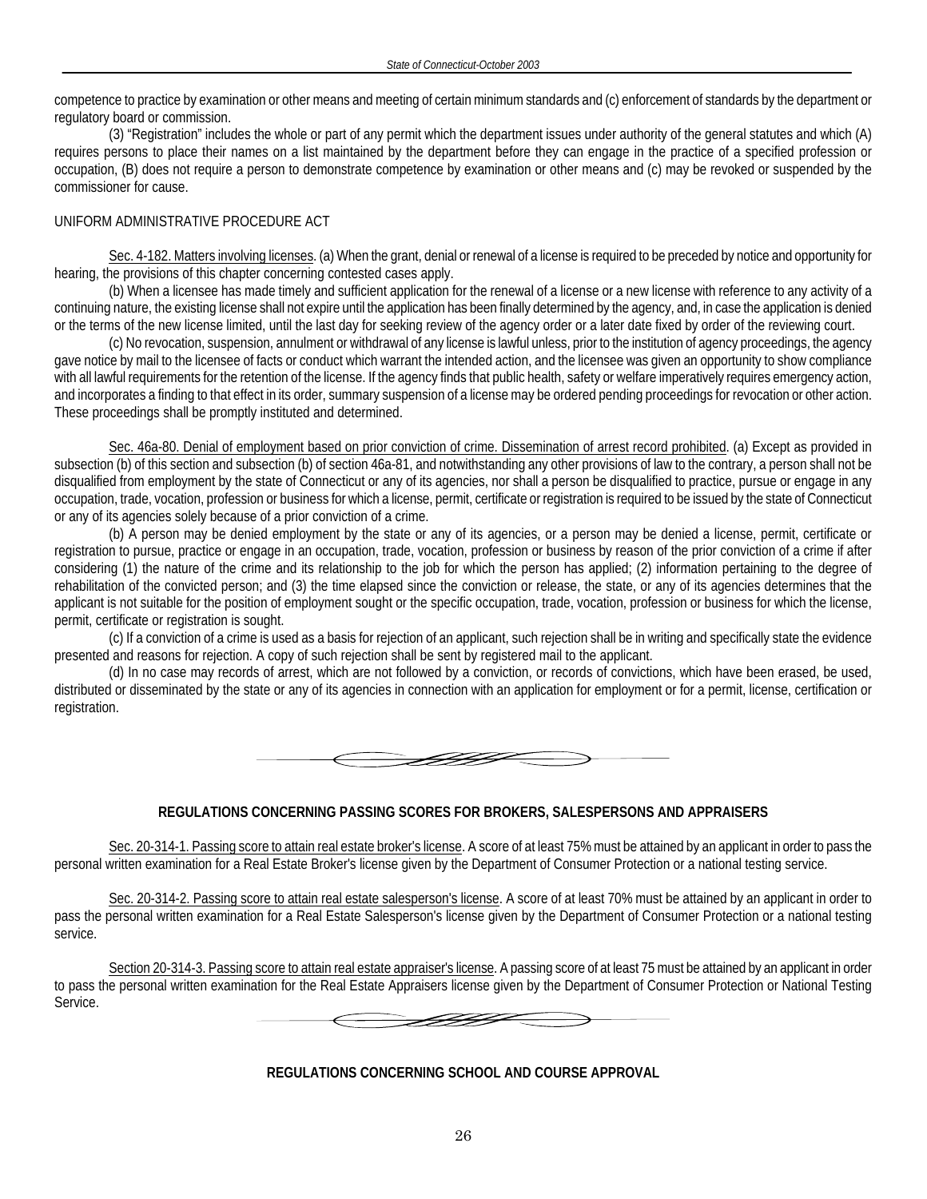competence to practice by examination or other means and meeting of certain minimum standards and (c) enforcement of standards by the department or regulatory board or commission.

(3) "Registration" includes the whole or part of any permit which the department issues under authority of the general statutes and which (A) requires persons to place their names on a list maintained by the department before they can engage in the practice of a specified profession or occupation, (B) does not require a person to demonstrate competence by examination or other means and (c) may be revoked or suspended by the commissioner for cause.

UNIFORM ADMINISTRATIVE PROCEDURE ACT

Sec. 4-182. Matters involving licenses. (a) When the grant, denial or renewal of a license is required to be preceded by notice and opportunity for hearing, the provisions of this chapter concerning contested cases apply.

(b) When a licensee has made timely and sufficient application for the renewal of a license or a new license with reference to any activity of a continuing nature, the existing license shall not expire until the application has been finally determined by the agency, and, in case the application is denied or the terms of the new license limited, until the last day for seeking review of the agency order or a later date fixed by order of the reviewing court.

(c) No revocation, suspension, annulment or withdrawal of any license is lawful unless, prior to the institution of agency proceedings, the agency gave notice by mail to the licensee of facts or conduct which warrant the intended action, and the licensee was given an opportunity to show compliance with all lawful requirements for the retention of the license. If the agency finds that public health, safety or welfare imperatively requires emergency action, and incorporates a finding to that effect in its order, summary suspension of a license may be ordered pending proceedings for revocation or other action. These proceedings shall be promptly instituted and determined.

Sec. 46a-80. Denial of employment based on prior conviction of crime. Dissemination of arrest record prohibited. (a) Except as provided in subsection (b) of this section and subsection (b) of section 46a-81, and notwithstanding any other provisions of law to the contrary, a person shall not be disqualified from employment by the state of Connecticut or any of its agencies, nor shall a person be disqualified to practice, pursue or engage in any occupation, trade, vocation, profession or business for which a license, permit, certificate or registration is required to be issued by the state of Connecticut or any of its agencies solely because of a prior conviction of a crime.

(b) A person may be denied employment by the state or any of its agencies, or a person may be denied a license, permit, certificate or registration to pursue, practice or engage in an occupation, trade, vocation, profession or business by reason of the prior conviction of a crime if after considering (1) the nature of the crime and its relationship to the job for which the person has applied; (2) information pertaining to the degree of rehabilitation of the convicted person; and (3) the time elapsed since the conviction or release, the state, or any of its agencies determines that the applicant is not suitable for the position of employment sought or the specific occupation, trade, vocation, profession or business for which the license, permit, certificate or registration is sought.

(c) If a conviction of a crime is used as a basis for rejection of an applicant, such rejection shall be in writing and specifically state the evidence presented and reasons for rejection. A copy of such rejection shall be sent by registered mail to the applicant.

(d) In no case may records of arrest, which are not followed by a conviction, or records of convictions, which have been erased, be used, distributed or disseminated by the state or any of its agencies in connection with an application for employment or for a permit, license, certification or registration.

## REGULATIONS CONCERNING PASSING SCORES FOR BROKERS, SALESPERSONS AND APPRAISERS

Sec. 20-314-1. Passing score to attain real estate broker's license. A score of at least 75% must be attained by an applicant in order to pass the personal written examination for a Real Estate Broker's license given by the Department of Consumer Protection or a national testing service.

Sec. 20-314-2. Passing score to attain real estate salesperson's license. A score of at least 70% must be attained by an applicant in order to pass the personal written examination for a Real Estate Salesperson's license given by the Department of Consumer Protection or a national testing service.

Section 20-314-3. Passing score to attain real estate appraiser's license. A passing score of at least 75 must be attained by an applicant in order to pass the personal written examination for the Real Estate Appraisers license given by the Department of Consumer Protection or National Testing Service.

## REGULATIONS CONCERNING SCHOOL AND COURSE APPROVAL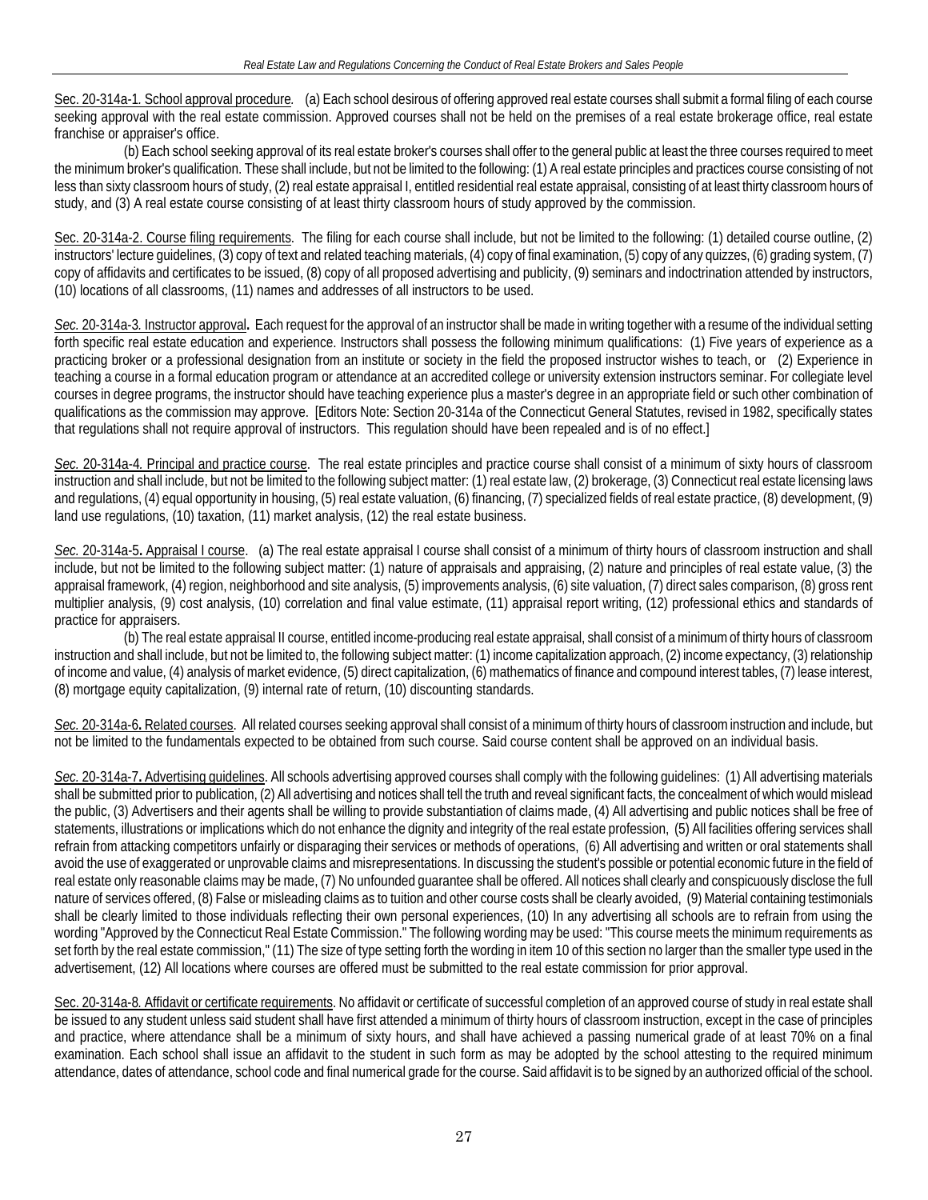Sec. 20-314a-1. School approval procedure. (a) Each school desirous of offering approved real estate courses shall submit a formal filing of each course seeking approval with the real estate commission. Approved courses shall not be held on the premises of a real estate brokerage office, real estate franchise or appraiser's office.

(b) Each school seeking approval of its real estate broker's courses shall offer to the general public at least the three courses required to meet the minimum broker's qualification. These shall include, but not be limited to the following: (1) A real estate principles and practices course consisting of not less than sixty classroom hours of study, (2) real estate appraisal I, entitled residential real estate appraisal, consisting of at least thirty classroom hours of study, and (3) A real estate course consisting of at least thirty classroom hours of study approved by the commission.

Sec. 20-314a-2. Course filing requirements. The filing for each course shall include, but not be limited to the following: (1) detailed course outline, (2) instructors' lecture guidelines, (3) copy of text and related teaching materials, (4) copy of final examination, (5) copy of any quizzes, (6) grading system, (7) copy of affidavits and certificates to be issued, (8) copy of all proposed advertising and publicity, (9) seminars and indoctrination attended by instructors, (10) locations of all classrooms, (11) names and addresses of all instructors to be used.

*Sec.* 20-314a-3. Instructor approval**.** Each request for the approval of an instructor shall be made in writing together with a resume of the individual setting forth specific real estate education and experience. Instructors shall possess the following minimum qualifications: (1) Five years of experience as a practicing broker or a professional designation from an institute or society in the field the proposed instructor wishes to teach, or (2) Experience in teaching a course in a formal education program or attendance at an accredited college or university extension instructors seminar. For collegiate level courses in degree programs, the instructor should have teaching experience plus a master's degree in an appropriate field or such other combination of qualifications as the commission may approve. [Editors Note: Section 20-314a of the Connecticut General Statutes, revised in 1982, specifically states that regulations shall not require approval of instructors. This regulation should have been repealed and is of no effect.]

*Sec.* 20-314a-4. Principal and practice course. The real estate principles and practice course shall consist of a minimum of sixty hours of classroom instruction and shall include, but not be limited to the following subject matter: (1) real estate law, (2) brokerage, (3) Connecticut real estate licensing laws and regulations, (4) equal opportunity in housing, (5) real estate valuation, (6) financing, (7) specialized fields of real estate practice, (8) development, (9) land use regulations, (10) taxation, (11) market analysis, (12) the real estate business.

*Sec.* 20-314a-5**.** Appraisal I course. (a) The real estate appraisal I course shall consist of a minimum of thirty hours of classroom instruction and shall include, but not be limited to the following subject matter: (1) nature of appraisals and appraising, (2) nature and principles of real estate value, (3) the appraisal framework, (4) region, neighborhood and site analysis, (5) improvements analysis, (6) site valuation, (7) direct sales comparison, (8) gross rent multiplier analysis, (9) cost analysis, (10) correlation and final value estimate, (11) appraisal report writing, (12) professional ethics and standards of practice for appraisers.

(b) The real estate appraisal II course, entitled income-producing real estate appraisal, shall consist of a minimum of thirty hours of classroom instruction and shall include, but not be limited to, the following subject matter: (1) income capitalization approach, (2) income expectancy, (3) relationship of income and value, (4) analysis of market evidence, (5) direct capitalization, (6) mathematics of finance and compound interest tables, (7) lease interest, (8) mortgage equity capitalization, (9) internal rate of return, (10) discounting standards.

*Sec.* 20-314a-6**.** Related courses. All related courses seeking approval shall consist of a minimum of thirty hours of classroom instruction and include, but not be limited to the fundamentals expected to be obtained from such course. Said course content shall be approved on an individual basis.

*Sec.* 20-314a-7**.** Advertising guidelines. All schools advertising approved courses shall comply with the following guidelines: (1) All advertising materials shall be submitted prior to publication, (2) All advertising and notices shall tell the truth and reveal significant facts, the concealment of which would mislead the public, (3) Advertisers and their agents shall be willing to provide substantiation of claims made, (4) All advertising and public notices shall be free of statements, illustrations or implications which do not enhance the dignity and integrity of the real estate profession, (5) All facilities offering services shall refrain from attacking competitors unfairly or disparaging their services or methods of operations, (6) All advertising and written or oral statements shall avoid the use of exaggerated or unprovable claims and misrepresentations. In discussing the student's possible or potential economic future in the field of real estate only reasonable claims may be made, (7) No unfounded guarantee shall be offered. All notices shall clearly and conspicuously disclose the full nature of services offered, (8) False or misleading claims as to tuition and other course costs shall be clearly avoided, (9) Material containing testimonials shall be clearly limited to those individuals reflecting their own personal experiences, (10) In any advertising all schools are to refrain from using the wording "Approved by the Connecticut Real Estate Commission." The following wording may be used: "This course meets the minimum requirements as set forth by the real estate commission," (11) The size of type setting forth the wording in item 10 of this section no larger than the smaller type used in the advertisement, (12) All locations where courses are offered must be submitted to the real estate commission for prior approval.

Sec. 20-314a-8. Affidavit or certificate requirements. No affidavit or certificate of successful completion of an approved course of study in real estate shall be issued to any student unless said student shall have first attended a minimum of thirty hours of classroom instruction, except in the case of principles and practice, where attendance shall be a minimum of sixty hours, and shall have achieved a passing numerical grade of at least 70% on a final examination. Each school shall issue an affidavit to the student in such form as may be adopted by the school attesting to the required minimum attendance, dates of attendance, school code and final numerical grade for the course. Said affidavit is to be signed by an authorized official of the school.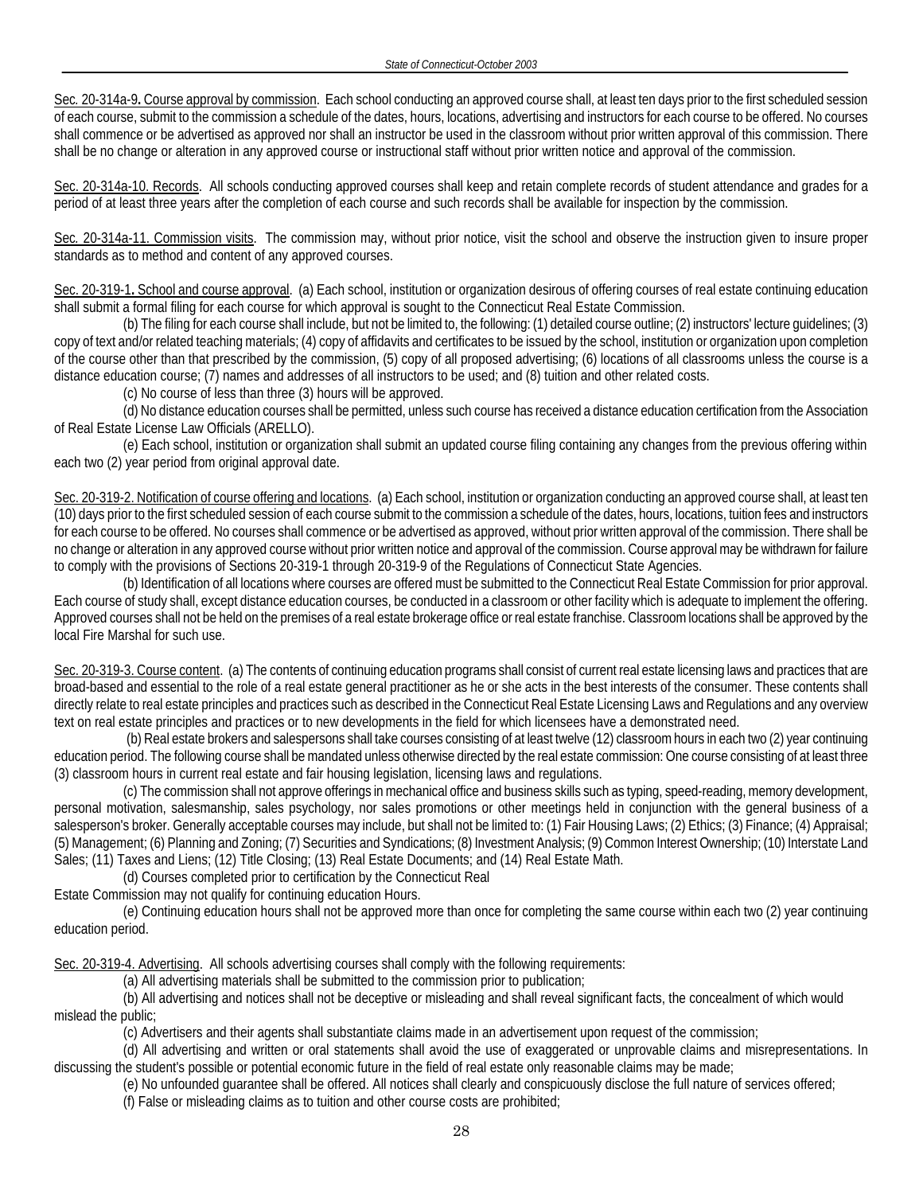Sec. 20-314a-9. Course approval by commission. Each school conducting an approved course shall, at least ten days prior to the first scheduled session of each course, submit to the commission a schedule of the dates, hours, locations, advertising and instructors for each course to be offered. No courses shall commence or be advertised as approved nor shall an instructor be used in the classroom without prior written approval of this commission. There shall be no change or alteration in any approved course or instructional staff without prior written notice and approval of the commission.

Sec. 20-314a-10. Records. All schools conducting approved courses shall keep and retain complete records of student attendance and grades for a period of at least three years after the completion of each course and such records shall be available for inspection by the commission.

Sec. 20-314a-11. Commission visits. The commission may, without prior notice, visit the school and observe the instruction given to insure proper standards as to method and content of any approved courses.

Sec. 20-319-1. School and course approval. (a) Each school, institution or organization desirous of offering courses of real estate continuing education shall submit a formal filing for each course for which approval is sought to the Connecticut Real Estate Commission.

(b) The filing for each course shall include, but not be limited to, the following: (1) detailed course outline; (2) instructors' lecture guidelines; (3) copy of text and/or related teaching materials; (4) copy of affidavits and certificates to be issued by the school, institution or organization upon completion of the course other than that prescribed by the commission, (5) copy of all proposed advertising; (6) locations of all classrooms unless the course is a distance education course; (7) names and addresses of all instructors to be used; and (8) tuition and other related costs.

(c) No course of less than three (3) hours will be approved.

(d) No distance education courses shall be permitted, unless such course has received a distance education certification from the Association of Real Estate License Law Officials (ARELLO).

(e) Each school, institution or organization shall submit an updated course filing containing any changes from the previous offering within each two (2) year period from original approval date.

Sec. 20-319-2. Notification of course offering and locations. (a) Each school, institution or organization conducting an approved course shall, at least ten (10) days prior to the first scheduled session of each course submit to the commission a schedule of the dates, hours, locations, tuition fees and instructors for each course to be offered. No courses shall commence or be advertised as approved, without prior written approval of the commission. There shall be no change or alteration in any approved course without prior written notice and approval of the commission. Course approval may be withdrawn for failure to comply with the provisions of Sections 20-319-1 through 20-319-9 of the Regulations of Connecticut State Agencies.

(b) Identification of all locations where courses are offered must be submitted to the Connecticut Real Estate Commission for prior approval. Each course of study shall, except distance education courses, be conducted in a classroom or other facility which is adequate to implement the offering. Approved courses shall not be held on the premises of a real estate brokerage office or real estate franchise. Classroom locations shall be approved by the local Fire Marshal for such use.

Sec. 20-319-3. Course content. (a) The contents of continuing education programs shall consist of current real estate licensing laws and practices that are broad-based and essential to the role of a real estate general practitioner as he or she acts in the best interests of the consumer. These contents shall directly relate to real estate principles and practices such as described in the Connecticut Real Estate Licensing Laws and Regulations and any overview text on real estate principles and practices or to new developments in the field for which licensees have a demonstrated need.

(b) Real estate brokers and salespersons shall take courses consisting of at least twelve (12) classroom hours in each two (2) year continuing education period. The following course shall be mandated unless otherwise directed by the real estate commission: One course consisting of at least three (3) classroom hours in current real estate and fair housing legislation, licensing laws and regulations.

(c) The commission shall not approve offerings in mechanical office and business skills such as typing, speed-reading, memory development, personal motivation, salesmanship, sales psychology, nor sales promotions or other meetings held in conjunction with the general business of a salesperson's broker. Generally acceptable courses may include, but shall not be limited to: (1) Fair Housing Laws; (2) Ethics; (3) Finance; (4) Appraisal; (5) Management; (6) Planning and Zoning; (7) Securities and Syndications; (8) Investment Analysis; (9) Common Interest Ownership; (10) Interstate Land Sales; (11) Taxes and Liens; (12) Title Closing; (13) Real Estate Documents; and (14) Real Estate Math.

(d) Courses completed prior to certification by the Connecticut Real Estate Commission may not qualify for continuing education Hours.

(e) Continuing education hours shall not be approved more than once for completing the same course within each two (2) year continuing education period.

Sec. 20-319-4. Advertising. All schools advertising courses shall comply with the following requirements:

(a) All advertising materials shall be submitted to the commission prior to publication;

(b) All advertising and notices shall not be deceptive or misleading and shall reveal significant facts, the concealment of which would mislead the public;

(c) Advertisers and their agents shall substantiate claims made in an advertisement upon request of the commission;

(d) All advertising and written or oral statements shall avoid the use of exaggerated or unprovable claims and misrepresentations. In discussing the student's possible or potential economic future in the field of real estate only reasonable claims may be made;

(e) No unfounded guarantee shall be offered. All notices shall clearly and conspicuously disclose the full nature of services offered;

(f) False or misleading claims as to tuition and other course costs are prohibited;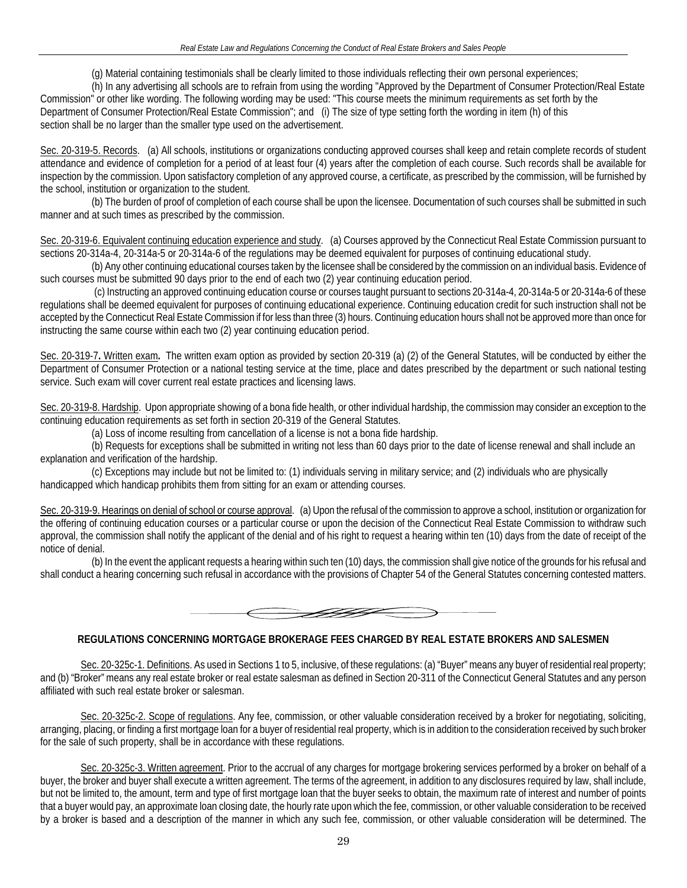(g) Material containing testimonials shall be clearly limited to those individuals reflecting their own personal experiences;

(h) In any advertising all schools are to refrain from using the wording "Approved by the Department of Consumer Protection/Real Estate Commission" or other like wording. The following wording may be used: "This course meets the minimum requirements as set forth by the Department of Consumer Protection/Real Estate Commission"; and (i) The size of type setting forth the wording in item (h) of this section shall be no larger than the smaller type used on the advertisement.

Sec. 20-319-5. Records. (a) All schools, institutions or organizations conducting approved courses shall keep and retain complete records of student attendance and evidence of completion for a period of at least four (4) years after the completion of each course. Such records shall be available for inspection by the commission. Upon satisfactory completion of any approved course, a certificate, as prescribed by the commission, will be furnished by the school, institution or organization to the student.

(b) The burden of proof of completion of each course shall be upon the licensee. Documentation of such courses shall be submitted in such manner and at such times as prescribed by the commission.

Sec. 20-319-6. Equivalent continuing education experience and study. (a) Courses approved by the Connecticut Real Estate Commission pursuant to sections 20-314a-4, 20-314a-5 or 20-314a-6 of the regulations may be deemed equivalent for purposes of continuing educational study.

(b) Any other continuing educational courses taken by the licensee shall be considered by the commission on an individual basis. Evidence of such courses must be submitted 90 days prior to the end of each two (2) year continuing education period.

(c) Instructing an approved continuing education course or courses taught pursuant to sections 20-314a-4, 20-314a-5 or 20-314a-6 of these regulations shall be deemed equivalent for purposes of continuing educational experience. Continuing education credit for such instruction shall not be accepted by the Connecticut Real Estate Commission if for less than three (3) hours. Continuing education hours shall not be approved more than once for instructing the same course within each two (2) year continuing education period.

Sec. 20-319-7**.** Written exam**.** The written exam option as provided by section 20-319 (a) (2) of the General Statutes, will be conducted by either the Department of Consumer Protection or a national testing service at the time, place and dates prescribed by the department or such national testing service. Such exam will cover current real estate practices and licensing laws.

Sec. 20-319-8. Hardship. Upon appropriate showing of a bona fide health, or other individual hardship, the commission may consider an exception to the continuing education requirements as set forth in section 20-319 of the General Statutes.

(a) Loss of income resulting from cancellation of a license is not a bona fide hardship.

(b) Requests for exceptions shall be submitted in writing not less than 60 days prior to the date of license renewal and shall include an explanation and verification of the hardship.

(c) Exceptions may include but not be limited to: (1) individuals serving in military service; and (2) individuals who are physically handicapped which handicap prohibits them from sitting for an exam or attending courses.

Sec. 20-319-9. Hearings on denial of school or course approval. (a) Upon the refusal of the commission to approve a school, institution or organization for the offering of continuing education courses or a particular course or upon the decision of the Connecticut Real Estate Commission to withdraw such approval, the commission shall notify the applicant of the denial and of his right to request a hearing within ten (10) days from the date of receipt of the notice of denial.

(b) In the event the applicant requests a hearing within such ten (10) days, the commission shall give notice of the grounds for his refusal and shall conduct a hearing concerning such refusal in accordance with the provisions of Chapter 54 of the General Statutes concerning contested matters.

## REGULATIONS CONCERNING MORTGAGE BROKERAGE FEES CHARGED BY REAL ESTATE BROKERS AND SALESMEN

Sec. 20-325c-1. Definitions. As used in Sections 1 to 5, inclusive, of these regulations: (a) "Buyer" means any buyer of residential real property; and (b) "Broker" means any real estate broker or real estate salesman as defined in Section 20-311 of the Connecticut General Statutes and any person affiliated with such real estate broker or salesman.

Sec. 20-325c-2. Scope of regulations. Any fee, commission, or other valuable consideration received by a broker for negotiating, soliciting, arranging, placing, or finding a first mortgage loan for a buyer of residential real property, which is in addition to the consideration received by such broker for the sale of such property, shall be in accordance with these regulations.

Sec. 20-325c-3. Written agreement. Prior to the accrual of any charges for mortgage brokering services performed by a broker on behalf of a buyer, the broker and buyer shall execute a written agreement. The terms of the agreement, in addition to any disclosures required by law, shall include, but not be limited to, the amount, term and type of first mortgage loan that the buyer seeks to obtain, the maximum rate of interest and number of points that a buyer would pay, an approximate loan closing date, the hourly rate upon which the fee, commission, or other valuable consideration to be received by a broker is based and a description of the manner in which any such fee, commission, or other valuable consideration will be determined. The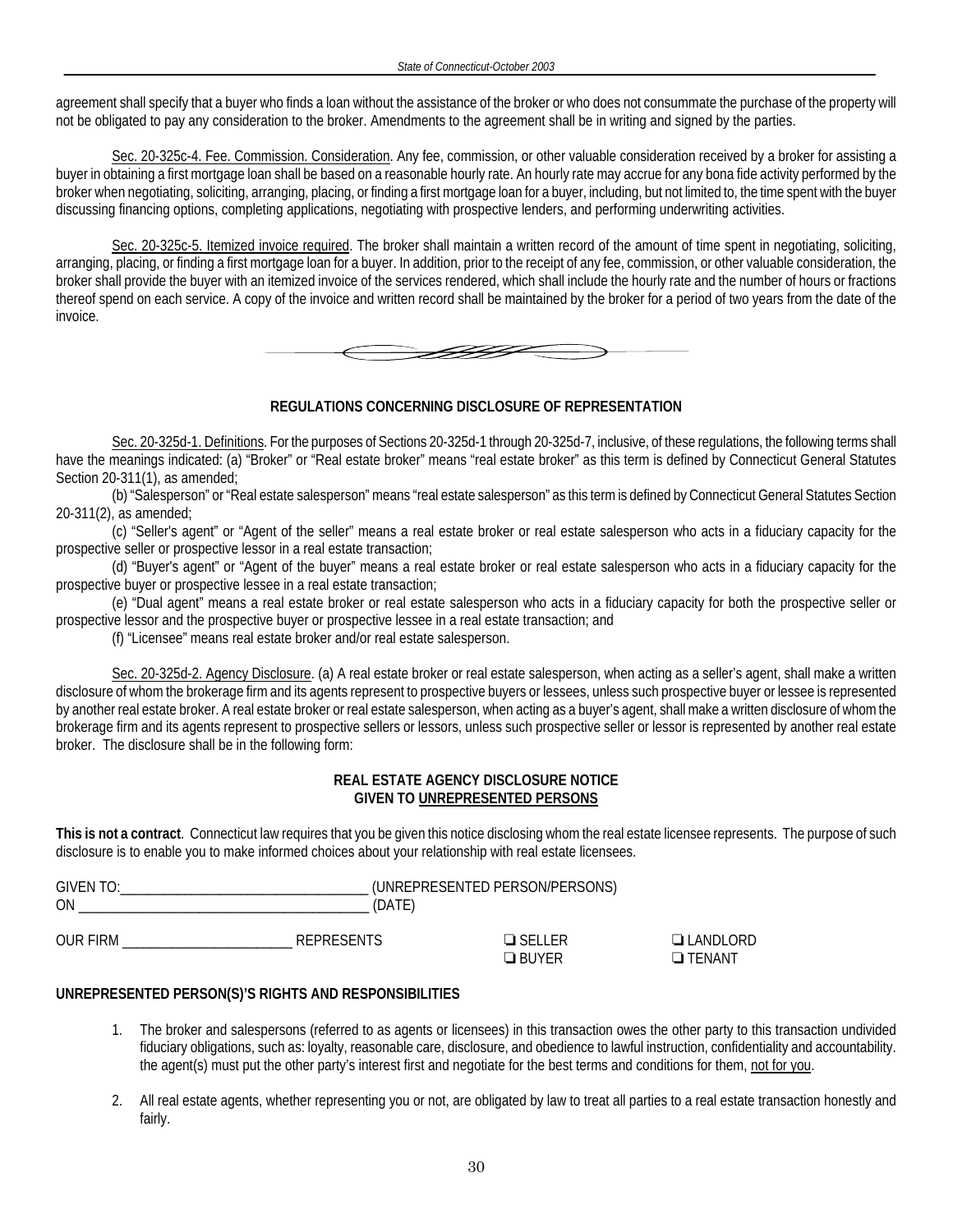agreement shall specify that a buyer who finds a loan without the assistance of the broker or who does not consummate the purchase of the property will not be obligated to pay any consideration to the broker. Amendments to the agreement shall be in writing and signed by the parties.

Sec. 20-325c-4. Fee. Commission. Consideration. Any fee, commission, or other valuable consideration received by a broker for assisting a buyer in obtaining a first mortgage loan shall be based on a reasonable hourly rate. An hourly rate may accrue for any bona fide activity performed by the broker when negotiating, soliciting, arranging, placing, or finding a first mortgage loan for a buyer, including, but not limited to, the time spent with the buyer discussing financing options, completing applications, negotiating with prospective lenders, and performing underwriting activities.

Sec. 20-325c-5. Itemized invoice required. The broker shall maintain a written record of the amount of time spent in negotiating, soliciting, arranging, placing, or finding a first mortgage loan for a buyer. In addition, prior to the receipt of any fee, commission, or other valuable consideration, the broker shall provide the buyer with an itemized invoice of the services rendered, which shall include the hourly rate and the number of hours or fractions thereof spend on each service. A copy of the invoice and written record shall be maintained by the broker for a period of two years from the date of the invoice.

## REGULATIONS CONCERNING DISCLOSURE OF REPRESENTATION

Sec. 20-325d-1. Definitions. For the purposes of Sections 20-325d-1 through 20-325d-7, inclusive, of these regulations, the following terms shall have the meanings indicated: (a) "Broker" or "Real estate broker" means "real estate broker" as this term is defined by Connecticut General Statutes Section 20-311(1), as amended;

(b) "Salesperson" or "Real estate salesperson" means "real estate salesperson" as this term is defined by Connecticut General Statutes Section 20-311(2), as amended;

(c) "Seller's agent" or "Agent of the seller" means a real estate broker or real estate salesperson who acts in a fiduciary capacity for the prospective seller or prospective lessor in a real estate transaction;

(d) "Buyer's agent" or "Agent of the buyer" means a real estate broker or real estate salesperson who acts in a fiduciary capacity for the prospective buyer or prospective lessee in a real estate transaction;

(e) "Dual agent" means a real estate broker or real estate salesperson who acts in a fiduciary capacity for both the prospective seller or prospective lessor and the prospective buyer or prospective lessee in a real estate transaction; and

(f) "Licensee" means real estate broker and/or real estate salesperson.

Sec. 20-325d-2. Agency Disclosure. (a) A real estate broker or real estate salesperson, when acting as a seller's agent, shall make a written disclosure of whom the brokerage firm and its agents represent to prospective buyers or lessees, unless such prospective buyer or lessee is represented by another real estate broker. A real estate broker or real estate salesperson, when acting as a buyer's agent, shall make a written disclosure of whom the brokerage firm and its agents represent to prospective sellers or lessors, unless such prospective seller or lessor is represented by another real estate broker. The disclosure shall be in the following form:

### REAL ESTATE AGENCY DISCLOSURE NOTICE GIVEN TO UNREPRESENTED PERSONS

**This is not a contract**. Connecticut law requires that you be given this notice disclosing whom the real estate licensee represents. The purpose of such disclosure is to enable you to make informed choices about your relationship with real estate licensees.

GIVEN TO:___________________________________ (UNREPRESENTED PERSON/PERSONS)
ON ________________________________________ (DATE)

OUR FIRM ________________________ REPRESENTS ❑ SELLER ❑ LANDLORD ❑ BUYER ❑ TENANT

**UNREPRESENTED PERSON(S)'S RIGHTS AND RESPONSIBILITIES**

1. The broker and salespersons (referred to as agents or licensees) in this transaction owes the other party to this transaction undivided fiduciary obligations, such as: loyalty, reasonable care, disclosure, and obedience to lawful instruction, confidentiality and accountability. the agent(s) must put the other party's interest first and negotiate for the best terms and conditions for them, not for you.

2. All real estate agents, whether representing you or not, are obligated by law to treat all parties to a real estate transaction honestly and fairly.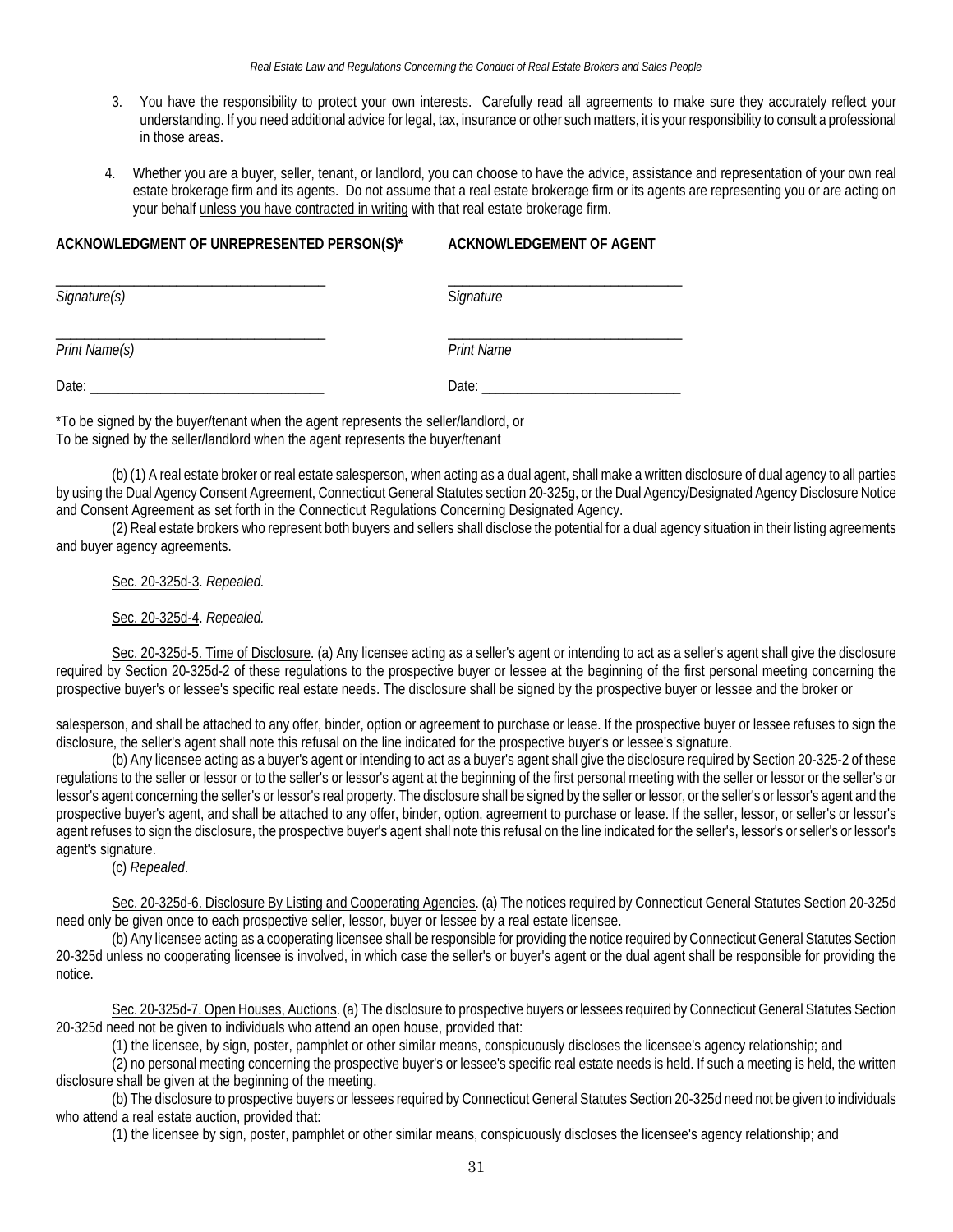3. You have the responsibility to protect your own interests. Carefully read all agreements to make sure they accurately reflect your understanding. If you need additional advice for legal, tax, insurance or other such matters, it is your responsibility to consult a professional in those areas.

4. Whether you are a buyer, seller, tenant, or landlord, you can choose to have the advice, assistance and representation of your own real estate brokerage firm and its agents. Do not assume that a real estate brokerage firm or its agents are representing you or are acting on your behalf unless you have contracted in writing with that real estate brokerage firm.

| **ACKNOWLEDGMENT OF UNREPRESENTED PERSON(S)*** | **ACKNOWLEDGEMENT OF AGENT** |
|---|---|
| ______________________________ | ______________________________ |
| *Signature(s)* | *Signature* |
| ______________________________ | ______________________________ |
| *Print Name(s)* | *Print Name* |
| Date: ______________________________ | Date: ______________________________ |

*To be signed by the buyer/tenant when the agent represents the seller/landlord, or
To be signed by the seller/landlord when the agent represents the buyer/tenant

(b) (1) A real estate broker or real estate salesperson, when acting as a dual agent, shall make a written disclosure of dual agency to all parties by using the Dual Agency Consent Agreement, Connecticut General Statutes section 20-325g, or the Dual Agency/Designated Agency Disclosure Notice and Consent Agreement as set forth in the Connecticut Regulations Concerning Designated Agency.

(2) Real estate brokers who represent both buyers and sellers shall disclose the potential for a dual agency situation in their listing agreements and buyer agency agreements.

Sec. 20-325d-3. *Repealed.*

Sec. 20-325d-4. *Repealed.*

Sec. 20-325d-5. Time of Disclosure. (a) Any licensee acting as a seller's agent or intending to act as a seller's agent shall give the disclosure required by Section 20-325d-2 of these regulations to the prospective buyer or lessee at the beginning of the first personal meeting concerning the prospective buyer's or lessee's specific real estate needs. The disclosure shall be signed by the prospective buyer or lessee and the broker or salesperson, and shall be attached to any offer, binder, option or agreement to purchase or lease. If the prospective buyer or lessee refuses to sign the disclosure, the seller's agent shall note this refusal on the line indicated for the prospective buyer's or lessee's signature.

(b) Any licensee acting as a buyer's agent or intending to act as a buyer's agent shall give the disclosure required by Section 20-325-2 of these regulations to the seller or lessor or to the seller's or lessor's agent at the beginning of the first personal meeting with the seller or lessor or the seller's or lessor's agent concerning the seller's or lessor's real property. The disclosure shall be signed by the seller or lessor, or the seller's or lessor's agent and the prospective buyer's agent, and shall be attached to any offer, binder, option, agreement to purchase or lease. If the seller, lessor, or seller's or lessor's agent refuses to sign the disclosure, the prospective buyer's agent shall note this refusal on the line indicated for the seller's, lessor's or seller's or lessor's agent's signature.

(c) *Repealed*.

Sec. 20-325d-6. Disclosure By Listing and Cooperating Agencies. (a) The notices required by Connecticut General Statutes Section 20-325d need only be given once to each prospective seller, lessor, buyer or lessee by a real estate licensee.

(b) Any licensee acting as a cooperating licensee shall be responsible for providing the notice required by Connecticut General Statutes Section 20-325d unless no cooperating licensee is involved, in which case the seller's or buyer's agent or the dual agent shall be responsible for providing the notice.

Sec. 20-325d-7. Open Houses, Auctions. (a) The disclosure to prospective buyers or lessees required by Connecticut General Statutes Section 20-325d need not be given to individuals who attend an open house, provided that:

(1) the licensee, by sign, poster, pamphlet or other similar means, conspicuously discloses the licensee's agency relationship; and

(2) no personal meeting concerning the prospective buyer's or lessee's specific real estate needs is held. If such a meeting is held, the written disclosure shall be given at the beginning of the meeting.

(b) The disclosure to prospective buyers or lessees required by Connecticut General Statutes Section 20-325d need not be given to individuals who attend a real estate auction, provided that:

(1) the licensee by sign, poster, pamphlet or other similar means, conspicuously discloses the licensee's agency relationship; and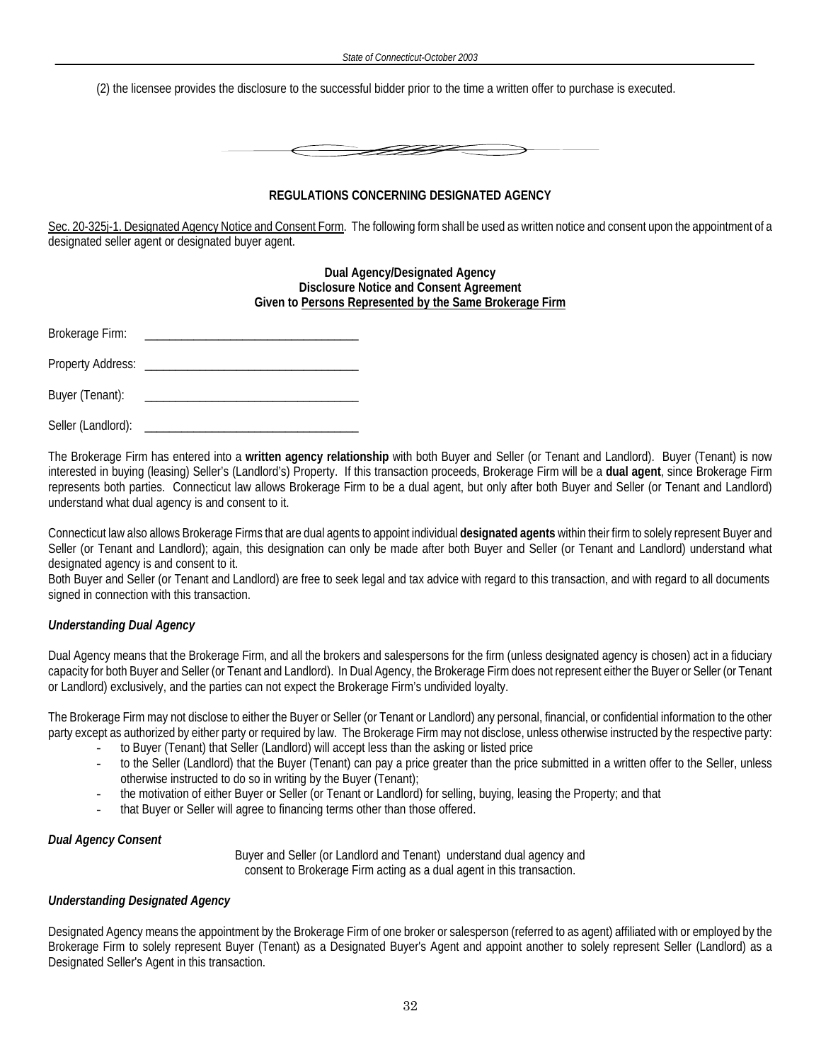(2) the licensee provides the disclosure to the successful bidder prior to the time a written offer to purchase is executed.

## REGULATIONS CONCERNING DESIGNATED AGENCY

Sec. 20-325j-1. Designated Agency Notice and Consent Form. The following form shall be used as written notice and consent upon the appointment of a designated seller agent or designated buyer agent.

**Dual Agency/Designated Agency**
**Disclosure Notice and Consent Agreement**
**Given to Persons Represented by the Same Brokerage Firm**

Brokerage Firm: ___________________________________

Property Address: ___________________________________

Buyer (Tenant): ___________________________________

Seller (Landlord): ___________________________________

The Brokerage Firm has entered into a **written agency relationship** with both Buyer and Seller (or Tenant and Landlord). Buyer (Tenant) is now interested in buying (leasing) Seller's (Landlord's) Property. If this transaction proceeds, Brokerage Firm will be a **dual agent**, since Brokerage Firm represents both parties. Connecticut law allows Brokerage Firm to be a dual agent, but only after both Buyer and Seller (or Tenant and Landlord) understand what dual agency is and consent to it.

Connecticut law also allows Brokerage Firms that are dual agents to appoint individual **designated agents** within their firm to solely represent Buyer and Seller (or Tenant and Landlord); again, this designation can only be made after both Buyer and Seller (or Tenant and Landlord) understand what designated agency is and consent to it.
Both Buyer and Seller (or Tenant and Landlord) are free to seek legal and tax advice with regard to this transaction, and with regard to all documents signed in connection with this transaction.

***Understanding Dual Agency***

Dual Agency means that the Brokerage Firm, and all the brokers and salespersons for the firm (unless designated agency is chosen) act in a fiduciary capacity for both Buyer and Seller (or Tenant and Landlord). In Dual Agency, the Brokerage Firm does not represent either the Buyer or Seller (or Tenant or Landlord) exclusively, and the parties can not expect the Brokerage Firm's undivided loyalty.

The Brokerage Firm may not disclose to either the Buyer or Seller (or Tenant or Landlord) any personal, financial, or confidential information to the other party except as authorized by either party or required by law. The Brokerage Firm may not disclose, unless otherwise instructed by the respective party:

- to Buyer (Tenant) that Seller (Landlord) will accept less than the asking or listed price
- to the Seller (Landlord) that the Buyer (Tenant) can pay a price greater than the price submitted in a written offer to the Seller, unless otherwise instructed to do so in writing by the Buyer (Tenant);
- the motivation of either Buyer or Seller (or Tenant or Landlord) for selling, buying, leasing the Property; and that
- that Buyer or Seller will agree to financing terms other than those offered.

***Dual Agency Consent***

Buyer and Seller (or Landlord and Tenant) understand dual agency and consent to Brokerage Firm acting as a dual agent in this transaction.

***Understanding Designated Agency***

Designated Agency means the appointment by the Brokerage Firm of one broker or salesperson (referred to as agent) affiliated with or employed by the Brokerage Firm to solely represent Buyer (Tenant) as a Designated Buyer's Agent and appoint another to solely represent Seller (Landlord) as a Designated Seller's Agent in this transaction.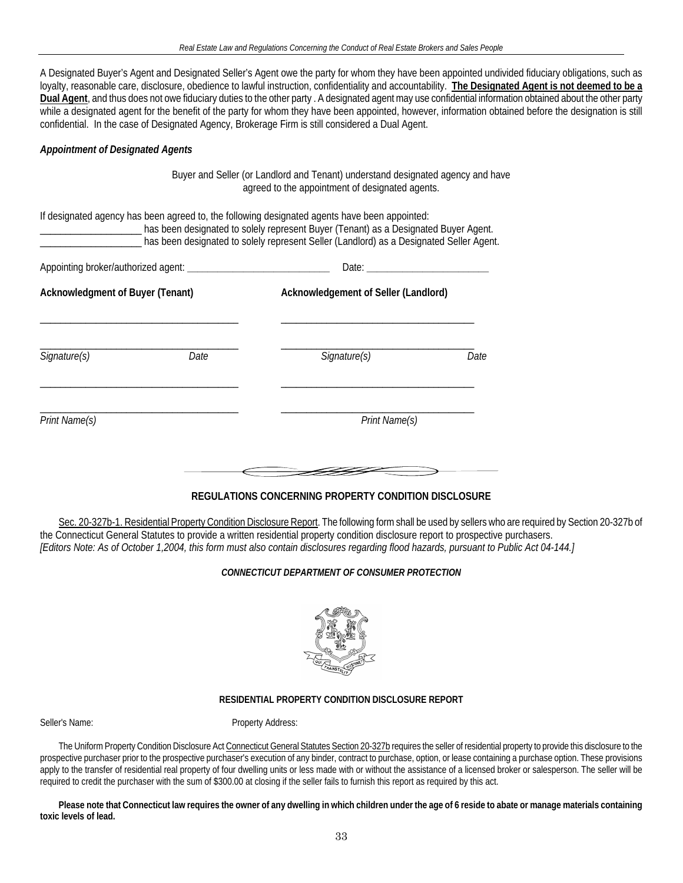A Designated Buyer's Agent and Designated Seller's Agent owe the party for whom they have been appointed undivided fiduciary obligations, such as loyalty, reasonable care, disclosure, obedience to lawful instruction, confidentiality and accountability. **The Designated Agent is not deemed to be a Dual Agent**, and thus does not owe fiduciary duties to the other party . A designated agent may use confidential information obtained about the other party while a designated agent for the benefit of the party for whom they have been appointed, however, information obtained before the designation is still confidential. In the case of Designated Agency, Brokerage Firm is still considered a Dual Agent.

***Appointment of Designated Agents***

Buyer and Seller (or Landlord and Tenant) understand designated agency and have agreed to the appointment of designated agents.

If designated agency has been agreed to, the following designated agents have been appointed:
____________________ has been designated to solely represent Buyer (Tenant) as a Designated Buyer Agent.
____________________ has been designated to solely represent Seller (Landlord) as a Designated Seller Agent.

Appointing broker/authorized agent: ____________________________ Date: ________________________

| **Acknowledgment of Buyer (Tenant)** | **Acknowledgement of Seller (Landlord)** |
|---|---|
| ______________________________________ | ______________________________________ |
| ______________________________________ | ______________________________________ |
| *Signature(s)* *Date* | *Signature(s)* *Date* |
| ______________________________________ | ______________________________________ |
| ______________________________________ | ______________________________________ |
| *Print Name(s)* | *Print Name(s)* |

## REGULATIONS CONCERNING PROPERTY CONDITION DISCLOSURE

Sec. 20-327b-1. Residential Property Condition Disclosure Report. The following form shall be used by sellers who are required by Section 20-327b of the Connecticut General Statutes to provide a written residential property condition disclosure report to prospective purchasers.
*[Editors Note: As of October 1,2004, this form must also contain disclosures regarding flood hazards, pursuant to Public Act 04-144.]*

***CONNECTICUT DEPARTMENT OF CONSUMER PROTECTION***

**RESIDENTIAL PROPERTY CONDITION DISCLOSURE REPORT**

Seller's Name: Property Address:

The Uniform Property Condition Disclosure Act Connecticut General Statutes Section 20-327b requires the seller of residential property to provide this disclosure to the prospective purchaser prior to the prospective purchaser's execution of any binder, contract to purchase, option, or lease containing a purchase option. These provisions apply to the transfer of residential real property of four dwelling units or less made with or without the assistance of a licensed broker or salesperson. The seller will be required to credit the purchaser with the sum of $300.00 at closing if the seller fails to furnish this report as required by this act.

**Please note that Connecticut law requires the owner of any dwelling in which children under the age of 6 reside to abate or manage materials containing toxic levels of lead.**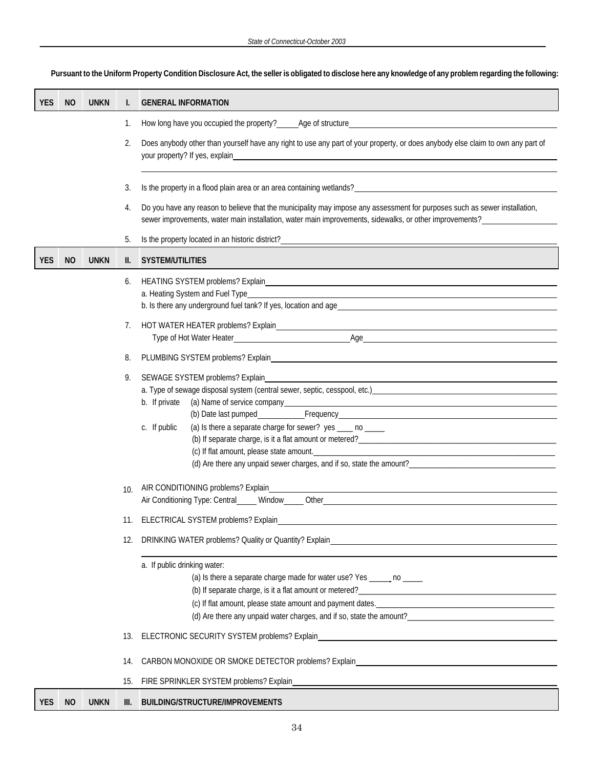**Pursuant to the Uniform Property Condition Disclosure Act, the seller is obligated to disclose here any knowledge of any problem regarding the following:**

| YES | NO | UNKN | I. | GENERAL INFORMATION |
|---|---|---|---|---|
| | | | 1. | How long have you occupied the property?_____ Age of structure_____ |
| | | | 2. | Does anybody other than yourself have any right to use any part of your property, or does anybody else claim to own any part of your property? If yes, explain_____ |
| | | | 3. | Is the property in a flood plain area or an area containing wetlands?_____ |
| | | | 4. | Do you have any reason to believe that the municipality may impose any assessment for purposes such as sewer installation, sewer improvements, water main installation, water main improvements, sidewalks, or other improvements?_____ |
| | | | 5. | Is the property located in an historic district?_____ |

| YES | NO | UNKN | II. | SYSTEM/UTILITIES |
|---|---|---|---|---|
| | | | 6. | HEATING SYSTEM problems? Explain_____<br>a. Heating System and Fuel Type_____<br>b. Is there any underground fuel tank? If yes, location and age_____ |
| | | | 7. | HOT WATER HEATER problems? Explain_____<br>Type of Hot Water Heater_____ Age_____ |
| | | | 8. | PLUMBING SYSTEM problems? Explain_____ |
| | | | 9. | SEWAGE SYSTEM problems? Explain_____<br>a. Type of sewage disposal system (central sewer, septic, cesspool, etc.)_____<br>b. If private (a) Name of service company_____<br>(b) Date last pumped_____ Frequency_____<br>c. If public (a) Is there a separate charge for sewer? yes ____ no _____<br>(b) If separate charge, is it a flat amount or metered?_____<br>(c) If flat amount, please state amount._____<br>(d) Are there any unpaid sewer charges, and if so, state the amount?_____ |
| | | | 10. | AIR CONDITIONING problems? Explain_____<br>Air Conditioning Type: Central_____ Window_____ Other_____ |
| | | | 11. | ELECTRICAL SYSTEM problems? Explain_____ |
| | | | 12. | DRINKING WATER problems? Quality or Quantity? Explain_____<br>a. If public drinking water:<br>(a) Is there a separate charge made for water use? Yes _____ no _____<br>(b) If separate charge, is it a flat amount or metered?_____<br>(c) If flat amount, please state amount and payment dates._____<br>(d) Are there any unpaid water charges, and if so, state the amount?_____ |
| | | | 13. | ELECTRONIC SECURITY SYSTEM problems? Explain_____ |
| | | | 14. | CARBON MONOXIDE OR SMOKE DETECTOR problems? Explain_____ |
| | | | 15. | FIRE SPRINKLER SYSTEM problems? Explain_____ |

| YES | NO | UNKN | III. | BUILDING/STRUCTURE/IMPROVEMENTS |
|---|---|---|---|---|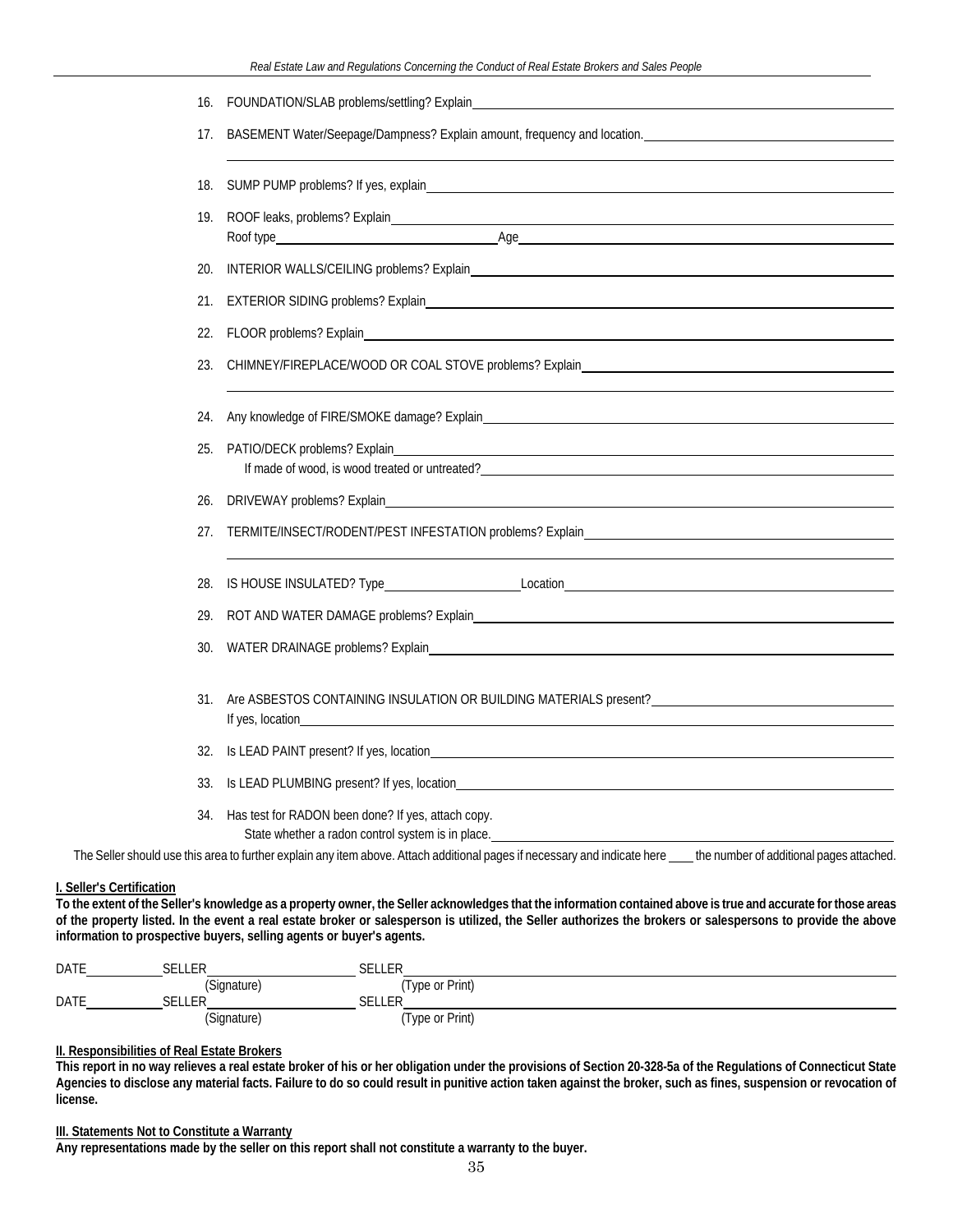16. FOUNDATION/SLAB problems/settling? Explain\_\_\_\_\_\_\_\_\_\_\_\_\_\_\_\_\_\_\_\_\_\_\_\_\_\_\_\_\_\_\_\_\_\_\_\_\_\_\_\_

17. BASEMENT Water/Seepage/Dampness? Explain amount, frequency and location.\_\_\_\_\_\_\_\_\_\_\_\_\_\_\_\_\_\_\_\_\_\_\_\_\_\_

18. SUMP PUMP problems? If yes, explain\_\_\_\_\_\_\_\_\_\_\_\_\_\_\_\_\_\_\_\_\_\_\_\_\_\_\_\_\_\_\_\_\_\_\_\_\_\_\_\_

19. ROOF leaks, problems? Explain\_\_\_\_\_\_\_\_\_\_\_\_\_\_\_\_\_\_\_\_\_\_\_\_\_\_\_\_\_\_\_\_\_\_\_\_\_\_\_\_
    Roof type\_\_\_\_\_\_\_\_\_\_\_\_\_\_\_\_\_\_\_\_Age\_\_\_\_\_\_\_\_\_\_\_\_\_\_\_\_\_\_\_\_

20. INTERIOR WALLS/CEILING problems? Explain\_\_\_\_\_\_\_\_\_\_\_\_\_\_\_\_\_\_\_\_\_\_\_\_\_\_\_\_\_\_\_\_\_\_\_\_\_\_\_\_

21. EXTERIOR SIDING problems? Explain\_\_\_\_\_\_\_\_\_\_\_\_\_\_\_\_\_\_\_\_\_\_\_\_\_\_\_\_\_\_\_\_\_\_\_\_\_\_\_\_

22. FLOOR problems? Explain\_\_\_\_\_\_\_\_\_\_\_\_\_\_\_\_\_\_\_\_\_\_\_\_\_\_\_\_\_\_\_\_\_\_\_\_\_\_\_\_

23. CHIMNEY/FIREPLACE/WOOD OR COAL STOVE problems? Explain\_\_\_\_\_\_\_\_\_\_\_\_\_\_\_\_\_\_\_\_\_\_\_\_\_\_\_\_\_\_\_\_

24. Any knowledge of FIRE/SMOKE damage? Explain\_\_\_\_\_\_\_\_\_\_\_\_\_\_\_\_\_\_\_\_\_\_\_\_\_\_\_\_\_\_\_\_\_\_\_\_\_\_\_\_

25. PATIO/DECK problems? Explain\_\_\_\_\_\_\_\_\_\_\_\_\_\_\_\_\_\_\_\_\_\_\_\_\_\_\_\_\_\_\_\_\_\_\_\_\_\_\_\_
    If made of wood, is wood treated or untreated?\_\_\_\_\_\_\_\_\_\_\_\_\_\_\_\_\_\_\_\_\_\_\_\_\_\_\_\_\_\_\_\_

26. DRIVEWAY problems? Explain\_\_\_\_\_\_\_\_\_\_\_\_\_\_\_\_\_\_\_\_\_\_\_\_\_\_\_\_\_\_\_\_\_\_\_\_\_\_\_\_

27. TERMITE/INSECT/RODENT/PEST INFESTATION problems? Explain\_\_\_\_\_\_\_\_\_\_\_\_\_\_\_\_\_\_\_\_\_\_\_\_\_\_\_\_\_\_\_\_

28. IS HOUSE INSULATED? Type\_\_\_\_\_\_\_\_\_\_\_\_\_\_\_\_\_\_\_\_Location\_\_\_\_\_\_\_\_\_\_\_\_\_\_\_\_\_\_\_\_

29. ROT AND WATER DAMAGE problems? Explain\_\_\_\_\_\_\_\_\_\_\_\_\_\_\_\_\_\_\_\_\_\_\_\_\_\_\_\_\_\_\_\_\_\_\_\_\_\_\_\_

30. WATER DRAINAGE problems? Explain\_\_\_\_\_\_\_\_\_\_\_\_\_\_\_\_\_\_\_\_\_\_\_\_\_\_\_\_\_\_\_\_\_\_\_\_\_\_\_\_

31. Are ASBESTOS CONTAINING INSULATION OR BUILDING MATERIALS present?\_\_\_\_\_\_\_\_\_\_\_\_\_\_\_\_\_\_\_\_\_\_\_\_
    If yes, location\_\_\_\_\_\_\_\_\_\_\_\_\_\_\_\_\_\_\_\_\_\_\_\_\_\_\_\_\_\_\_\_\_\_\_\_\_\_\_\_

32. Is LEAD PAINT present? If yes, location\_\_\_\_\_\_\_\_\_\_\_\_\_\_\_\_\_\_\_\_\_\_\_\_\_\_\_\_\_\_\_\_\_\_\_\_\_\_\_\_

33. Is LEAD PLUMBING present? If yes, location\_\_\_\_\_\_\_\_\_\_\_\_\_\_\_\_\_\_\_\_\_\_\_\_\_\_\_\_\_\_\_\_\_\_\_\_\_\_\_\_

34. Has test for RADON been done? If yes, attach copy.
    State whether a radon control system is in place.\_\_\_\_\_\_\_\_\_\_\_\_\_\_\_\_\_\_\_\_\_\_\_\_\_\_\_\_\_\_\_\_

The Seller should use this area to further explain any item above. Attach additional pages if necessary and indicate here \_\_\_\_ the number of additional pages attached.

**I. Seller's Certification**

**To the extent of the Seller's knowledge as a property owner, the Seller acknowledges that the information contained above is true and accurate for those areas of the property listed. In the event a real estate broker or salesperson is utilized, the Seller authorizes the brokers or salespersons to provide the above information to prospective buyers, selling agents or buyer's agents.**

DATE\_\_\_\_\_\_\_\_\_\_ SELLER\_\_\_\_\_\_\_\_\_\_\_\_\_\_\_\_\_\_\_\_ SELLER\_\_\_\_\_\_\_\_\_\_\_\_\_\_\_\_\_\_\_\_
(Signature) (Type or Print)

DATE\_\_\_\_\_\_\_\_\_\_ SELLER\_\_\_\_\_\_\_\_\_\_\_\_\_\_\_\_\_\_\_\_ SELLER\_\_\_\_\_\_\_\_\_\_\_\_\_\_\_\_\_\_\_\_
(Signature) (Type or Print)

**II. Responsibilities of Real Estate Brokers**

**This report in no way relieves a real estate broker of his or her obligation under the provisions of Section 20-328-5a of the Regulations of Connecticut State Agencies to disclose any material facts. Failure to do so could result in punitive action taken against the broker, such as fines, suspension or revocation of license.**

**III. Statements Not to Constitute a Warranty**

**Any representations made by the seller on this report shall not constitute a warranty to the buyer.**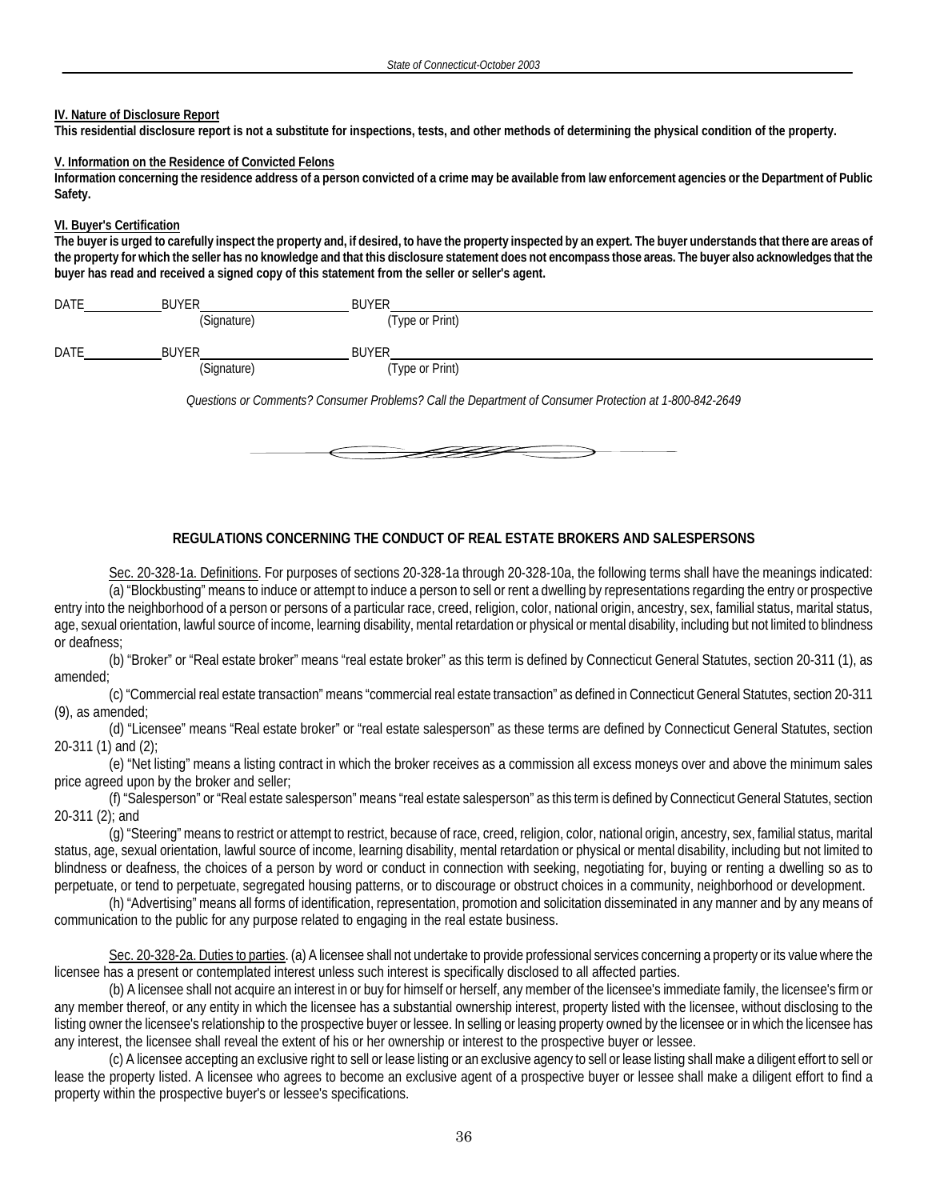**IV. Nature of Disclosure Report**

**This residential disclosure report is not a substitute for inspections, tests, and other methods of determining the physical condition of the property.**

**V. Information on the Residence of Convicted Felons**

**Information concerning the residence address of a person convicted of a crime may be available from law enforcement agencies or the Department of Public Safety.**

**VI. Buyer's Certification**

**The buyer is urged to carefully inspect the property and, if desired, to have the property inspected by an expert. The buyer understands that there are areas of the property for which the seller has no knowledge and that this disclosure statement does not encompass those areas. The buyer also acknowledges that the buyer has read and received a signed copy of this statement from the seller or seller's agent.**

DATE\_\_\_\_\_\_\_\_\_ BUYER\_\_\_\_\_\_\_\_\_\_\_\_\_\_\_\_\_ BUYER\_\_\_\_\_\_\_\_\_\_\_\_\_\_\_\_\_\_\_\_\_\_\_\_\_\_\_\_\_\_
(Signature) (Type or Print)

DATE\_\_\_\_\_\_\_\_\_ BUYER\_\_\_\_\_\_\_\_\_\_\_\_\_\_\_\_\_ BUYER\_\_\_\_\_\_\_\_\_\_\_\_\_\_\_\_\_\_\_\_\_\_\_\_\_\_\_\_\_\_
(Signature) (Type or Print)

*Questions or Comments? Consumer Problems? Call the Department of Consumer Protection at 1-800-842-2649*

## REGULATIONS CONCERNING THE CONDUCT OF REAL ESTATE BROKERS AND SALESPERSONS

Sec. 20-328-1a. Definitions. For purposes of sections 20-328-1a through 20-328-10a, the following terms shall have the meanings indicated:

(a) "Blockbusting" means to induce or attempt to induce a person to sell or rent a dwelling by representations regarding the entry or prospective entry into the neighborhood of a person or persons of a particular race, creed, religion, color, national origin, ancestry, sex, familial status, marital status, age, sexual orientation, lawful source of income, learning disability, mental retardation or physical or mental disability, including but not limited to blindness or deafness;

(b) "Broker" or "Real estate broker" means "real estate broker" as this term is defined by Connecticut General Statutes, section 20-311 (1), as amended;

(c) "Commercial real estate transaction" means "commercial real estate transaction" as defined in Connecticut General Statutes, section 20-311 (9), as amended;

(d) "Licensee" means "Real estate broker" or "real estate salesperson" as these terms are defined by Connecticut General Statutes, section 20-311 (1) and (2);

(e) "Net listing" means a listing contract in which the broker receives as a commission all excess moneys over and above the minimum sales price agreed upon by the broker and seller;

(f) "Salesperson" or "Real estate salesperson" means "real estate salesperson" as this term is defined by Connecticut General Statutes, section 20-311 (2); and

(g) "Steering" means to restrict or attempt to restrict, because of race, creed, religion, color, national origin, ancestry, sex, familial status, marital status, age, sexual orientation, lawful source of income, learning disability, mental retardation or physical or mental disability, including but not limited to blindness or deafness, the choices of a person by word or conduct in connection with seeking, negotiating for, buying or renting a dwelling so as to perpetuate, or tend to perpetuate, segregated housing patterns, or to discourage or obstruct choices in a community, neighborhood or development.

(h) "Advertising" means all forms of identification, representation, promotion and solicitation disseminated in any manner and by any means of communication to the public for any purpose related to engaging in the real estate business.

Sec. 20-328-2a. Duties to parties. (a) A licensee shall not undertake to provide professional services concerning a property or its value where the licensee has a present or contemplated interest unless such interest is specifically disclosed to all affected parties.

(b) A licensee shall not acquire an interest in or buy for himself or herself, any member of the licensee's immediate family, the licensee's firm or any member thereof, or any entity in which the licensee has a substantial ownership interest, property listed with the licensee, without disclosing to the listing owner the licensee's relationship to the prospective buyer or lessee. In selling or leasing property owned by the licensee or in which the licensee has any interest, the licensee shall reveal the extent of his or her ownership or interest to the prospective buyer or lessee.

(c) A licensee accepting an exclusive right to sell or lease listing or an exclusive agency to sell or lease listing shall make a diligent effort to sell or lease the property listed. A licensee who agrees to become an exclusive agent of a prospective buyer or lessee shall make a diligent effort to find a property within the prospective buyer's or lessee's specifications.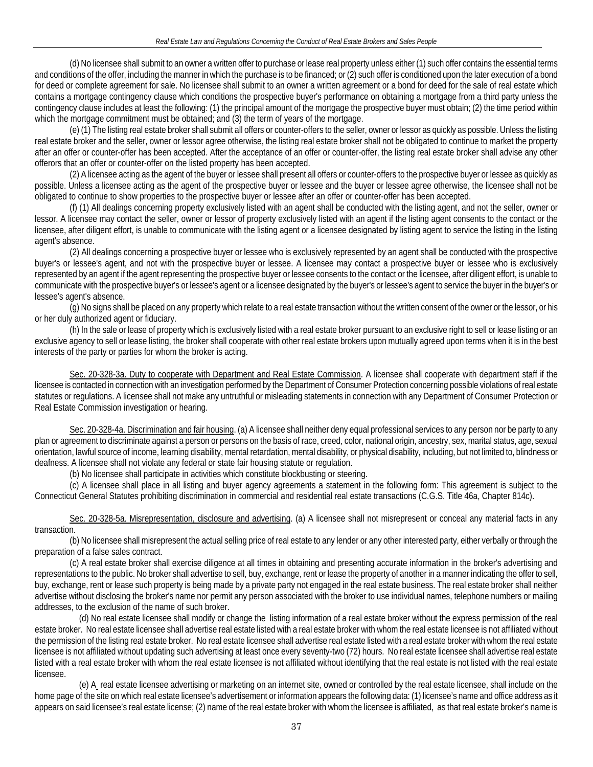(d) No licensee shall submit to an owner a written offer to purchase or lease real property unless either (1) such offer contains the essential terms and conditions of the offer, including the manner in which the purchase is to be financed; or (2) such offer is conditioned upon the later execution of a bond for deed or complete agreement for sale. No licensee shall submit to an owner a written agreement or a bond for deed for the sale of real estate which contains a mortgage contingency clause which conditions the prospective buyer's performance on obtaining a mortgage from a third party unless the contingency clause includes at least the following: (1) the principal amount of the mortgage the prospective buyer must obtain; (2) the time period within which the mortgage commitment must be obtained; and (3) the term of years of the mortgage.

(e) (1) The listing real estate broker shall submit all offers or counter-offers to the seller, owner or lessor as quickly as possible. Unless the listing real estate broker and the seller, owner or lessor agree otherwise, the listing real estate broker shall not be obligated to continue to market the property after an offer or counter-offer has been accepted. After the acceptance of an offer or counter-offer, the listing real estate broker shall advise any other offerors that an offer or counter-offer on the listed property has been accepted.

(2) A licensee acting as the agent of the buyer or lessee shall present all offers or counter-offers to the prospective buyer or lessee as quickly as possible. Unless a licensee acting as the agent of the prospective buyer or lessee and the buyer or lessee agree otherwise, the licensee shall not be obligated to continue to show properties to the prospective buyer or lessee after an offer or counter-offer has been accepted.

(f) (1) All dealings concerning property exclusively listed with an agent shall be conducted with the listing agent, and not the seller, owner or lessor. A licensee may contact the seller, owner or lessor of property exclusively listed with an agent if the listing agent consents to the contact or the licensee, after diligent effort, is unable to communicate with the listing agent or a licensee designated by listing agent to service the listing in the listing agent's absence.

(2) All dealings concerning a prospective buyer or lessee who is exclusively represented by an agent shall be conducted with the prospective buyer's or lessee's agent, and not with the prospective buyer or lessee. A licensee may contact a prospective buyer or lessee who is exclusively represented by an agent if the agent representing the prospective buyer or lessee consents to the contact or the licensee, after diligent effort, is unable to communicate with the prospective buyer's or lessee's agent or a licensee designated by the buyer's or lessee's agent to service the buyer in the buyer's or lessee's agent's absence.

(g) No signs shall be placed on any property which relate to a real estate transaction without the written consent of the owner or the lessor, or his or her duly authorized agent or fiduciary.

(h) In the sale or lease of property which is exclusively listed with a real estate broker pursuant to an exclusive right to sell or lease listing or an exclusive agency to sell or lease listing, the broker shall cooperate with other real estate brokers upon mutually agreed upon terms when it is in the best interests of the party or parties for whom the broker is acting.

Sec. 20-328-3a. Duty to cooperate with Department and Real Estate Commission. A licensee shall cooperate with department staff if the licensee is contacted in connection with an investigation performed by the Department of Consumer Protection concerning possible violations of real estate statutes or regulations. A licensee shall not make any untruthful or misleading statements in connection with any Department of Consumer Protection or Real Estate Commission investigation or hearing.

Sec. 20-328-4a. Discrimination and fair housing. (a) A licensee shall neither deny equal professional services to any person nor be party to any plan or agreement to discriminate against a person or persons on the basis of race, creed, color, national origin, ancestry, sex, marital status, age, sexual orientation, lawful source of income, learning disability, mental retardation, mental disability, or physical disability, including, but not limited to, blindness or deafness. A licensee shall not violate any federal or state fair housing statute or regulation.

(b) No licensee shall participate in activities which constitute blockbusting or steering.

(c) A licensee shall place in all listing and buyer agency agreements a statement in the following form: This agreement is subject to the Connecticut General Statutes prohibiting discrimination in commercial and residential real estate transactions (C.G.S. Title 46a, Chapter 814c).

Sec. 20-328-5a. Misrepresentation, disclosure and advertising. (a) A licensee shall not misrepresent or conceal any material facts in any transaction.

(b) No licensee shall misrepresent the actual selling price of real estate to any lender or any other interested party, either verbally or through the preparation of a false sales contract.

(c) A real estate broker shall exercise diligence at all times in obtaining and presenting accurate information in the broker's advertising and representations to the public. No broker shall advertise to sell, buy, exchange, rent or lease the property of another in a manner indicating the offer to sell, buy, exchange, rent or lease such property is being made by a private party not engaged in the real estate business. The real estate broker shall neither advertise without disclosing the broker's name nor permit any person associated with the broker to use individual names, telephone numbers or mailing addresses, to the exclusion of the name of such broker.

(d) No real estate licensee shall modify or change the listing information of a real estate broker without the express permission of the real estate broker. No real estate licensee shall advertise real estate listed with a real estate broker with whom the real estate licensee is not affiliated without the permission of the listing real estate broker. No real estate licensee shall advertise real estate listed with a real estate broker with whom the real estate licensee is not affiliated without updating such advertising at least once every seventy-two (72) hours. No real estate licensee shall advertise real estate listed with a real estate broker with whom the real estate licensee is not affiliated without identifying that the real estate is not listed with the real estate licensee.

(e) A real estate licensee advertising or marketing on an internet site, owned or controlled by the real estate licensee, shall include on the home page of the site on which real estate licensee's advertisement or information appears the following data: (1) licensee's name and office address as it appears on said licensee's real estate license; (2) name of the real estate broker with whom the licensee is affiliated, as that real estate broker's name is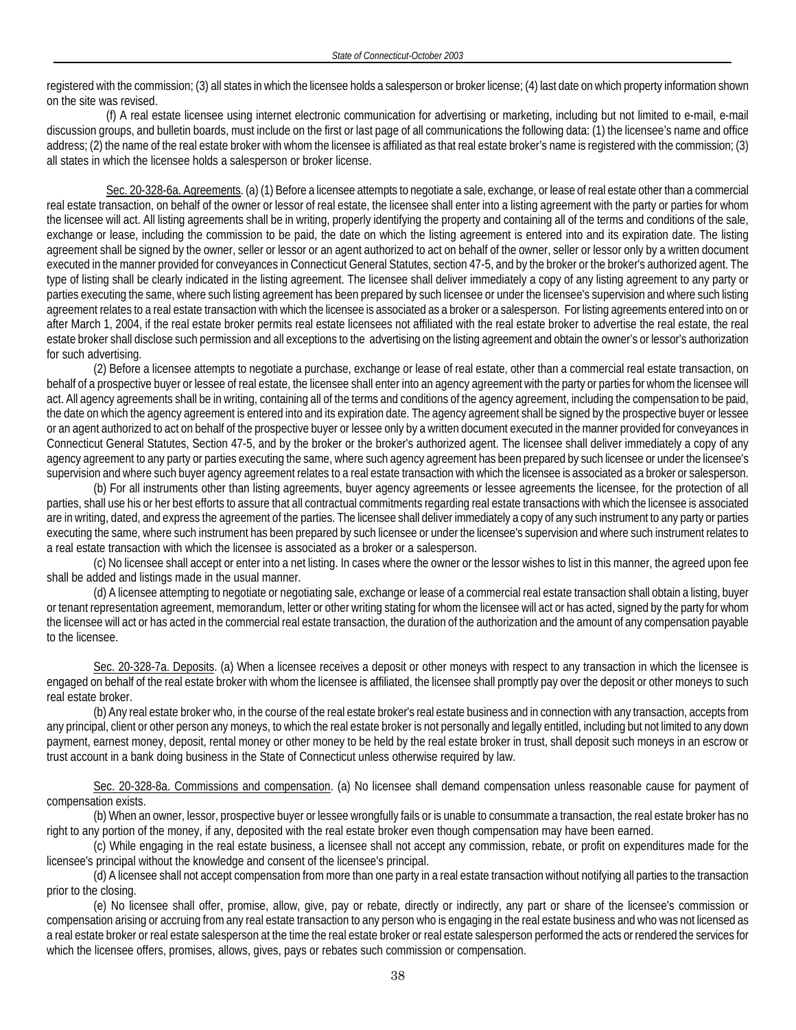registered with the commission; (3) all states in which the licensee holds a salesperson or broker license; (4) last date on which property information shown on the site was revised.

(f) A real estate licensee using internet electronic communication for advertising or marketing, including but not limited to e-mail, e-mail discussion groups, and bulletin boards, must include on the first or last page of all communications the following data: (1) the licensee's name and office address; (2) the name of the real estate broker with whom the licensee is affiliated as that real estate broker's name is registered with the commission; (3) all states in which the licensee holds a salesperson or broker license.

Sec. 20-328-6a. Agreements. (a) (1) Before a licensee attempts to negotiate a sale, exchange, or lease of real estate other than a commercial real estate transaction, on behalf of the owner or lessor of real estate, the licensee shall enter into a listing agreement with the party or parties for whom the licensee will act. All listing agreements shall be in writing, properly identifying the property and containing all of the terms and conditions of the sale, exchange or lease, including the commission to be paid, the date on which the listing agreement is entered into and its expiration date. The listing agreement shall be signed by the owner, seller or lessor or an agent authorized to act on behalf of the owner, seller or lessor only by a written document executed in the manner provided for conveyances in Connecticut General Statutes, section 47-5, and by the broker or the broker's authorized agent. The type of listing shall be clearly indicated in the listing agreement. The licensee shall deliver immediately a copy of any listing agreement to any party or parties executing the same, where such listing agreement has been prepared by such licensee or under the licensee's supervision and where such listing agreement relates to a real estate transaction with which the licensee is associated as a broker or a salesperson. For listing agreements entered into on or after March 1, 2004, if the real estate broker permits real estate licensees not affiliated with the real estate broker to advertise the real estate, the real estate broker shall disclose such permission and all exceptions to the advertising on the listing agreement and obtain the owner's or lessor's authorization for such advertising.

(2) Before a licensee attempts to negotiate a purchase, exchange or lease of real estate, other than a commercial real estate transaction, on behalf of a prospective buyer or lessee of real estate, the licensee shall enter into an agency agreement with the party or parties for whom the licensee will act. All agency agreements shall be in writing, containing all of the terms and conditions of the agency agreement, including the compensation to be paid, the date on which the agency agreement is entered into and its expiration date. The agency agreement shall be signed by the prospective buyer or lessee or an agent authorized to act on behalf of the prospective buyer or lessee only by a written document executed in the manner provided for conveyances in Connecticut General Statutes, Section 47-5, and by the broker or the broker's authorized agent. The licensee shall deliver immediately a copy of any agency agreement to any party or parties executing the same, where such agency agreement has been prepared by such licensee or under the licensee's supervision and where such buyer agency agreement relates to a real estate transaction with which the licensee is associated as a broker or salesperson.

(b) For all instruments other than listing agreements, buyer agency agreements or lessee agreements the licensee, for the protection of all parties, shall use his or her best efforts to assure that all contractual commitments regarding real estate transactions with which the licensee is associated are in writing, dated, and express the agreement of the parties. The licensee shall deliver immediately a copy of any such instrument to any party or parties executing the same, where such instrument has been prepared by such licensee or under the licensee's supervision and where such instrument relates to a real estate transaction with which the licensee is associated as a broker or a salesperson.

(c) No licensee shall accept or enter into a net listing. In cases where the owner or the lessor wishes to list in this manner, the agreed upon fee shall be added and listings made in the usual manner.

(d) A licensee attempting to negotiate or negotiating sale, exchange or lease of a commercial real estate transaction shall obtain a listing, buyer or tenant representation agreement, memorandum, letter or other writing stating for whom the licensee will act or has acted, signed by the party for whom the licensee will act or has acted in the commercial real estate transaction, the duration of the authorization and the amount of any compensation payable to the licensee.

Sec. 20-328-7a. Deposits. (a) When a licensee receives a deposit or other moneys with respect to any transaction in which the licensee is engaged on behalf of the real estate broker with whom the licensee is affiliated, the licensee shall promptly pay over the deposit or other moneys to such real estate broker.

(b) Any real estate broker who, in the course of the real estate broker's real estate business and in connection with any transaction, accepts from any principal, client or other person any moneys, to which the real estate broker is not personally and legally entitled, including but not limited to any down payment, earnest money, deposit, rental money or other money to be held by the real estate broker in trust, shall deposit such moneys in an escrow or trust account in a bank doing business in the State of Connecticut unless otherwise required by law.

Sec. 20-328-8a. Commissions and compensation. (a) No licensee shall demand compensation unless reasonable cause for payment of compensation exists.

(b) When an owner, lessor, prospective buyer or lessee wrongfully fails or is unable to consummate a transaction, the real estate broker has no right to any portion of the money, if any, deposited with the real estate broker even though compensation may have been earned.

(c) While engaging in the real estate business, a licensee shall not accept any commission, rebate, or profit on expenditures made for the licensee's principal without the knowledge and consent of the licensee's principal.

(d) A licensee shall not accept compensation from more than one party in a real estate transaction without notifying all parties to the transaction prior to the closing.

(e) No licensee shall offer, promise, allow, give, pay or rebate, directly or indirectly, any part or share of the licensee's commission or compensation arising or accruing from any real estate transaction to any person who is engaging in the real estate business and who was not licensed as a real estate broker or real estate salesperson at the time the real estate broker or real estate salesperson performed the acts or rendered the services for which the licensee offers, promises, allows, gives, pays or rebates such commission or compensation.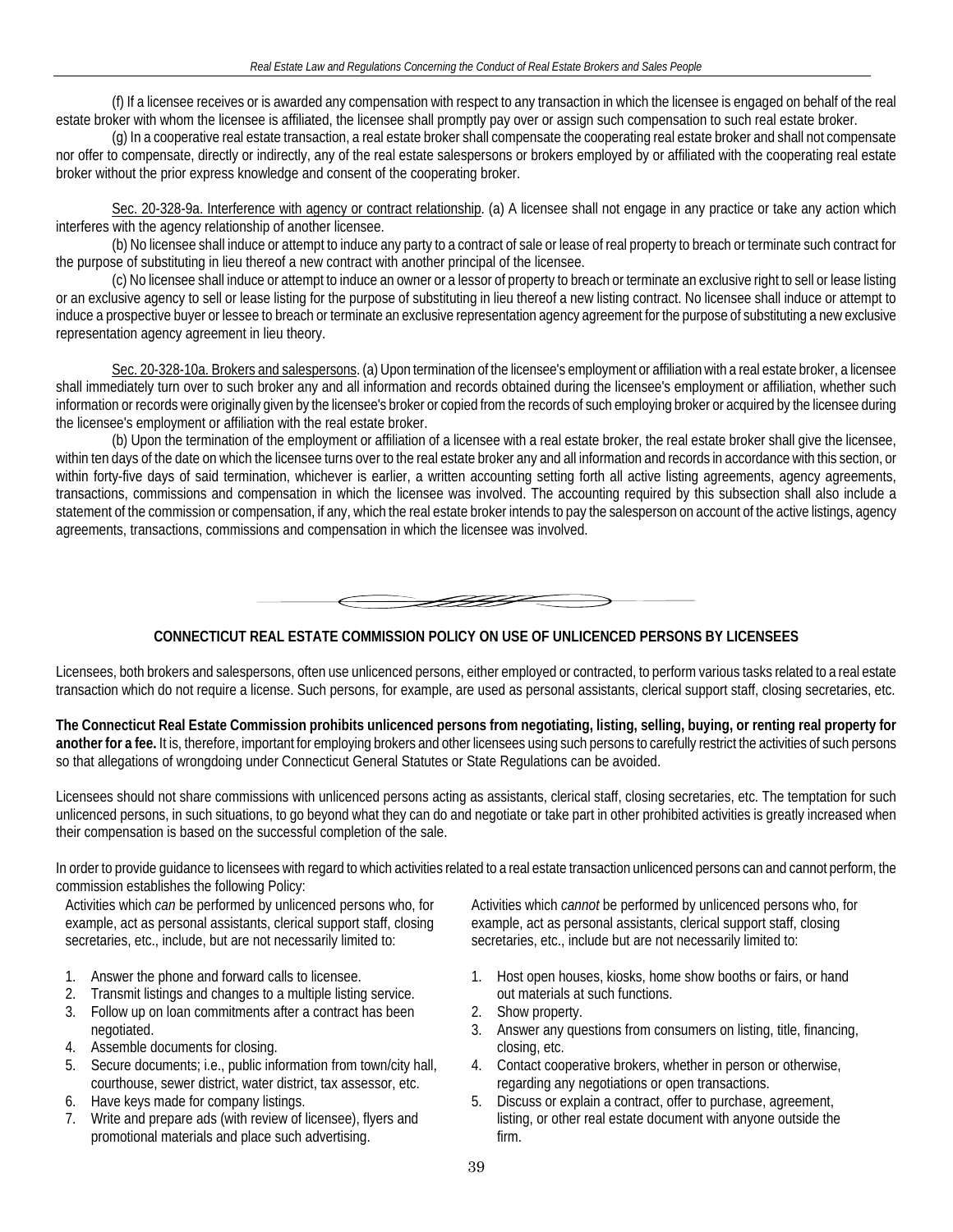(f) If a licensee receives or is awarded any compensation with respect to any transaction in which the licensee is engaged on behalf of the real estate broker with whom the licensee is affiliated, the licensee shall promptly pay over or assign such compensation to such real estate broker.

(g) In a cooperative real estate transaction, a real estate broker shall compensate the cooperating real estate broker and shall not compensate nor offer to compensate, directly or indirectly, any of the real estate salespersons or brokers employed by or affiliated with the cooperating real estate broker without the prior express knowledge and consent of the cooperating broker.

Sec. 20-328-9a. Interference with agency or contract relationship. (a) A licensee shall not engage in any practice or take any action which interferes with the agency relationship of another licensee.

(b) No licensee shall induce or attempt to induce any party to a contract of sale or lease of real property to breach or terminate such contract for the purpose of substituting in lieu thereof a new contract with another principal of the licensee.

(c) No licensee shall induce or attempt to induce an owner or a lessor of property to breach or terminate an exclusive right to sell or lease listing or an exclusive agency to sell or lease listing for the purpose of substituting in lieu thereof a new listing contract. No licensee shall induce or attempt to induce a prospective buyer or lessee to breach or terminate an exclusive representation agency agreement for the purpose of substituting a new exclusive representation agency agreement in lieu theory.

Sec. 20-328-10a. Brokers and salespersons. (a) Upon termination of the licensee's employment or affiliation with a real estate broker, a licensee shall immediately turn over to such broker any and all information and records obtained during the licensee's employment or affiliation, whether such information or records were originally given by the licensee's broker or copied from the records of such employing broker or acquired by the licensee during the licensee's employment or affiliation with the real estate broker.

(b) Upon the termination of the employment or affiliation of a licensee with a real estate broker, the real estate broker shall give the licensee, within ten days of the date on which the licensee turns over to the real estate broker any and all information and records in accordance with this section, or within forty-five days of said termination, whichever is earlier, a written accounting setting forth all active listing agreements, agency agreements, transactions, commissions and compensation in which the licensee was involved. The accounting required by this subsection shall also include a statement of the commission or compensation, if any, which the real estate broker intends to pay the salesperson on account of the active listings, agency agreements, transactions, commissions and compensation in which the licensee was involved.

## CONNECTICUT REAL ESTATE COMMISSION POLICY ON USE OF UNLICENCED PERSONS BY LICENSEES

Licensees, both brokers and salespersons, often use unlicenced persons, either employed or contracted, to perform various tasks related to a real estate transaction which do not require a license. Such persons, for example, are used as personal assistants, clerical support staff, closing secretaries, etc.

**The Connecticut Real Estate Commission prohibits unlicenced persons from negotiating, listing, selling, buying, or renting real property for another for a fee.** It is, therefore, important for employing brokers and other licensees using such persons to carefully restrict the activities of such persons so that allegations of wrongdoing under Connecticut General Statutes or State Regulations can be avoided.

Licensees should not share commissions with unlicenced persons acting as assistants, clerical staff, closing secretaries, etc. The temptation for such unlicenced persons, in such situations, to go beyond what they can do and negotiate or take part in other prohibited activities is greatly increased when their compensation is based on the successful completion of the sale.

In order to provide guidance to licensees with regard to which activities related to a real estate transaction unlicenced persons can and cannot perform, the commission establishes the following Policy:

Activities which *can* be performed by unlicenced persons who, for example, act as personal assistants, clerical support staff, closing secretaries, etc., include, but are not necessarily limited to:

1. Answer the phone and forward calls to licensee.
2. Transmit listings and changes to a multiple listing service.
3. Follow up on loan commitments after a contract has been negotiated.
4. Assemble documents for closing.
5. Secure documents; i.e., public information from town/city hall, courthouse, sewer district, water district, tax assessor, etc.
6. Have keys made for company listings.
7. Write and prepare ads (with review of licensee), flyers and promotional materials and place such advertising.

Activities which *cannot* be performed by unlicenced persons who, for example, act as personal assistants, clerical support staff, closing secretaries, etc., include but are not necessarily limited to:

1. Host open houses, kiosks, home show booths or fairs, or hand out materials at such functions.
2. Show property.
3. Answer any questions from consumers on listing, title, financing, closing, etc.
4. Contact cooperative brokers, whether in person or otherwise, regarding any negotiations or open transactions.
5. Discuss or explain a contract, offer to purchase, agreement, listing, or other real estate document with anyone outside the firm.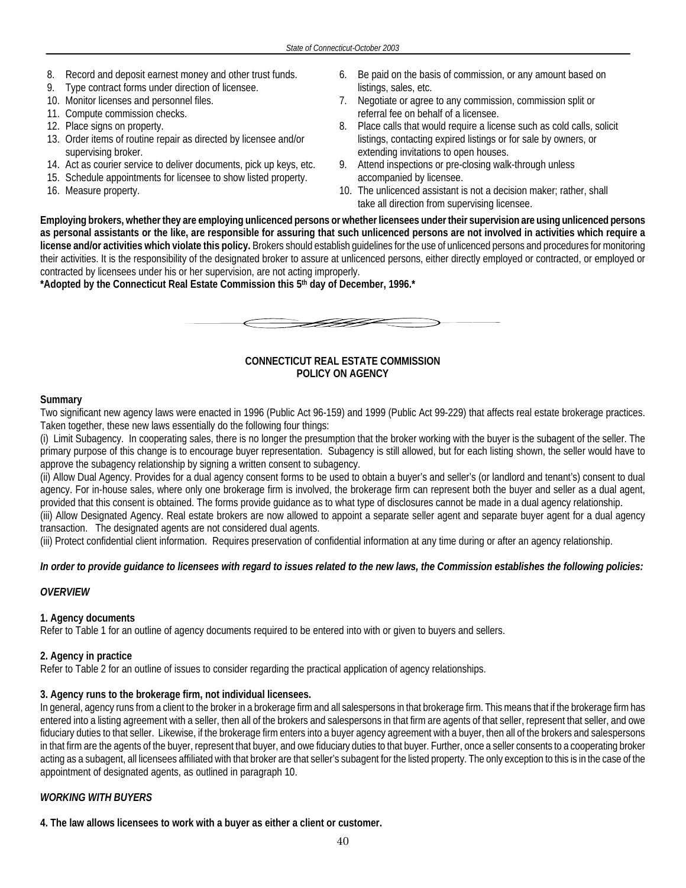8. Record and deposit earnest money and other trust funds.
9. Type contract forms under direction of licensee.
10. Monitor licenses and personnel files.
11. Compute commission checks.
12. Place signs on property.
13. Order items of routine repair as directed by licensee and/or supervising broker.
14. Act as courier service to deliver documents, pick up keys, etc.
15. Schedule appointments for licensee to show listed property.
16. Measure property.

6. Be paid on the basis of commission, or any amount based on listings, sales, etc.
7. Negotiate or agree to any commission, commission split or referral fee on behalf of a licensee.
8. Place calls that would require a license such as cold calls, solicit listings, contacting expired listings or for sale by owners, or extending invitations to open houses.
9. Attend inspections or pre-closing walk-through unless accompanied by licensee.
10. The unlicenced assistant is not a decision maker; rather, shall take all direction from supervising licensee.

**Employing brokers, whether they are employing unlicenced persons or whether licensees under their supervision are using unlicenced persons as personal assistants or the like, are responsible for assuring that such unlicenced persons are not involved in activities which require a license and/or activities which violate this policy.** Brokers should establish guidelines for the use of unlicenced persons and procedures for monitoring their activities. It is the responsibility of the designated broker to assure at unlicenced persons, either directly employed or contracted, or employed or contracted by licensees under his or her supervision, are not acting improperly.

**\*Adopted by the Connecticut Real Estate Commission this 5th day of December, 1996.\***

## CONNECTICUT REAL ESTATE COMMISSION POLICY ON AGENCY

**Summary**

Two significant new agency laws were enacted in 1996 (Public Act 96-159) and 1999 (Public Act 99-229) that affects real estate brokerage practices. Taken together, these new laws essentially do the following four things:

(i) Limit Subagency. In cooperating sales, there is no longer the presumption that the broker working with the buyer is the subagent of the seller. The primary purpose of this change is to encourage buyer representation. Subagency is still allowed, but for each listing shown, the seller would have to approve the subagency relationship by signing a written consent to subagency.

(ii) Allow Dual Agency. Provides for a dual agency consent forms to be used to obtain a buyer's and seller's (or landlord and tenant's) consent to dual agency. For in-house sales, where only one brokerage firm is involved, the brokerage firm can represent both the buyer and seller as a dual agent, provided that this consent is obtained. The forms provide guidance as to what type of disclosures cannot be made in a dual agency relationship.

(iii) Allow Designated Agency. Real estate brokers are now allowed to appoint a separate seller agent and separate buyer agent for a dual agency transaction. The designated agents are not considered dual agents.

(iii) Protect confidential client information. Requires preservation of confidential information at any time during or after an agency relationship.

***In order to provide guidance to licensees with regard to issues related to the new laws, the Commission establishes the following policies:***

***OVERVIEW***

**1. Agency documents**

Refer to Table 1 for an outline of agency documents required to be entered into with or given to buyers and sellers.

**2. Agency in practice**

Refer to Table 2 for an outline of issues to consider regarding the practical application of agency relationships.

**3. Agency runs to the brokerage firm, not individual licensees.**

In general, agency runs from a client to the broker in a brokerage firm and all salespersons in that brokerage firm. This means that if the brokerage firm has entered into a listing agreement with a seller, then all of the brokers and salespersons in that firm are agents of that seller, represent that seller, and owe fiduciary duties to that seller. Likewise, if the brokerage firm enters into a buyer agency agreement with a buyer, then all of the brokers and salespersons in that firm are the agents of the buyer, represent that buyer, and owe fiduciary duties to that buyer. Further, once a seller consents to a cooperating broker acting as a subagent, all licensees affiliated with that broker are that seller's subagent for the listed property. The only exception to this is in the case of the appointment of designated agents, as outlined in paragraph 10.

***WORKING WITH BUYERS***

**4. The law allows licensees to work with a buyer as either a client or customer.**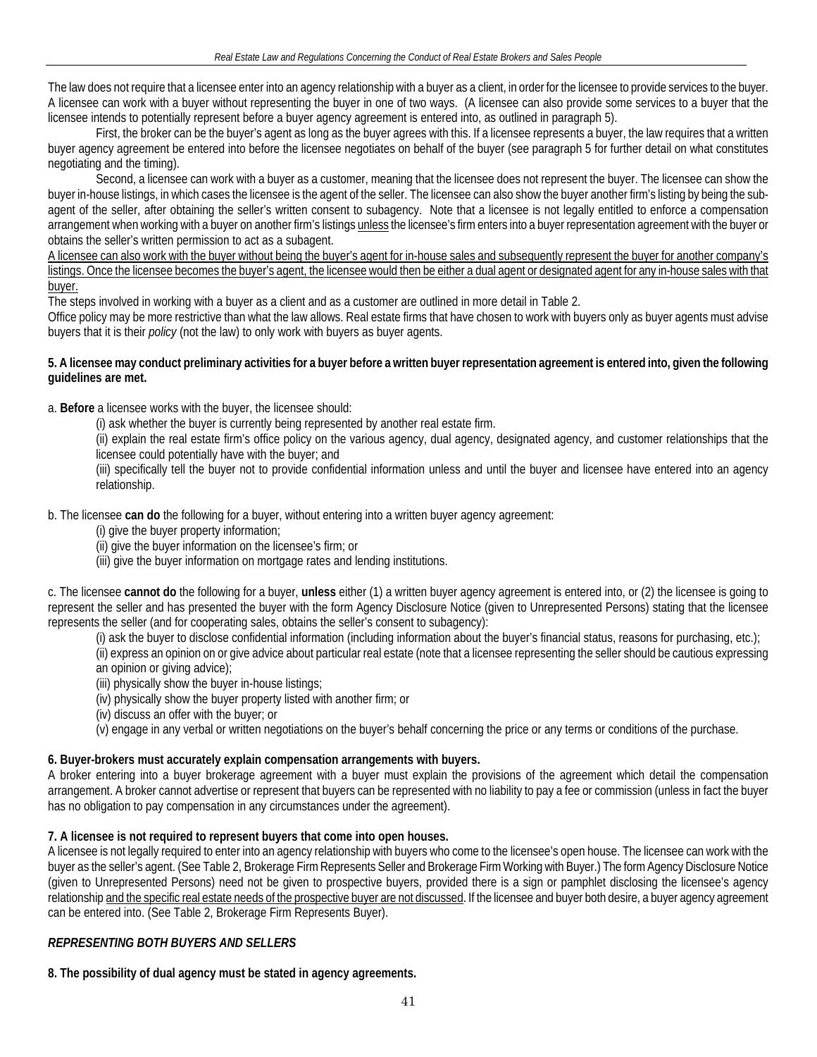The law does not require that a licensee enter into an agency relationship with a buyer as a client, in order for the licensee to provide services to the buyer. A licensee can work with a buyer without representing the buyer in one of two ways. (A licensee can also provide some services to a buyer that the licensee intends to potentially represent before a buyer agency agreement is entered into, as outlined in paragraph 5).

First, the broker can be the buyer's agent as long as the buyer agrees with this. If a licensee represents a buyer, the law requires that a written buyer agency agreement be entered into before the licensee negotiates on behalf of the buyer (see paragraph 5 for further detail on what constitutes negotiating and the timing).

Second, a licensee can work with a buyer as a customer, meaning that the licensee does not represent the buyer. The licensee can show the buyer in-house listings, in which cases the licensee is the agent of the seller. The licensee can also show the buyer another firm's listing by being the sub-agent of the seller, after obtaining the seller's written consent to subagency. Note that a licensee is not legally entitled to enforce a compensation arrangement when working with a buyer on another firm's listings <u>unless</u> the licensee's firm enters into a buyer representation agreement with the buyer or obtains the seller's written permission to act as a subagent.

<u>A licensee can also work with the buyer without being the buyer's agent for in-house sales and subsequently represent the buyer for another company's listings. Once the licensee becomes the buyer's agent, the licensee would then be either a dual agent or designated agent for any in-house sales with that buyer.</u>

The steps involved in working with a buyer as a client and as a customer are outlined in more detail in Table 2.

Office policy may be more restrictive than what the law allows. Real estate firms that have chosen to work with buyers only as buyer agents must advise buyers that it is their *policy* (not the law) to only work with buyers as buyer agents.

**5. A licensee may conduct preliminary activities for a buyer before a written buyer representation agreement is entered into, given the following guidelines are met.**

a. **Before** a licensee works with the buyer, the licensee should:

(i) ask whether the buyer is currently being represented by another real estate firm.

(ii) explain the real estate firm's office policy on the various agency, dual agency, designated agency, and customer relationships that the licensee could potentially have with the buyer; and

(iii) specifically tell the buyer not to provide confidential information unless and until the buyer and licensee have entered into an agency relationship.

b. The licensee **can do** the following for a buyer, without entering into a written buyer agency agreement:

(i) give the buyer property information;

(ii) give the buyer information on the licensee's firm; or

(iii) give the buyer information on mortgage rates and lending institutions.

c. The licensee **cannot do** the following for a buyer, **unless** either (1) a written buyer agency agreement is entered into, or (2) the licensee is going to represent the seller and has presented the buyer with the form Agency Disclosure Notice (given to Unrepresented Persons) stating that the licensee represents the seller (and for cooperating sales, obtains the seller's consent to subagency):

(i) ask the buyer to disclose confidential information (including information about the buyer's financial status, reasons for purchasing, etc.);

(ii) express an opinion on or give advice about particular real estate (note that a licensee representing the seller should be cautious expressing an opinion or giving advice);

(iii) physically show the buyer in-house listings;

(iv) physically show the buyer property listed with another firm; or

(iv) discuss an offer with the buyer; or

(v) engage in any verbal or written negotiations on the buyer's behalf concerning the price or any terms or conditions of the purchase.

**6. Buyer-brokers must accurately explain compensation arrangements with buyers.**

A broker entering into a buyer brokerage agreement with a buyer must explain the provisions of the agreement which detail the compensation arrangement. A broker cannot advertise or represent that buyers can be represented with no liability to pay a fee or commission (unless in fact the buyer has no obligation to pay compensation in any circumstances under the agreement).

**7. A licensee is not required to represent buyers that come into open houses.**

A licensee is not legally required to enter into an agency relationship with buyers who come to the licensee's open house. The licensee can work with the buyer as the seller's agent. (See Table 2, Brokerage Firm Represents Seller and Brokerage Firm Working with Buyer.) The form Agency Disclosure Notice (given to Unrepresented Persons) need not be given to prospective buyers, provided there is a sign or pamphlet disclosing the licensee's agency relationship <u>and the specific real estate needs of the prospective buyer are not discussed</u>. If the licensee and buyer both desire, a buyer agency agreement can be entered into. (See Table 2, Brokerage Firm Represents Buyer).

***REPRESENTING BOTH BUYERS AND SELLERS***

**8. The possibility of dual agency must be stated in agency agreements.**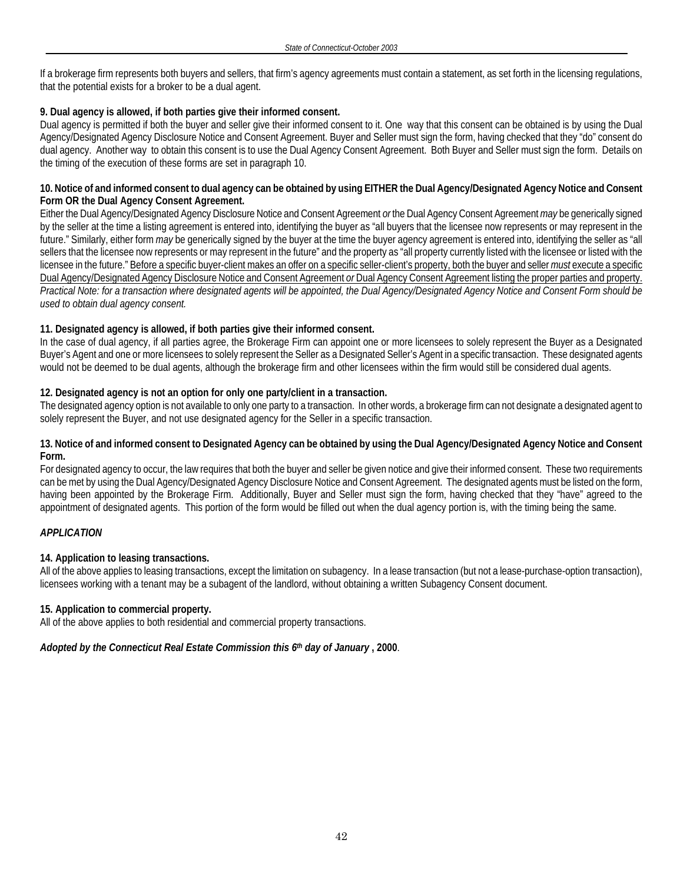If a brokerage firm represents both buyers and sellers, that firm's agency agreements must contain a statement, as set forth in the licensing regulations, that the potential exists for a broker to be a dual agent.

**9. Dual agency is allowed, if both parties give their informed consent.**

Dual agency is permitted if both the buyer and seller give their informed consent to it. One way that this consent can be obtained is by using the Dual Agency/Designated Agency Disclosure Notice and Consent Agreement. Buyer and Seller must sign the form, having checked that they "do" consent do dual agency. Another way to obtain this consent is to use the Dual Agency Consent Agreement. Both Buyer and Seller must sign the form. Details on the timing of the execution of these forms are set in paragraph 10.

**10. Notice of and informed consent to dual agency can be obtained by using EITHER the Dual Agency/Designated Agency Notice and Consent Form OR the Dual Agency Consent Agreement.**

Either the Dual Agency/Designated Agency Disclosure Notice and Consent Agreement *or* the Dual Agency Consent Agreement *may* be generically signed by the seller at the time a listing agreement is entered into, identifying the buyer as "all buyers that the licensee now represents or may represent in the future." Similarly, either form *may* be generically signed by the buyer at the time the buyer agency agreement is entered into, identifying the seller as "all sellers that the licensee now represents or may represent in the future" and the property as "all property currently listed with the licensee or listed with the licensee in the future." <u>Before a specific buyer-client makes an offer on a specific seller-client's property, both the buyer and seller *must* execute a specific Dual Agency/Designated Agency Disclosure Notice and Consent Agreement *or* Dual Agency Consent Agreement listing the proper parties and property.</u> *Practical Note: for a transaction where designated agents will be appointed, the Dual Agency/Designated Agency Notice and Consent Form should be used to obtain dual agency consent.*

**11. Designated agency is allowed, if both parties give their informed consent.**

In the case of dual agency, if all parties agree, the Brokerage Firm can appoint one or more licensees to solely represent the Buyer as a Designated Buyer's Agent and one or more licensees to solely represent the Seller as a Designated Seller's Agent in a specific transaction. These designated agents would not be deemed to be dual agents, although the brokerage firm and other licensees within the firm would still be considered dual agents.

**12. Designated agency is not an option for only one party/client in a transaction.**

The designated agency option is not available to only one party to a transaction. In other words, a brokerage firm can not designate a designated agent to solely represent the Buyer, and not use designated agency for the Seller in a specific transaction.

**13. Notice of and informed consent to Designated Agency can be obtained by using the Dual Agency/Designated Agency Notice and Consent Form.**

For designated agency to occur, the law requires that both the buyer and seller be given notice and give their informed consent. These two requirements can be met by using the Dual Agency/Designated Agency Disclosure Notice and Consent Agreement. The designated agents must be listed on the form, having been appointed by the Brokerage Firm. Additionally, Buyer and Seller must sign the form, having checked that they "have" agreed to the appointment of designated agents. This portion of the form would be filled out when the dual agency portion is, with the timing being the same.

***APPLICATION***

**14. Application to leasing transactions.**

All of the above applies to leasing transactions, except the limitation on subagency. In a lease transaction (but not a lease-purchase-option transaction), licensees working with a tenant may be a subagent of the landlord, without obtaining a written Subagency Consent document.

**15. Application to commercial property.**

All of the above applies to both residential and commercial property transactions.

***Adopted by the Connecticut Real Estate Commission this 6th day of January* , 2000**.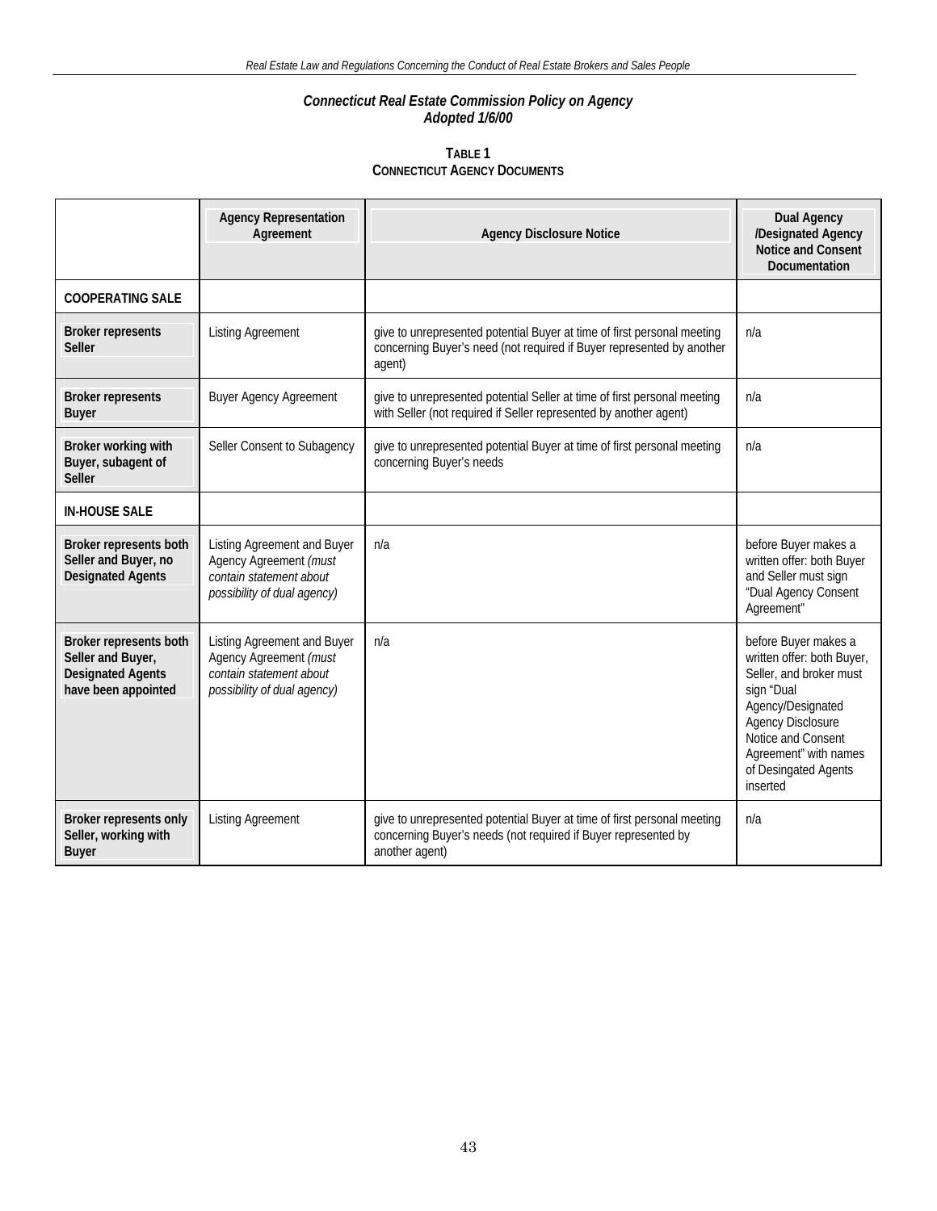***Connecticut Real Estate Commission Policy on Agency***
***Adopted 1/6/00***

**TABLE 1**
**CONNECTICUT AGENCY DOCUMENTS**

| | **Agency Representation Agreement** | **Agency Disclosure Notice** | **Dual Agency /Designated Agency Notice and Consent Documentation** |
|---|---|---|---|
| **COOPERATING SALE** | | | |
| **Broker represents Seller** | Listing Agreement | give to unrepresented potential Buyer at time of first personal meeting concerning Buyer's need (not required if Buyer represented by another agent) | n/a |
| **Broker represents Buyer** | Buyer Agency Agreement | give to unrepresented potential Seller at time of first personal meeting with Seller (not required if Seller represented by another agent) | n/a |
| **Broker working with Buyer, subagent of Seller** | Seller Consent to Subagency | give to unrepresented potential Buyer at time of first personal meeting concerning Buyer's needs | n/a |
| **IN-HOUSE SALE** | | | |
| **Broker represents both Seller and Buyer, no Designated Agents** | Listing Agreement and Buyer Agency Agreement *(must contain statement about possibility of dual agency)* | n/a | before Buyer makes a written offer: both Buyer and Seller must sign "Dual Agency Consent Agreement" |
| **Broker represents both Seller and Buyer, Designated Agents have been appointed** | Listing Agreement and Buyer Agency Agreement *(must contain statement about possibility of dual agency)* | n/a | before Buyer makes a written offer: both Buyer, Seller, and broker must sign "Dual Agency/Designated Agency Disclosure Notice and Consent Agreement" with names of Desingated Agents inserted |
| **Broker represents only Seller, working with Buyer** | Listing Agreement | give to unrepresented potential Buyer at time of first personal meeting concerning Buyer's needs (not required if Buyer represented by another agent) | n/a |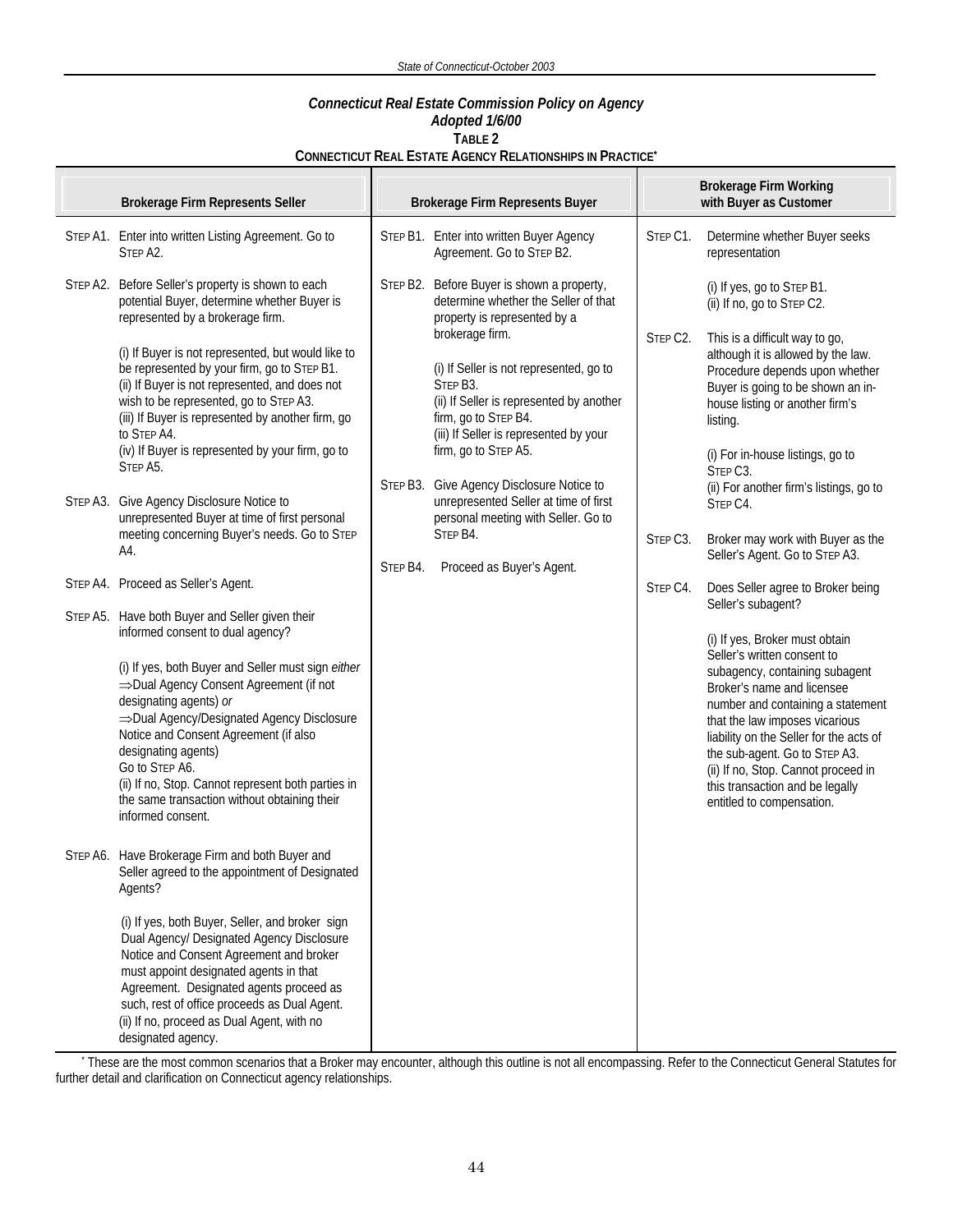***Connecticut Real Estate Commission Policy on Agency***
***Adopted 1/6/00***

**TABLE 2**

**CONNECTICUT REAL ESTATE AGENCY RELATIONSHIPS IN PRACTICE***

| Brokerage Firm Represents Seller | Brokerage Firm Represents Buyer | Brokerage Firm Working with Buyer as Customer |
|---|---|---|
| STEP A1. Enter into written Listing Agreement. Go to STEP A2. | STEP B1. Enter into written Buyer Agency Agreement. Go to STEP B2. | STEP C1. Determine whether Buyer seeks representation<br><br>(i) If yes, go to STEP B1.<br>(ii) If no, go to STEP C2. |
| STEP A2. Before Seller's property is shown to each potential Buyer, determine whether Buyer is represented by a brokerage firm.<br><br>(i) If Buyer is not represented, but would like to be represented by your firm, go to STEP B1.<br>(ii) If Buyer is not represented, and does not wish to be represented, go to STEP A3.<br>(iii) If Buyer is represented by another firm, go to STEP A4.<br>(iv) If Buyer is represented by your firm, go to STEP A5. | STEP B2. Before Buyer is shown a property, determine whether the Seller of that property is represented by a brokerage firm.<br><br>(i) If Seller is not represented, go to STEP B3.<br>(ii) If Seller is represented by another firm, go to STEP B4.<br>(iii) If Seller is represented by your firm, go to STEP A5. | STEP C2. This is a difficult way to go, although it is allowed by the law. Procedure depends upon whether Buyer is going to be shown an in-house listing or another firm's listing.<br><br>(i) For in-house listings, go to STEP C3.<br>(ii) For another firm's listings, go to STEP C4. |
| STEP A3. Give Agency Disclosure Notice to unrepresented Buyer at time of first personal meeting concerning Buyer's needs. Go to STEP A4. | STEP B3. Give Agency Disclosure Notice to unrepresented Seller at time of first personal meeting with Seller. Go to STEP B4. | STEP C3. Broker may work with Buyer as the Seller's Agent. Go to STEP A3. |
| STEP A4. Proceed as Seller's Agent. | STEP B4. Proceed as Buyer's Agent. | STEP C4. Does Seller agree to Broker being Seller's subagent?<br><br>(i) If yes, Broker must obtain Seller's written consent to subagency, containing subagent Broker's name and licensee number and containing a statement that the law imposes vicarious liability on the Seller for the acts of the sub-agent. Go to STEP A3.<br>(ii) If no, Stop. Cannot proceed in this transaction and be legally entitled to compensation. |
| STEP A5. Have both Buyer and Seller given their informed consent to dual agency?<br><br>(i) If yes, both Buyer and Seller must sign *either* ⇒Dual Agency Consent Agreement (if not designating agents) *or* ⇒Dual Agency/Designated Agency Disclosure Notice and Consent Agreement (if also designating agents) Go to STEP A6.<br>(ii) If no, Stop. Cannot represent both parties in the same transaction without obtaining their informed consent. | | |
| STEP A6. Have Brokerage Firm and both Buyer and Seller agreed to the appointment of Designated Agents?<br><br>(i) If yes, both Buyer, Seller, and broker sign Dual Agency/ Designated Agency Disclosure Notice and Consent Agreement and broker must appoint designated agents in that Agreement. Designated agents proceed as such, rest of office proceeds as Dual Agent.<br>(ii) If no, proceed as Dual Agent, with no designated agency. | | |

\* These are the most common scenarios that a Broker may encounter, although this outline is not all encompassing. Refer to the Connecticut General Statutes for further detail and clarification on Connecticut agency relationships.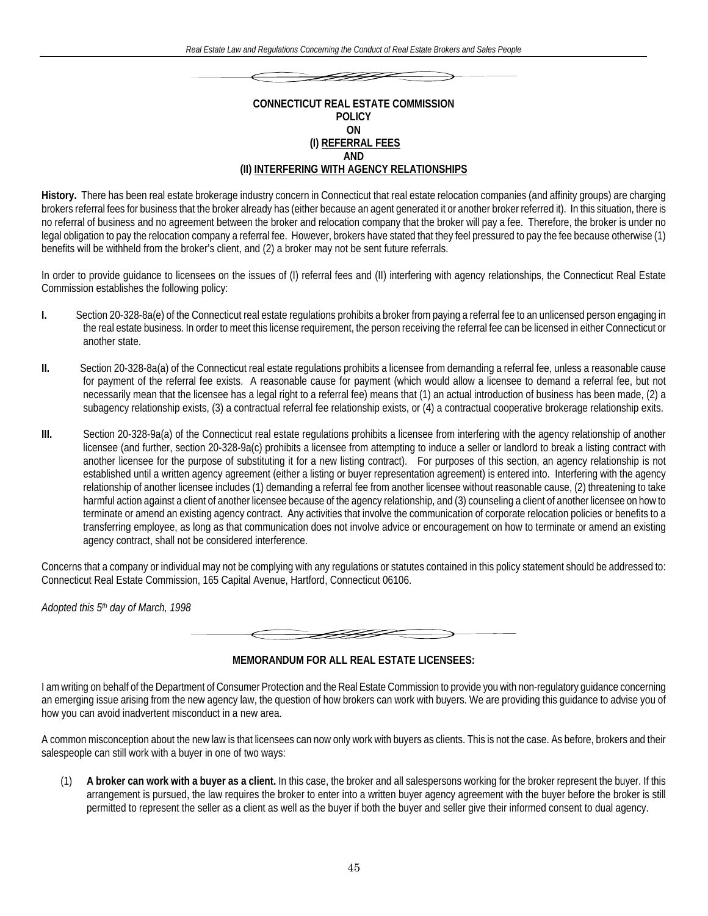**CONNECTICUT REAL ESTATE COMMISSION**
**POLICY**
**ON**
**(I) REFERRAL FEES**
**AND**
**(II) INTERFERING WITH AGENCY RELATIONSHIPS**

**History.** There has been real estate brokerage industry concern in Connecticut that real estate relocation companies (and affinity groups) are charging brokers referral fees for business that the broker already has (either because an agent generated it or another broker referred it). In this situation, there is no referral of business and no agreement between the broker and relocation company that the broker will pay a fee. Therefore, the broker is under no legal obligation to pay the relocation company a referral fee. However, brokers have stated that they feel pressured to pay the fee because otherwise (1) benefits will be withheld from the broker's client, and (2) a broker may not be sent future referrals.

In order to provide guidance to licensees on the issues of (I) referral fees and (II) interfering with agency relationships, the Connecticut Real Estate Commission establishes the following policy:

**I.** Section 20-328-8a(e) of the Connecticut real estate regulations prohibits a broker from paying a referral fee to an unlicensed person engaging in the real estate business. In order to meet this license requirement, the person receiving the referral fee can be licensed in either Connecticut or another state.

**II.** Section 20-328-8a(a) of the Connecticut real estate regulations prohibits a licensee from demanding a referral fee, unless a reasonable cause for payment of the referral fee exists. A reasonable cause for payment (which would allow a licensee to demand a referral fee, but not necessarily mean that the licensee has a legal right to a referral fee) means that (1) an actual introduction of business has been made, (2) a subagency relationship exists, (3) a contractual referral fee relationship exists, or (4) a contractual cooperative brokerage relationship exits.

**III.** Section 20-328-9a(a) of the Connecticut real estate regulations prohibits a licensee from interfering with the agency relationship of another licensee (and further, section 20-328-9a(c) prohibits a licensee from attempting to induce a seller or landlord to break a listing contract with another licensee for the purpose of substituting it for a new listing contract). For purposes of this section, an agency relationship is not established until a written agency agreement (either a listing or buyer representation agreement) is entered into. Interfering with the agency relationship of another licensee includes (1) demanding a referral fee from another licensee without reasonable cause, (2) threatening to take harmful action against a client of another licensee because of the agency relationship, and (3) counseling a client of another licensee on how to terminate or amend an existing agency contract. Any activities that involve the communication of corporate relocation policies or benefits to a transferring employee, as long as that communication does not involve advice or encouragement on how to terminate or amend an existing agency contract, shall not be considered interference.

Concerns that a company or individual may not be complying with any regulations or statutes contained in this policy statement should be addressed to: Connecticut Real Estate Commission, 165 Capital Avenue, Hartford, Connecticut 06106.

*Adopted this 5th day of March, 1998*

**MEMORANDUM FOR ALL REAL ESTATE LICENSEES:**

I am writing on behalf of the Department of Consumer Protection and the Real Estate Commission to provide you with non-regulatory guidance concerning an emerging issue arising from the new agency law, the question of how brokers can work with buyers. We are providing this guidance to advise you of how you can avoid inadvertent misconduct in a new area.

A common misconception about the new law is that licensees can now only work with buyers as clients. This is not the case. As before, brokers and their salespeople can still work with a buyer in one of two ways:

(1) **A broker can work with a buyer as a client.** In this case, the broker and all salespersons working for the broker represent the buyer. If this arrangement is pursued, the law requires the broker to enter into a written buyer agency agreement with the buyer before the broker is still permitted to represent the seller as a client as well as the buyer if both the buyer and seller give their informed consent to dual agency.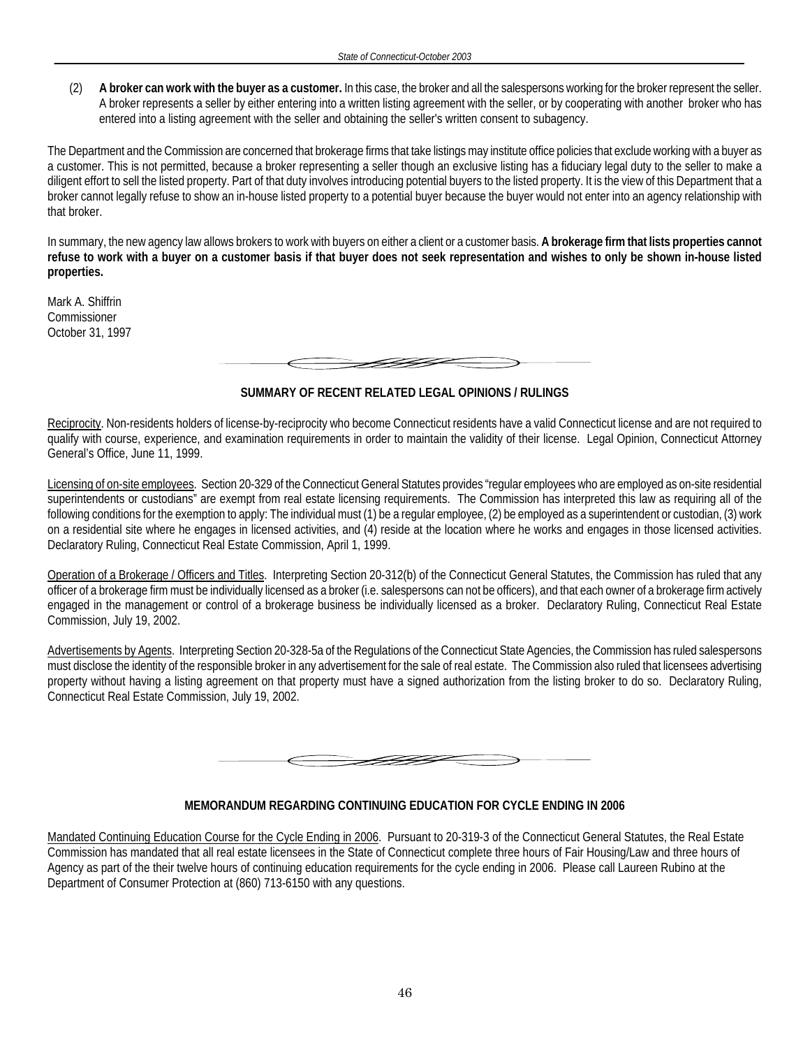(2) **A broker can work with the buyer as a customer.** In this case, the broker and all the salespersons working for the broker represent the seller. A broker represents a seller by either entering into a written listing agreement with the seller, or by cooperating with another broker who has entered into a listing agreement with the seller and obtaining the seller's written consent to subagency.

The Department and the Commission are concerned that brokerage firms that take listings may institute office policies that exclude working with a buyer as a customer. This is not permitted, because a broker representing a seller though an exclusive listing has a fiduciary legal duty to the seller to make a diligent effort to sell the listed property. Part of that duty involves introducing potential buyers to the listed property. It is the view of this Department that a broker cannot legally refuse to show an in-house listed property to a potential buyer because the buyer would not enter into an agency relationship with that broker.

In summary, the new agency law allows brokers to work with buyers on either a client or a customer basis. **A brokerage firm that lists properties cannot refuse to work with a buyer on a customer basis if that buyer does not seek representation and wishes to only be shown in-house listed properties.**

Mark A. Shiffrin
Commissioner
October 31, 1997

## SUMMARY OF RECENT RELATED LEGAL OPINIONS / RULINGS

Reciprocity. Non-residents holders of license-by-reciprocity who become Connecticut residents have a valid Connecticut license and are not required to qualify with course, experience, and examination requirements in order to maintain the validity of their license. Legal Opinion, Connecticut Attorney General's Office, June 11, 1999.

Licensing of on-site employees. Section 20-329 of the Connecticut General Statutes provides "regular employees who are employed as on-site residential superintendents or custodians" are exempt from real estate licensing requirements. The Commission has interpreted this law as requiring all of the following conditions for the exemption to apply: The individual must (1) be a regular employee, (2) be employed as a superintendent or custodian, (3) work on a residential site where he engages in licensed activities, and (4) reside at the location where he works and engages in those licensed activities. Declaratory Ruling, Connecticut Real Estate Commission, April 1, 1999.

Operation of a Brokerage / Officers and Titles. Interpreting Section 20-312(b) of the Connecticut General Statutes, the Commission has ruled that any officer of a brokerage firm must be individually licensed as a broker (i.e. salespersons can not be officers), and that each owner of a brokerage firm actively engaged in the management or control of a brokerage business be individually licensed as a broker. Declaratory Ruling, Connecticut Real Estate Commission, July 19, 2002.

Advertisements by Agents. Interpreting Section 20-328-5a of the Regulations of the Connecticut State Agencies, the Commission has ruled salespersons must disclose the identity of the responsible broker in any advertisement for the sale of real estate. The Commission also ruled that licensees advertising property without having a listing agreement on that property must have a signed authorization from the listing broker to do so. Declaratory Ruling, Connecticut Real Estate Commission, July 19, 2002.

## MEMORANDUM REGARDING CONTINUING EDUCATION FOR CYCLE ENDING IN 2006

Mandated Continuing Education Course for the Cycle Ending in 2006. Pursuant to 20-319-3 of the Connecticut General Statutes, the Real Estate Commission has mandated that all real estate licensees in the State of Connecticut complete three hours of Fair Housing/Law and three hours of Agency as part of the their twelve hours of continuing education requirements for the cycle ending in 2006. Please call Laureen Rubino at the Department of Consumer Protection at (860) 713-6150 with any questions.